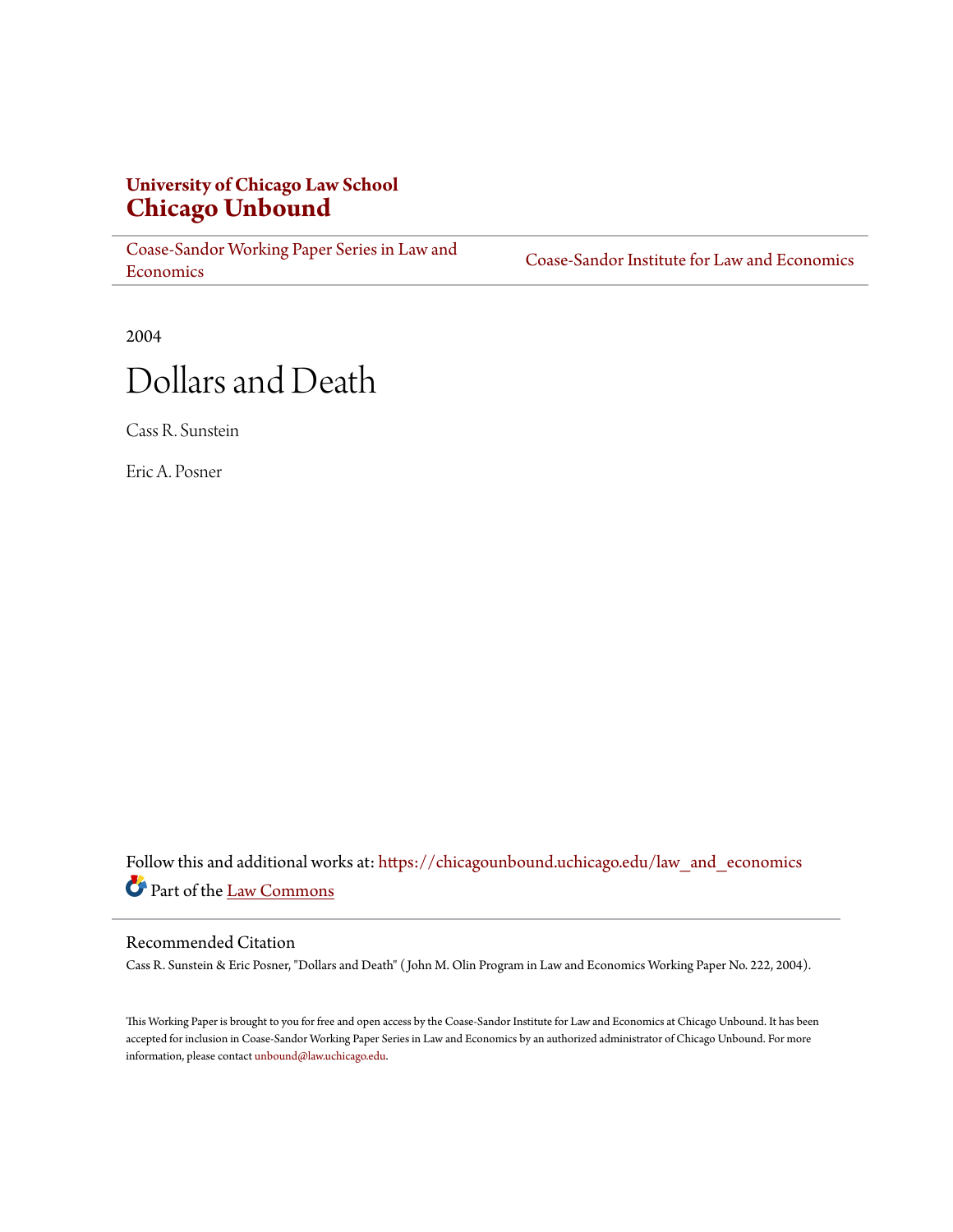**University of Chicago Law School**
# Chicago Unbound

Coase-Sandor Working Paper Series in Law and Economics | Coase-Sandor Institute for Law and Economics

2004

# Dollars and Death

Cass R. Sunstein

Eric A. Posner

Follow this and additional works at: https://chicagounbound.uchicago.edu/law_and_economics

Part of the Law Commons

## Recommended Citation

Cass R. Sunstein & Eric Posner, "Dollars and Death" ( John M. Olin Program in Law and Economics Working Paper No. 222, 2004).

This Working Paper is brought to you for free and open access by the Coase-Sandor Institute for Law and Economics at Chicago Unbound. It has been accepted for inclusion in Coase-Sandor Working Paper Series in Law and Economics by an authorized administrator of Chicago Unbound. For more information, please contact unbound@law.uchicago.edu.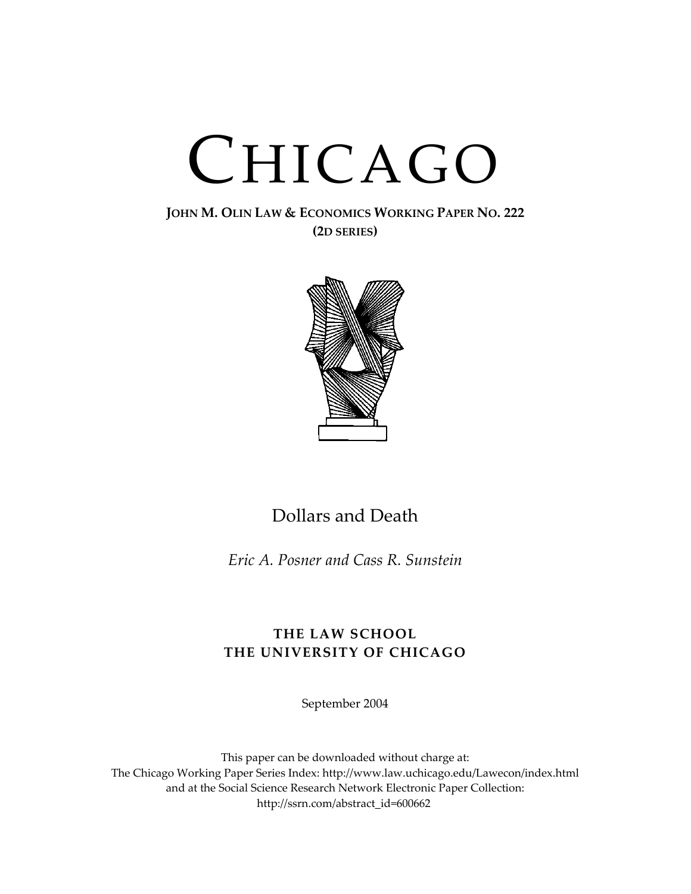# CHICAGO

**JOHN M. OLIN LAW & ECONOMICS WORKING PAPER NO. 222**
**(2D SERIES)**

## Dollars and Death

*Eric A. Posner and Cass R. Sunstein*

**THE LAW SCHOOL**
**THE UNIVERSITY OF CHICAGO**

September 2004

This paper can be downloaded without charge at:
The Chicago Working Paper Series Index: http://www.law.uchicago.edu/Lawecon/index.html
and at the Social Science Research Network Electronic Paper Collection:
http://ssrn.com/abstract_id=600662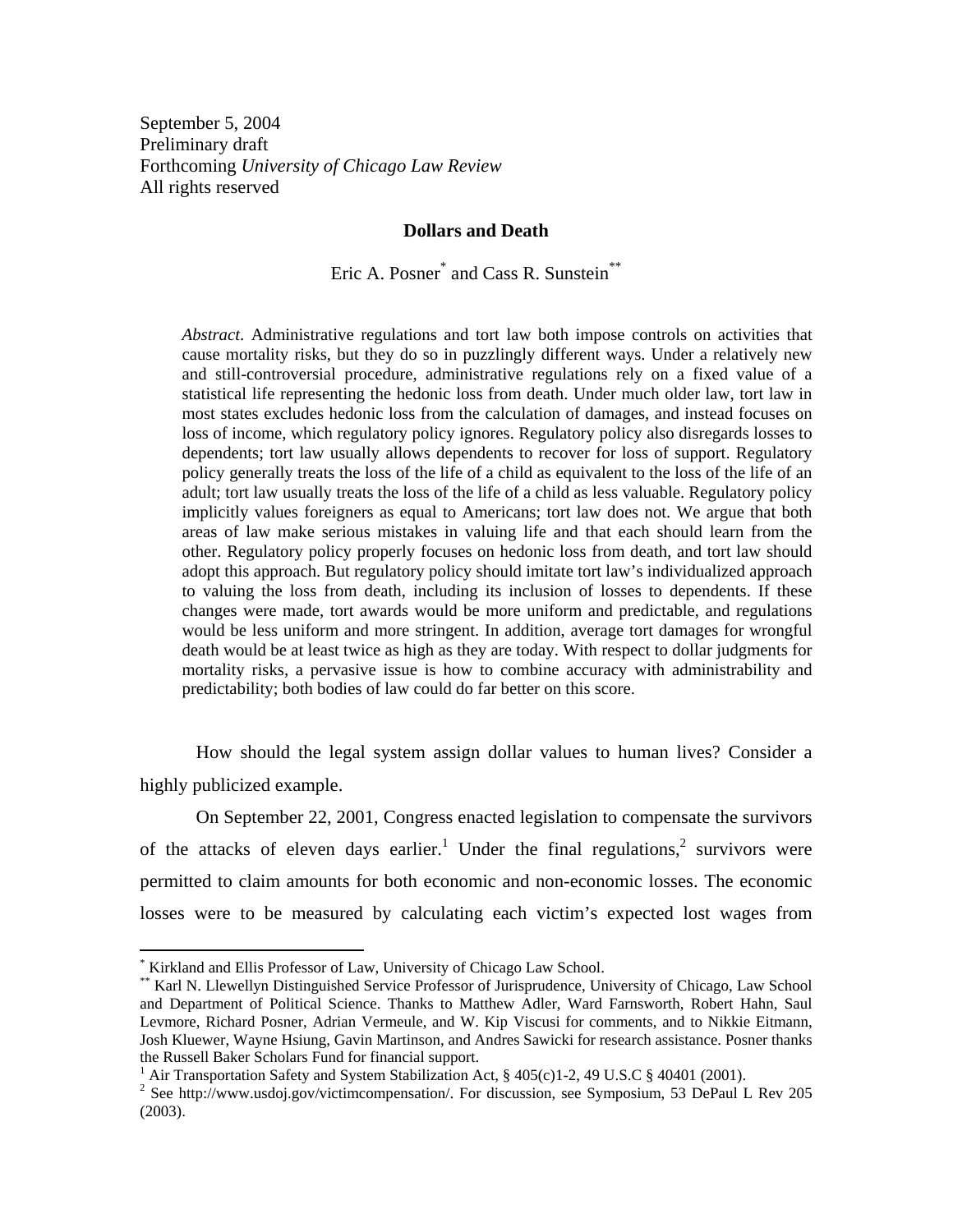September 5, 2004
Preliminary draft
Forthcoming *University of Chicago Law Review*
All rights reserved

**Dollars and Death**

Eric A. Posner[*] and Cass R. Sunstein[**]

> *Abstract*. Administrative regulations and tort law both impose controls on activities that cause mortality risks, but they do so in puzzlingly different ways. Under a relatively new and still-controversial procedure, administrative regulations rely on a fixed value of a statistical life representing the hedonic loss from death. Under much older law, tort law in most states excludes hedonic loss from the calculation of damages, and instead focuses on loss of income, which regulatory policy ignores. Regulatory policy also disregards losses to dependents; tort law usually allows dependents to recover for loss of support. Regulatory policy generally treats the loss of the life of a child as equivalent to the loss of the life of an adult; tort law usually treats the loss of the life of a child as less valuable. Regulatory policy implicitly values foreigners as equal to Americans; tort law does not. We argue that both areas of law make serious mistakes in valuing life and that each should learn from the other. Regulatory policy properly focuses on hedonic loss from death, and tort law should adopt this approach. But regulatory policy should imitate tort law's individualized approach to valuing the loss from death, including its inclusion of losses to dependents. If these changes were made, tort awards would be more uniform and predictable, and regulations would be less uniform and more stringent. In addition, average tort damages for wrongful death would be at least twice as high as they are today. With respect to dollar judgments for mortality risks, a pervasive issue is how to combine accuracy with administrability and predictability; both bodies of law could do far better on this score.

How should the legal system assign dollar values to human lives? Consider a highly publicized example.

On September 22, 2001, Congress enacted legislation to compensate the survivors of the attacks of eleven days earlier.[1] Under the final regulations,[2] survivors were permitted to claim amounts for both economic and non-economic losses. The economic losses were to be measured by calculating each victim's expected lost wages from

---

[*] Kirkland and Ellis Professor of Law, University of Chicago Law School.

[**] Karl N. Llewellyn Distinguished Service Professor of Jurisprudence, University of Chicago, Law School and Department of Political Science. Thanks to Matthew Adler, Ward Farnsworth, Robert Hahn, Saul Levmore, Richard Posner, Adrian Vermeule, and W. Kip Viscusi for comments, and to Nikkie Eitmann, Josh Kluewer, Wayne Hsiung, Gavin Martinson, and Andres Sawicki for research assistance. Posner thanks the Russell Baker Scholars Fund for financial support.

[1] Air Transportation Safety and System Stabilization Act, § 405(c)1-2, 49 U.S.C § 40401 (2001).

[2] See http://www.usdoj.gov/victimcompensation/. For discussion, see Symposium, 53 DePaul L Rev 205 (2003).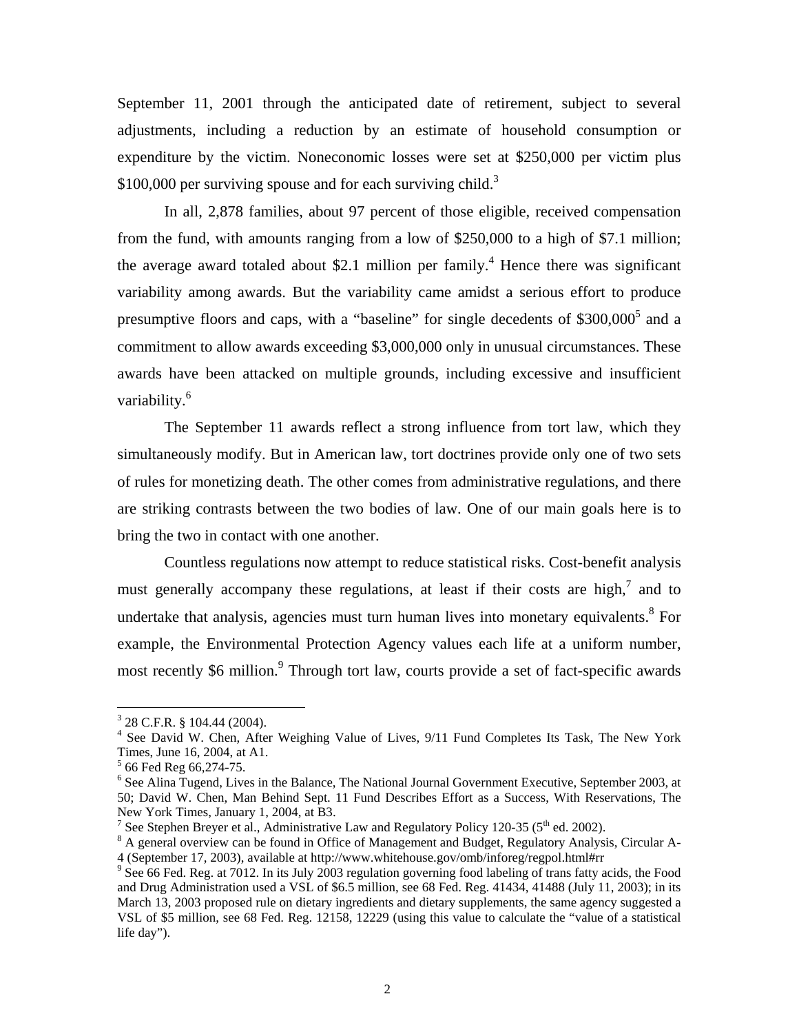September 11, 2001 through the anticipated date of retirement, subject to several adjustments, including a reduction by an estimate of household consumption or expenditure by the victim. Noneconomic losses were set at $250,000 per victim plus $100,000 per surviving spouse and for each surviving child.[3]

In all, 2,878 families, about 97 percent of those eligible, received compensation from the fund, with amounts ranging from a low of $250,000 to a high of $7.1 million; the average award totaled about $2.1 million per family.[4] Hence there was significant variability among awards. But the variability came amidst a serious effort to produce presumptive floors and caps, with a "baseline" for single decedents of $300,000[5] and a commitment to allow awards exceeding $3,000,000 only in unusual circumstances. These awards have been attacked on multiple grounds, including excessive and insufficient variability.[6]

The September 11 awards reflect a strong influence from tort law, which they simultaneously modify. But in American law, tort doctrines provide only one of two sets of rules for monetizing death. The other comes from administrative regulations, and there are striking contrasts between the two bodies of law. One of our main goals here is to bring the two in contact with one another.

Countless regulations now attempt to reduce statistical risks. Cost-benefit analysis must generally accompany these regulations, at least if their costs are high,[7] and to undertake that analysis, agencies must turn human lives into monetary equivalents.[8] For example, the Environmental Protection Agency values each life at a uniform number, most recently $6 million.[9] Through tort law, courts provide a set of fact-specific awards

---

[3] 28 C.F.R. § 104.44 (2004).

[4] See David W. Chen, After Weighing Value of Lives, 9/11 Fund Completes Its Task, The New York Times, June 16, 2004, at A1.

[5] 66 Fed Reg 66,274-75.

[6] See Alina Tugend, Lives in the Balance, The National Journal Government Executive, September 2003, at 50; David W. Chen, Man Behind Sept. 11 Fund Describes Effort as a Success, With Reservations, The New York Times, January 1, 2004, at B3.

[7] See Stephen Breyer et al., Administrative Law and Regulatory Policy 120-35 (5th ed. 2002).

[8] A general overview can be found in Office of Management and Budget, Regulatory Analysis, Circular A-4 (September 17, 2003), available at http://www.whitehouse.gov/omb/inforeg/regpol.html#rr

[9] See 66 Fed. Reg. at 7012. In its July 2003 regulation governing food labeling of trans fatty acids, the Food and Drug Administration used a VSL of $6.5 million, see 68 Fed. Reg. 41434, 41488 (July 11, 2003); in its March 13, 2003 proposed rule on dietary ingredients and dietary supplements, the same agency suggested a VSL of $5 million, see 68 Fed. Reg. 12158, 12229 (using this value to calculate the "value of a statistical life day").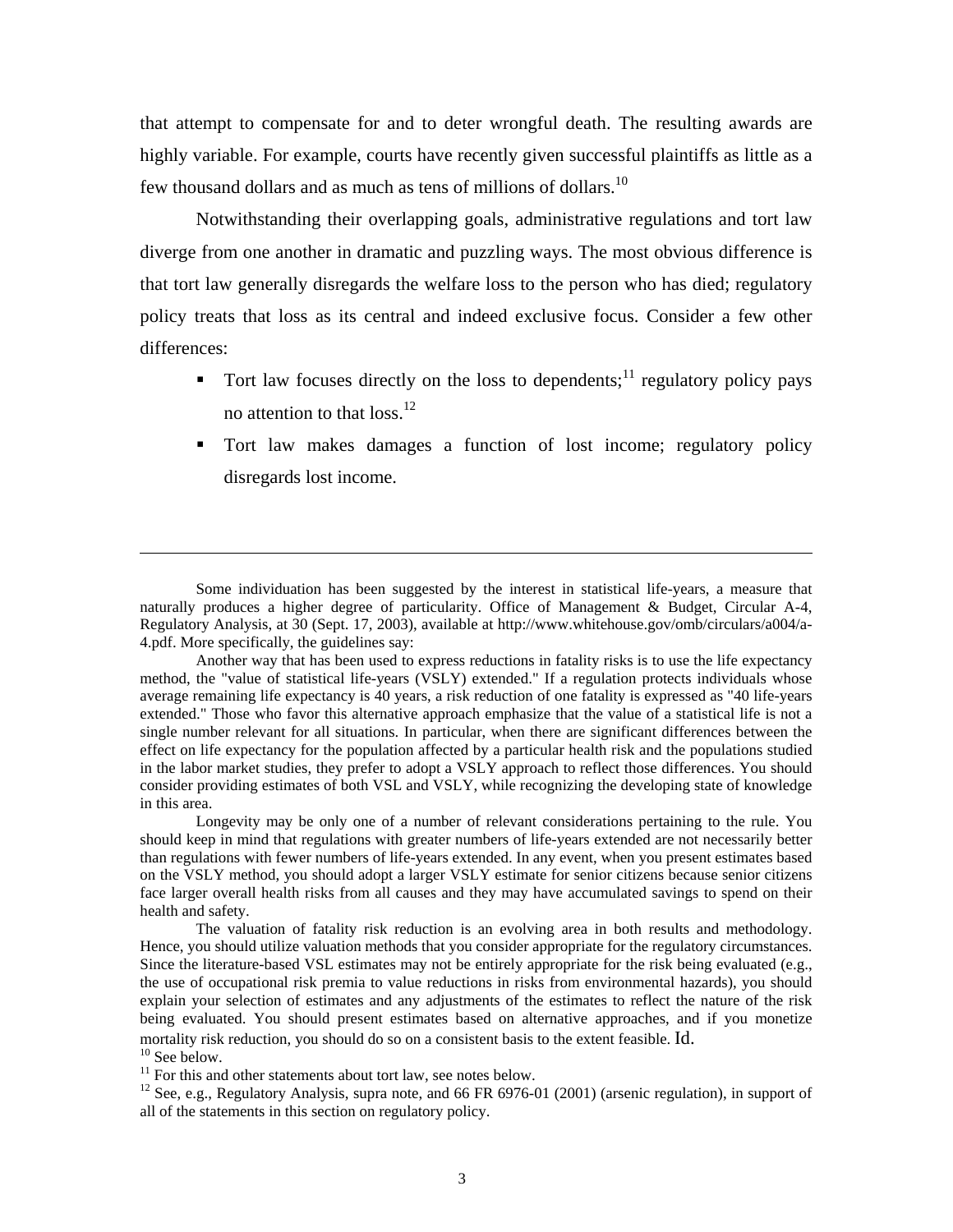that attempt to compensate for and to deter wrongful death. The resulting awards are highly variable. For example, courts have recently given successful plaintiffs as little as a few thousand dollars and as much as tens of millions of dollars.[10]

Notwithstanding their overlapping goals, administrative regulations and tort law diverge from one another in dramatic and puzzling ways. The most obvious difference is that tort law generally disregards the welfare loss to the person who has died; regulatory policy treats that loss as its central and indeed exclusive focus. Consider a few other differences:

- Tort law focuses directly on the loss to dependents;[11] regulatory policy pays no attention to that loss.[12]
- Tort law makes damages a function of lost income; regulatory policy disregards lost income.

---

Some individuation has been suggested by the interest in statistical life-years, a measure that naturally produces a higher degree of particularity. Office of Management & Budget, Circular A-4, Regulatory Analysis, at 30 (Sept. 17, 2003), available at http://www.whitehouse.gov/omb/circulars/a004/a-4.pdf. More specifically, the guidelines say:

Another way that has been used to express reductions in fatality risks is to use the life expectancy method, the "value of statistical life-years (VSLY) extended." If a regulation protects individuals whose average remaining life expectancy is 40 years, a risk reduction of one fatality is expressed as "40 life-years extended." Those who favor this alternative approach emphasize that the value of a statistical life is not a single number relevant for all situations. In particular, when there are significant differences between the effect on life expectancy for the population affected by a particular health risk and the populations studied in the labor market studies, they prefer to adopt a VSLY approach to reflect those differences. You should consider providing estimates of both VSL and VSLY, while recognizing the developing state of knowledge in this area.

Longevity may be only one of a number of relevant considerations pertaining to the rule. You should keep in mind that regulations with greater numbers of life-years extended are not necessarily better than regulations with fewer numbers of life-years extended. In any event, when you present estimates based on the VSLY method, you should adopt a larger VSLY estimate for senior citizens because senior citizens face larger overall health risks from all causes and they may have accumulated savings to spend on their health and safety.

The valuation of fatality risk reduction is an evolving area in both results and methodology. Hence, you should utilize valuation methods that you consider appropriate for the regulatory circumstances. Since the literature-based VSL estimates may not be entirely appropriate for the risk being evaluated (e.g., the use of occupational risk premia to value reductions in risks from environmental hazards), you should explain your selection of estimates and any adjustments of the estimates to reflect the nature of the risk being evaluated. You should present estimates based on alternative approaches, and if you monetize mortality risk reduction, you should do so on a consistent basis to the extent feasible. Id.

[10] See below.

[11] For this and other statements about tort law, see notes below.

[12] See, e.g., Regulatory Analysis, supra note, and 66 FR 6976-01 (2001) (arsenic regulation), in support of all of the statements in this section on regulatory policy.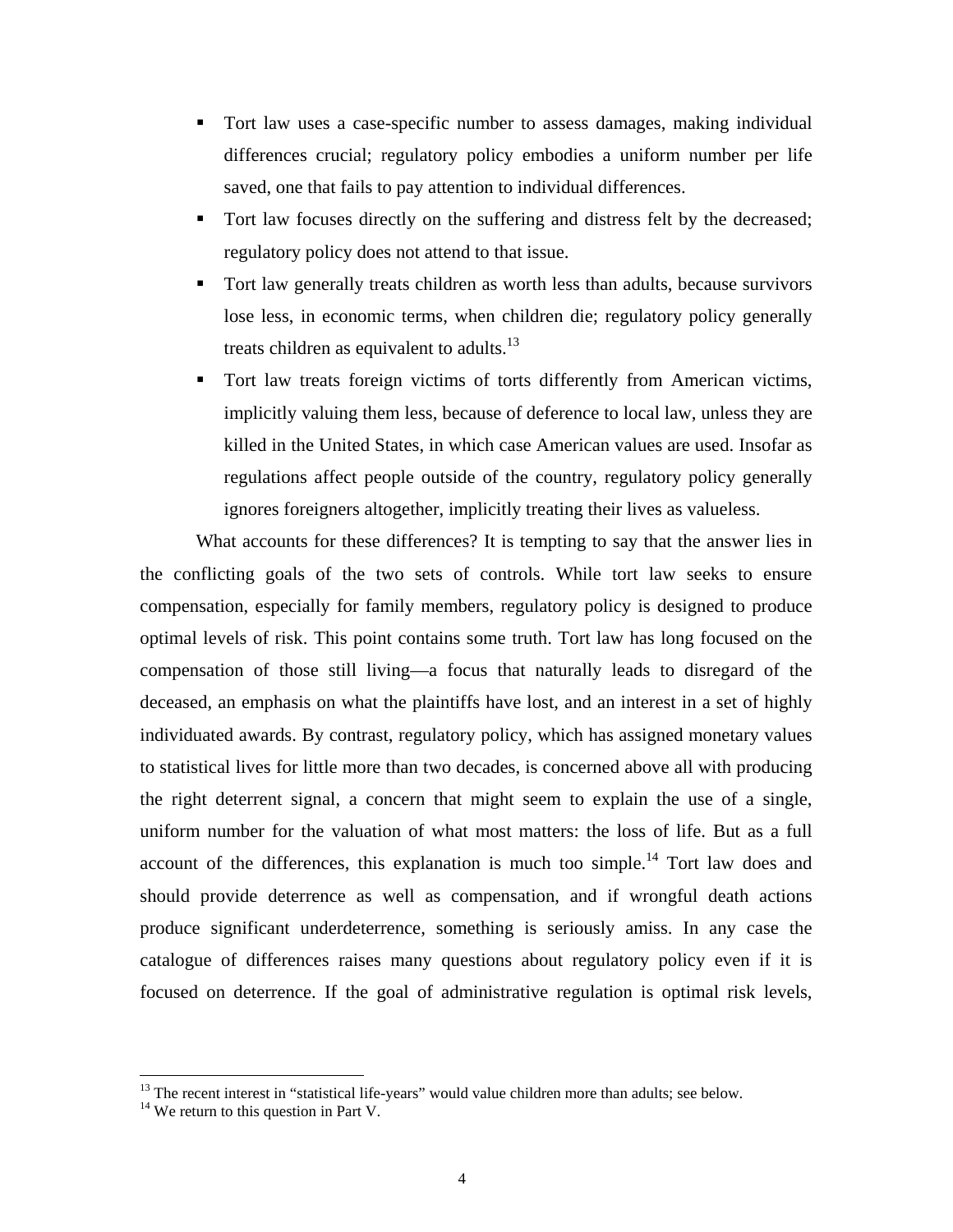- Tort law uses a case-specific number to assess damages, making individual differences crucial; regulatory policy embodies a uniform number per life saved, one that fails to pay attention to individual differences.
- Tort law focuses directly on the suffering and distress felt by the decreased; regulatory policy does not attend to that issue.
- Tort law generally treats children as worth less than adults, because survivors lose less, in economic terms, when children die; regulatory policy generally treats children as equivalent to adults.[13]
- Tort law treats foreign victims of torts differently from American victims, implicitly valuing them less, because of deference to local law, unless they are killed in the United States, in which case American values are used. Insofar as regulations affect people outside of the country, regulatory policy generally ignores foreigners altogether, implicitly treating their lives as valueless.

What accounts for these differences? It is tempting to say that the answer lies in the conflicting goals of the two sets of controls. While tort law seeks to ensure compensation, especially for family members, regulatory policy is designed to produce optimal levels of risk. This point contains some truth. Tort law has long focused on the compensation of those still living—a focus that naturally leads to disregard of the deceased, an emphasis on what the plaintiffs have lost, and an interest in a set of highly individuated awards. By contrast, regulatory policy, which has assigned monetary values to statistical lives for little more than two decades, is concerned above all with producing the right deterrent signal, a concern that might seem to explain the use of a single, uniform number for the valuation of what most matters: the loss of life. But as a full account of the differences, this explanation is much too simple.[14] Tort law does and should provide deterrence as well as compensation, and if wrongful death actions produce significant underdeterrence, something is seriously amiss. In any case the catalogue of differences raises many questions about regulatory policy even if it is focused on deterrence. If the goal of administrative regulation is optimal risk levels,

---

[13] The recent interest in "statistical life-years" would value children more than adults; see below.

[14] We return to this question in Part V.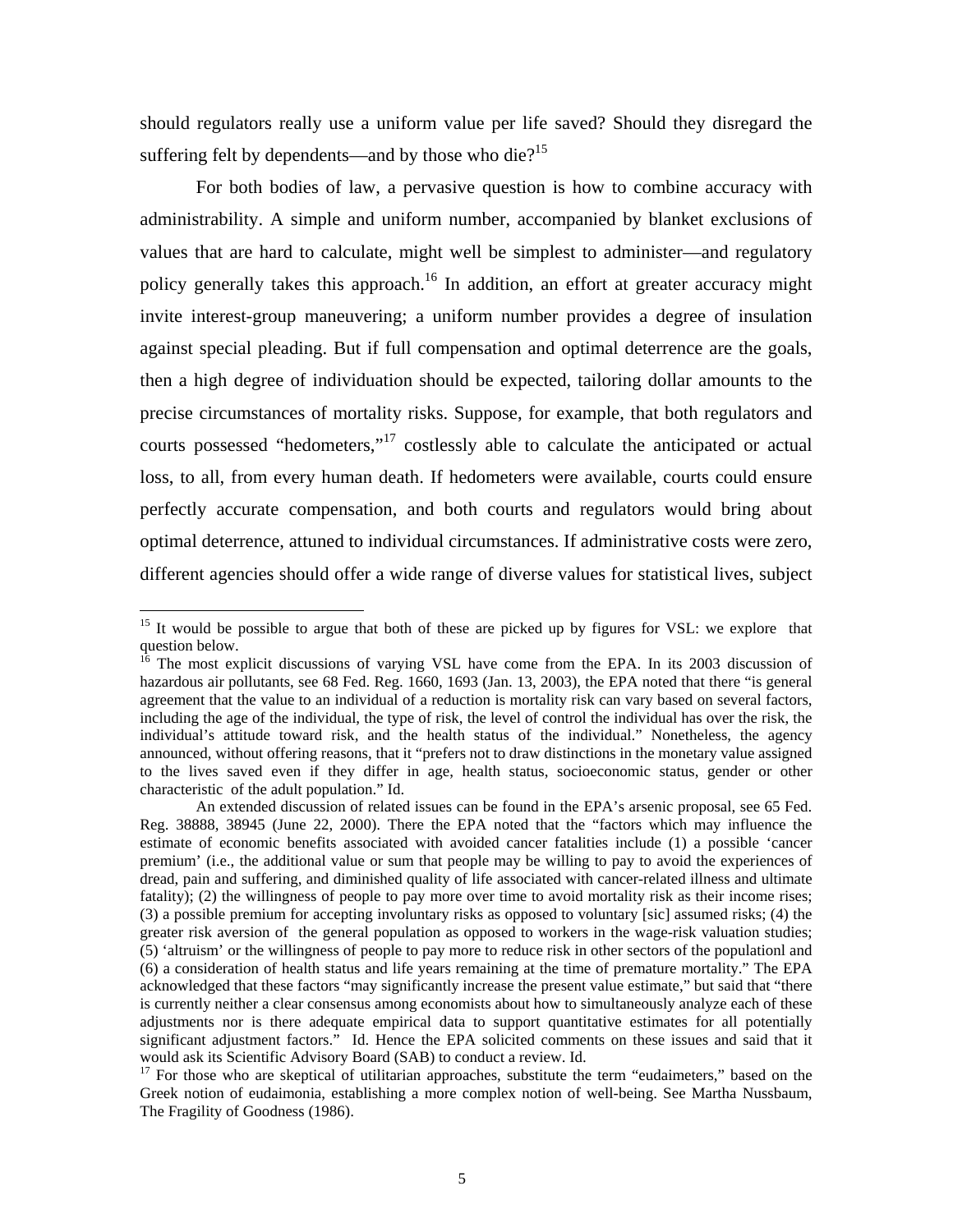should regulators really use a uniform value per life saved? Should they disregard the suffering felt by dependents—and by those who die?[15]

For both bodies of law, a pervasive question is how to combine accuracy with administrability. A simple and uniform number, accompanied by blanket exclusions of values that are hard to calculate, might well be simplest to administer—and regulatory policy generally takes this approach.[16] In addition, an effort at greater accuracy might invite interest-group maneuvering; a uniform number provides a degree of insulation against special pleading. But if full compensation and optimal deterrence are the goals, then a high degree of individuation should be expected, tailoring dollar amounts to the precise circumstances of mortality risks. Suppose, for example, that both regulators and courts possessed "hedometers,"[17] costlessly able to calculate the anticipated or actual loss, to all, from every human death. If hedometers were available, courts could ensure perfectly accurate compensation, and both courts and regulators would bring about optimal deterrence, attuned to individual circumstances. If administrative costs were zero, different agencies should offer a wide range of diverse values for statistical lives, subject

---

[15] It would be possible to argue that both of these are picked up by figures for VSL: we explore that question below.

[16] The most explicit discussions of varying VSL have come from the EPA. In its 2003 discussion of hazardous air pollutants, see 68 Fed. Reg. 1660, 1693 (Jan. 13, 2003), the EPA noted that there "is general agreement that the value to an individual of a reduction is mortality risk can vary based on several factors, including the age of the individual, the type of risk, the level of control the individual has over the risk, the individual's attitude toward risk, and the health status of the individual." Nonetheless, the agency announced, without offering reasons, that it "prefers not to draw distinctions in the monetary value assigned to the lives saved even if they differ in age, health status, socioeconomic status, gender or other characteristic of the adult population." Id.

An extended discussion of related issues can be found in the EPA's arsenic proposal, see 65 Fed. Reg. 38888, 38945 (June 22, 2000). There the EPA noted that the "factors which may influence the estimate of economic benefits associated with avoided cancer fatalities include (1) a possible 'cancer premium' (i.e., the additional value or sum that people may be willing to pay to avoid the experiences of dread, pain and suffering, and diminished quality of life associated with cancer-related illness and ultimate fatality); (2) the willingness of people to pay more over time to avoid mortality risk as their income rises; (3) a possible premium for accepting involuntary risks as opposed to voluntary [sic] assumed risks; (4) the greater risk aversion of the general population as opposed to workers in the wage-risk valuation studies; (5) 'altruism' or the willingness of people to pay more to reduce risk in other sectors of the populationl and (6) a consideration of health status and life years remaining at the time of premature mortality." The EPA acknowledged that these factors "may significantly increase the present value estimate," but said that "there is currently neither a clear consensus among economists about how to simultaneously analyze each of these adjustments nor is there adequate empirical data to support quantitative estimates for all potentially significant adjustment factors." Id. Hence the EPA solicited comments on these issues and said that it would ask its Scientific Advisory Board (SAB) to conduct a review. Id.

[17] For those who are skeptical of utilitarian approaches, substitute the term "eudaimeters," based on the Greek notion of eudaimonia, establishing a more complex notion of well-being. See Martha Nussbaum, The Fragility of Goodness (1986).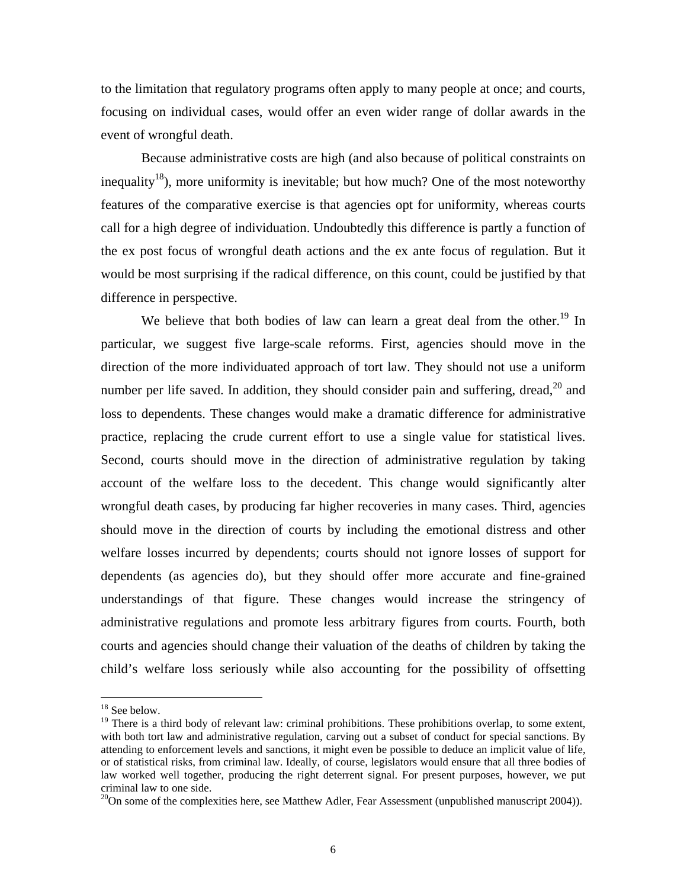to the limitation that regulatory programs often apply to many people at once; and courts, focusing on individual cases, would offer an even wider range of dollar awards in the event of wrongful death.

Because administrative costs are high (and also because of political constraints on inequality[18]), more uniformity is inevitable; but how much? One of the most noteworthy features of the comparative exercise is that agencies opt for uniformity, whereas courts call for a high degree of individuation. Undoubtedly this difference is partly a function of the ex post focus of wrongful death actions and the ex ante focus of regulation. But it would be most surprising if the radical difference, on this count, could be justified by that difference in perspective.

We believe that both bodies of law can learn a great deal from the other.[19] In particular, we suggest five large-scale reforms. First, agencies should move in the direction of the more individuated approach of tort law. They should not use a uniform number per life saved. In addition, they should consider pain and suffering, dread,[20] and loss to dependents. These changes would make a dramatic difference for administrative practice, replacing the crude current effort to use a single value for statistical lives. Second, courts should move in the direction of administrative regulation by taking account of the welfare loss to the decedent. This change would significantly alter wrongful death cases, by producing far higher recoveries in many cases. Third, agencies should move in the direction of courts by including the emotional distress and other welfare losses incurred by dependents; courts should not ignore losses of support for dependents (as agencies do), but they should offer more accurate and fine-grained understandings of that figure. These changes would increase the stringency of administrative regulations and promote less arbitrary figures from courts. Fourth, both courts and agencies should change their valuation of the deaths of children by taking the child's welfare loss seriously while also accounting for the possibility of offsetting

---

[18] See below.

[19] There is a third body of relevant law: criminal prohibitions. These prohibitions overlap, to some extent, with both tort law and administrative regulation, carving out a subset of conduct for special sanctions. By attending to enforcement levels and sanctions, it might even be possible to deduce an implicit value of life, or of statistical risks, from criminal law. Ideally, of course, legislators would ensure that all three bodies of law worked well together, producing the right deterrent signal. For present purposes, however, we put criminal law to one side.

[20] On some of the complexities here, see Matthew Adler, Fear Assessment (unpublished manuscript 2004)).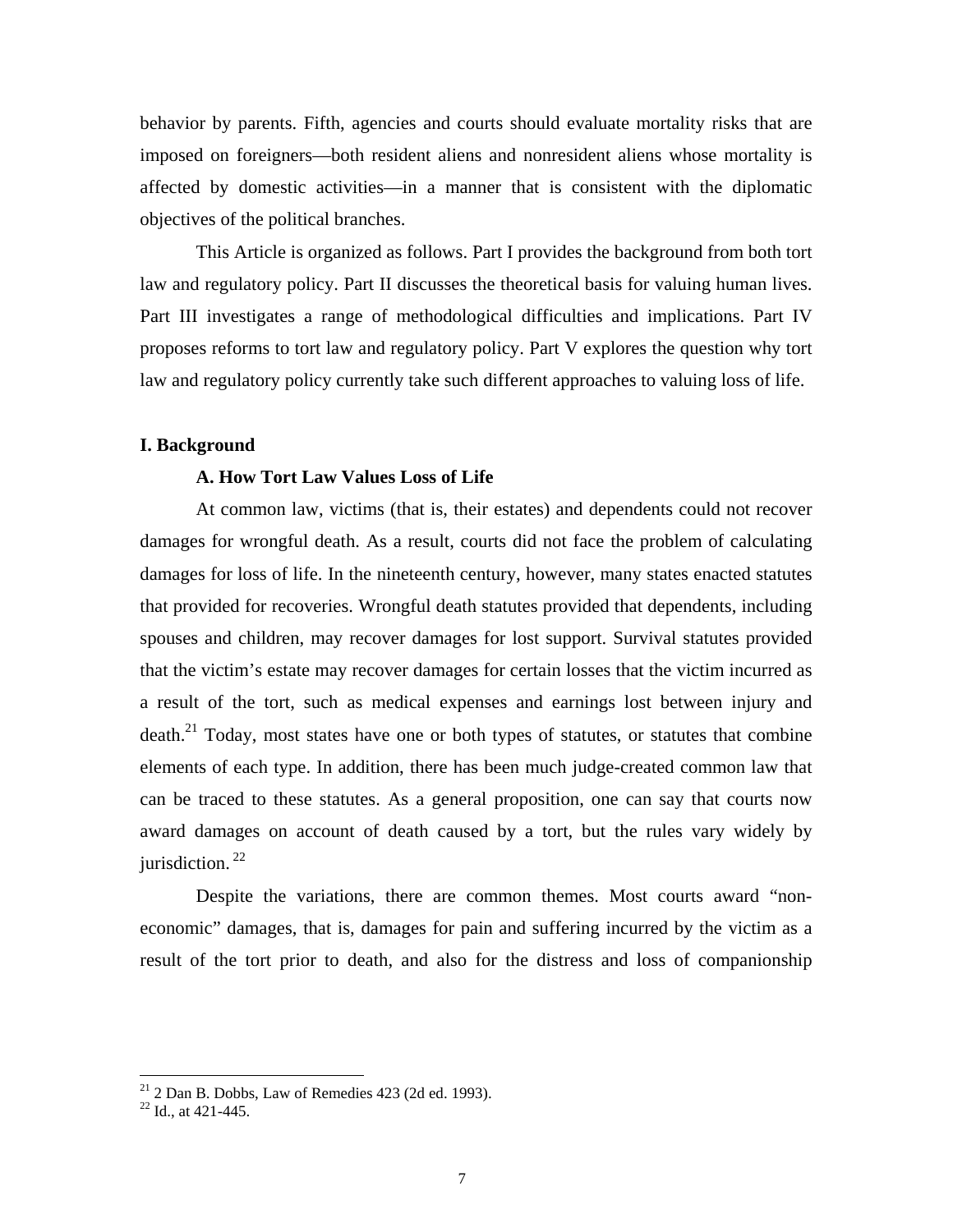behavior by parents. Fifth, agencies and courts should evaluate mortality risks that are imposed on foreigners—both resident aliens and nonresident aliens whose mortality is affected by domestic activities—in a manner that is consistent with the diplomatic objectives of the political branches.

This Article is organized as follows. Part I provides the background from both tort law and regulatory policy. Part II discusses the theoretical basis for valuing human lives. Part III investigates a range of methodological difficulties and implications. Part IV proposes reforms to tort law and regulatory policy. Part V explores the question why tort law and regulatory policy currently take such different approaches to valuing loss of life.

## I. Background

### A. How Tort Law Values Loss of Life

At common law, victims (that is, their estates) and dependents could not recover damages for wrongful death. As a result, courts did not face the problem of calculating damages for loss of life. In the nineteenth century, however, many states enacted statutes that provided for recoveries. Wrongful death statutes provided that dependents, including spouses and children, may recover damages for lost support. Survival statutes provided that the victim's estate may recover damages for certain losses that the victim incurred as a result of the tort, such as medical expenses and earnings lost between injury and death.[21] Today, most states have one or both types of statutes, or statutes that combine elements of each type. In addition, there has been much judge-created common law that can be traced to these statutes. As a general proposition, one can say that courts now award damages on account of death caused by a tort, but the rules vary widely by jurisdiction.[22]

Despite the variations, there are common themes. Most courts award "non-economic" damages, that is, damages for pain and suffering incurred by the victim as a result of the tort prior to death, and also for the distress and loss of companionship

---

[21] 2 Dan B. Dobbs, Law of Remedies 423 (2d ed. 1993).

[22] Id., at 421-445.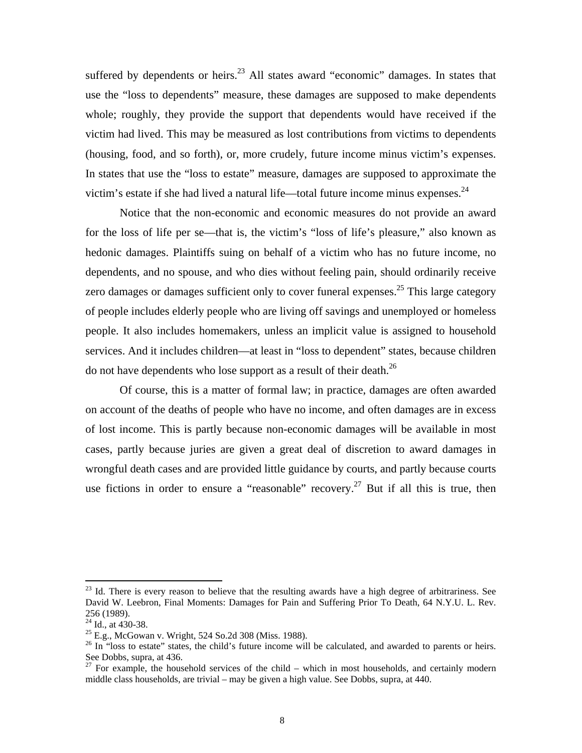suffered by dependents or heirs.[23] All states award "economic" damages. In states that use the "loss to dependents" measure, these damages are supposed to make dependents whole; roughly, they provide the support that dependents would have received if the victim had lived. This may be measured as lost contributions from victims to dependents (housing, food, and so forth), or, more crudely, future income minus victim's expenses. In states that use the "loss to estate" measure, damages are supposed to approximate the victim's estate if she had lived a natural life—total future income minus expenses.[24]

Notice that the non-economic and economic measures do not provide an award for the loss of life per se—that is, the victim's "loss of life's pleasure," also known as hedonic damages. Plaintiffs suing on behalf of a victim who has no future income, no dependents, and no spouse, and who dies without feeling pain, should ordinarily receive zero damages or damages sufficient only to cover funeral expenses.[25] This large category of people includes elderly people who are living off savings and unemployed or homeless people. It also includes homemakers, unless an implicit value is assigned to household services. And it includes children—at least in "loss to dependent" states, because children do not have dependents who lose support as a result of their death.[26]

Of course, this is a matter of formal law; in practice, damages are often awarded on account of the deaths of people who have no income, and often damages are in excess of lost income. This is partly because non-economic damages will be available in most cases, partly because juries are given a great deal of discretion to award damages in wrongful death cases and are provided little guidance by courts, and partly because courts use fictions in order to ensure a "reasonable" recovery.[27] But if all this is true, then

---

[23] Id. There is every reason to believe that the resulting awards have a high degree of arbitrariness. See David W. Leebron, Final Moments: Damages for Pain and Suffering Prior To Death, 64 N.Y.U. L. Rev. 256 (1989).

[24] Id., at 430-38.

[25] E.g., McGowan v. Wright, 524 So.2d 308 (Miss. 1988).

[26] In "loss to estate" states, the child's future income will be calculated, and awarded to parents or heirs. See Dobbs, supra, at 436.

[27] For example, the household services of the child – which in most households, and certainly modern middle class households, are trivial – may be given a high value. See Dobbs, supra, at 440.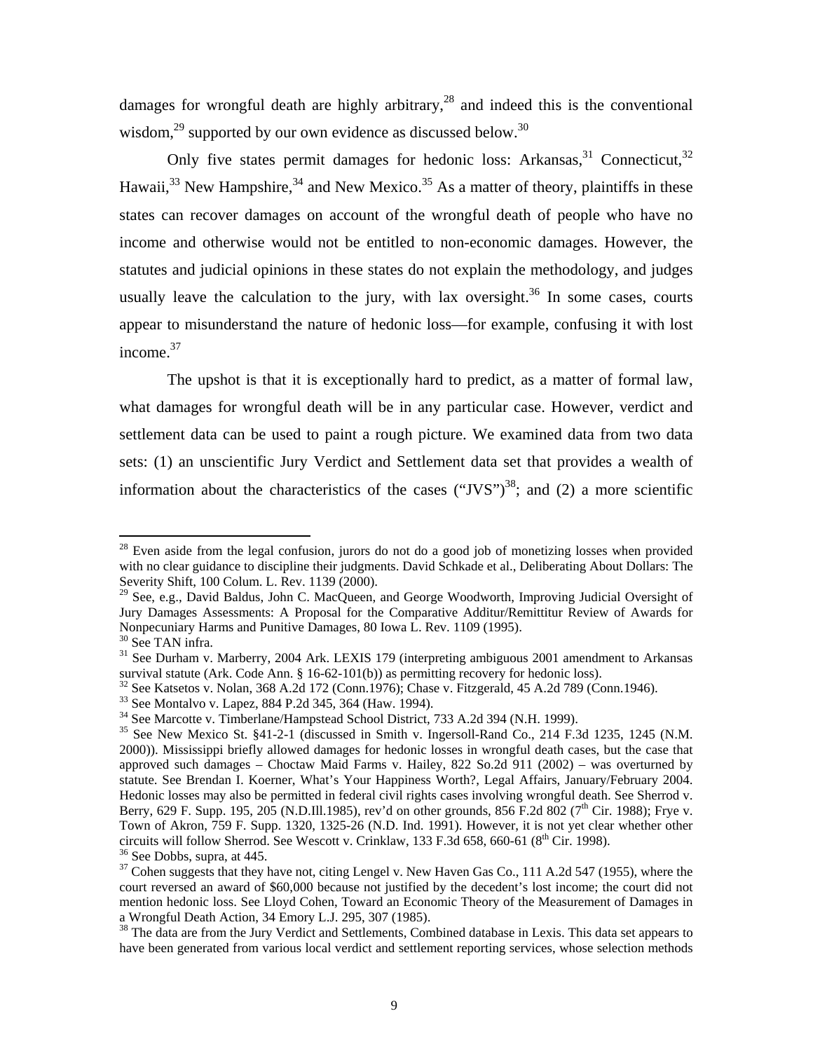damages for wrongful death are highly arbitrary,[28] and indeed this is the conventional wisdom,[29] supported by our own evidence as discussed below.[30]

Only five states permit damages for hedonic loss: Arkansas,[31] Connecticut,[32] Hawaii,[33] New Hampshire,[34] and New Mexico.[35] As a matter of theory, plaintiffs in these states can recover damages on account of the wrongful death of people who have no income and otherwise would not be entitled to non-economic damages. However, the statutes and judicial opinions in these states do not explain the methodology, and judges usually leave the calculation to the jury, with lax oversight.[36] In some cases, courts appear to misunderstand the nature of hedonic loss—for example, confusing it with lost income.[37]

The upshot is that it is exceptionally hard to predict, as a matter of formal law, what damages for wrongful death will be in any particular case. However, verdict and settlement data can be used to paint a rough picture. We examined data from two data sets: (1) an unscientific Jury Verdict and Settlement data set that provides a wealth of information about the characteristics of the cases ("JVS")[38]; and (2) a more scientific

---

[28] Even aside from the legal confusion, jurors do not do a good job of monetizing losses when provided with no clear guidance to discipline their judgments. David Schkade et al., Deliberating About Dollars: The Severity Shift, 100 Colum. L. Rev. 1139 (2000).

[29] See, e.g., David Baldus, John C. MacQueen, and George Woodworth, Improving Judicial Oversight of Jury Damages Assessments: A Proposal for the Comparative Additur/Remittitur Review of Awards for Nonpecuniary Harms and Punitive Damages, 80 Iowa L. Rev. 1109 (1995).

[30] See TAN infra.

[31] See Durham v. Marberry, 2004 Ark. LEXIS 179 (interpreting ambiguous 2001 amendment to Arkansas survival statute (Ark. Code Ann. § 16-62-101(b)) as permitting recovery for hedonic loss).

[32] See Katsetos v. Nolan, 368 A.2d 172 (Conn.1976); Chase v. Fitzgerald, 45 A.2d 789 (Conn.1946).

[33] See Montalvo v. Lapez, 884 P.2d 345, 364 (Haw. 1994).

[34] See Marcotte v. Timberlane/Hampstead School District, 733 A.2d 394 (N.H. 1999).

[35] See New Mexico St. §41-2-1 (discussed in Smith v. Ingersoll-Rand Co., 214 F.3d 1235, 1245 (N.M. 2000)). Mississippi briefly allowed damages for hedonic losses in wrongful death cases, but the case that approved such damages – Choctaw Maid Farms v. Hailey, 822 So.2d 911 (2002) – was overturned by statute. See Brendan I. Koerner, What's Your Happiness Worth?, Legal Affairs, January/February 2004. Hedonic losses may also be permitted in federal civil rights cases involving wrongful death. See Sherrod v. Berry, 629 F. Supp. 195, 205 (N.D.Ill.1985), rev'd on other grounds, 856 F.2d 802 (7th Cir. 1988); Frye v. Town of Akron, 759 F. Supp. 1320, 1325-26 (N.D. Ind. 1991). However, it is not yet clear whether other circuits will follow Sherrod. See Wescott v. Crinklaw, 133 F.3d 658, 660-61 (8th Cir. 1998).

[36] See Dobbs, supra, at 445.

[37] Cohen suggests that they have not, citing Lengel v. New Haven Gas Co., 111 A.2d 547 (1955), where the court reversed an award of $60,000 because not justified by the decedent's lost income; the court did not mention hedonic loss. See Lloyd Cohen, Toward an Economic Theory of the Measurement of Damages in a Wrongful Death Action, 34 Emory L.J. 295, 307 (1985).

[38] The data are from the Jury Verdict and Settlements, Combined database in Lexis. This data set appears to have been generated from various local verdict and settlement reporting services, whose selection methods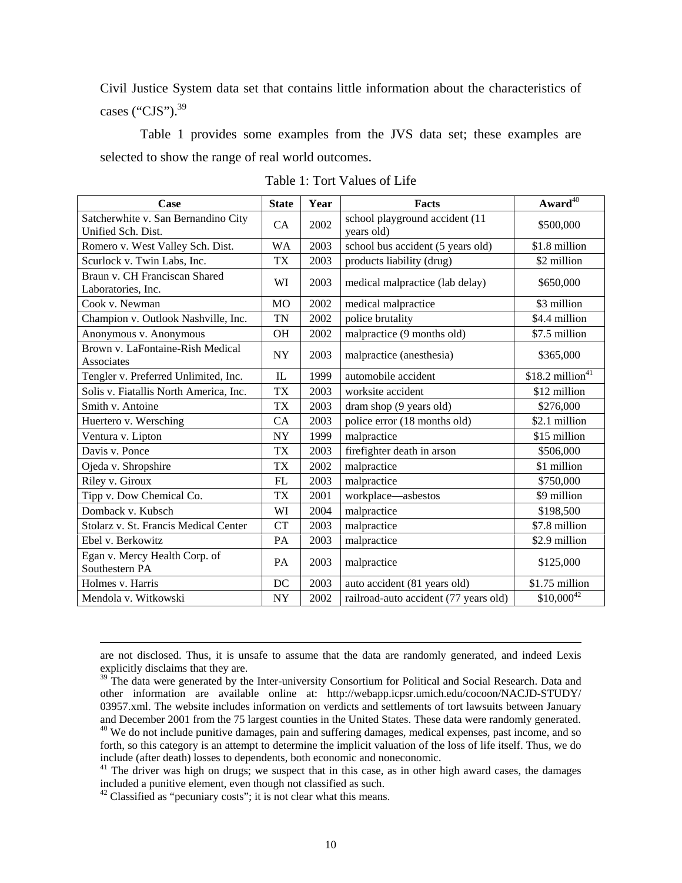Civil Justice System data set that contains little information about the characteristics of cases ("CJS").[39]

Table 1 provides some examples from the JVS data set; these examples are selected to show the range of real world outcomes.

Table 1: Tort Values of Life

| Case | State | Year | Facts | Award[40] |
|---|---|---|---|---|
| Satcherwhite v. San Bernandino City Unified Sch. Dist. | CA | 2002 | school playground accident (11 years old) | $500,000 |
| Romero v. West Valley Sch. Dist. | WA | 2003 | school bus accident (5 years old) | $1.8 million |
| Scurlock v. Twin Labs, Inc. | TX | 2003 | products liability (drug) | $2 million |
| Braun v. CH Franciscan Shared Laboratories, Inc. | WI | 2003 | medical malpractice (lab delay) | $650,000 |
| Cook v. Newman | MO | 2002 | medical malpractice | $3 million |
| Champion v. Outlook Nashville, Inc. | TN | 2002 | police brutality | $4.4 million |
| Anonymous v. Anonymous | OH | 2002 | malpractice (9 months old) | $7.5 million |
| Brown v. LaFontaine-Rish Medical Associates | NY | 2003 | malpractice (anesthesia) | $365,000 |
| Tengler v. Preferred Unlimited, Inc. | IL | 1999 | automobile accident | $18.2 million[41] |
| Solis v. Fiatallis North America, Inc. | TX | 2003 | worksite accident | $12 million |
| Smith v. Antoine | TX | 2003 | dram shop (9 years old) | $276,000 |
| Huertero v. Wersching | CA | 2003 | police error (18 months old) | $2.1 million |
| Ventura v. Lipton | NY | 1999 | malpractice | $15 million |
| Davis v. Ponce | TX | 2003 | firefighter death in arson | $506,000 |
| Ojeda v. Shropshire | TX | 2002 | malpractice | $1 million |
| Riley v. Giroux | FL | 2003 | malpractice | $750,000 |
| Tipp v. Dow Chemical Co. | TX | 2001 | workplace—asbestos | $9 million |
| Domback v. Kubsch | WI | 2004 | malpractice | $198,500 |
| Stolarz v. St. Francis Medical Center | CT | 2003 | malpractice | $7.8 million |
| Ebel v. Berkowitz | PA | 2003 | malpractice | $2.9 million |
| Egan v. Mercy Health Corp. of Southestern PA | PA | 2003 | malpractice | $125,000 |
| Holmes v. Harris | DC | 2003 | auto accident (81 years old) | $1.75 million |
| Mendola v. Witkowski | NY | 2002 | railroad-auto accident (77 years old) | $10,000[42] |

are not disclosed. Thus, it is unsafe to assume that the data are randomly generated, and indeed Lexis explicitly disclaims that they are.

[39] The data were generated by the Inter-university Consortium for Political and Social Research. Data and other information are available online at: http://webapp.icpsr.umich.edu/cocoon/NACJD-STUDY/03957.xml. The website includes information on verdicts and settlements of tort lawsuits between January and December 2001 from the 75 largest counties in the United States. These data were randomly generated.

[40] We do not include punitive damages, pain and suffering damages, medical expenses, past income, and so forth, so this category is an attempt to determine the implicit valuation of the loss of life itself. Thus, we do include (after death) losses to dependents, both economic and noneconomic.

[41] The driver was high on drugs; we suspect that in this case, as in other high award cases, the damages included a punitive element, even though not classified as such.

[42] Classified as "pecuniary costs"; it is not clear what this means.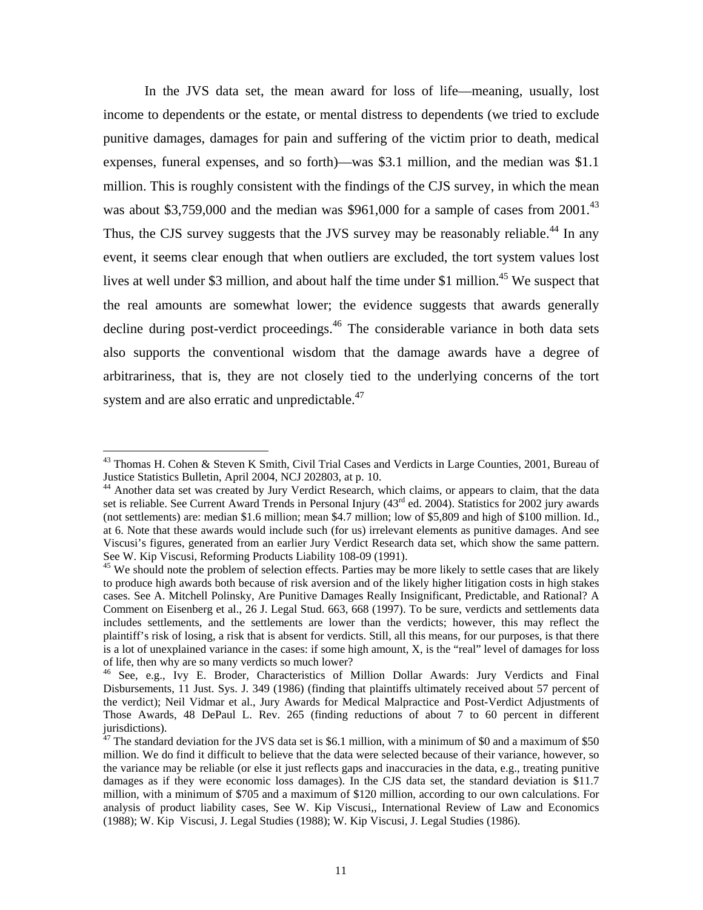In the JVS data set, the mean award for loss of life—meaning, usually, lost income to dependents or the estate, or mental distress to dependents (we tried to exclude punitive damages, damages for pain and suffering of the victim prior to death, medical expenses, funeral expenses, and so forth)—was $3.1 million, and the median was $1.1 million. This is roughly consistent with the findings of the CJS survey, in which the mean was about $3,759,000 and the median was $961,000 for a sample of cases from 2001.[43] Thus, the CJS survey suggests that the JVS survey may be reasonably reliable.[44] In any event, it seems clear enough that when outliers are excluded, the tort system values lost lives at well under $3 million, and about half the time under $1 million.[45] We suspect that the real amounts are somewhat lower; the evidence suggests that awards generally decline during post-verdict proceedings.[46] The considerable variance in both data sets also supports the conventional wisdom that the damage awards have a degree of arbitrariness, that is, they are not closely tied to the underlying concerns of the tort system and are also erratic and unpredictable.[47]

---

[43] Thomas H. Cohen & Steven K Smith, Civil Trial Cases and Verdicts in Large Counties, 2001, Bureau of Justice Statistics Bulletin, April 2004, NCJ 202803, at p. 10.

[44] Another data set was created by Jury Verdict Research, which claims, or appears to claim, that the data set is reliable. See Current Award Trends in Personal Injury (43rd ed. 2004). Statistics for 2002 jury awards (not settlements) are: median $1.6 million; mean $4.7 million; low of $5,809 and high of $100 million. Id., at 6. Note that these awards would include such (for us) irrelevant elements as punitive damages. And see Viscusi's figures, generated from an earlier Jury Verdict Research data set, which show the same pattern. See W. Kip Viscusi, Reforming Products Liability 108-09 (1991).

[45] We should note the problem of selection effects. Parties may be more likely to settle cases that are likely to produce high awards both because of risk aversion and of the likely higher litigation costs in high stakes cases. See A. Mitchell Polinsky, Are Punitive Damages Really Insignificant, Predictable, and Rational? A Comment on Eisenberg et al., 26 J. Legal Stud. 663, 668 (1997). To be sure, verdicts and settlements data includes settlements, and the settlements are lower than the verdicts; however, this may reflect the plaintiff's risk of losing, a risk that is absent for verdicts. Still, all this means, for our purposes, is that there is a lot of unexplained variance in the cases: if some high amount, X, is the "real" level of damages for loss of life, then why are so many verdicts so much lower?

[46] See, e.g., Ivy E. Broder, Characteristics of Million Dollar Awards: Jury Verdicts and Final Disbursements, 11 Just. Sys. J. 349 (1986) (finding that plaintiffs ultimately received about 57 percent of the verdict); Neil Vidmar et al., Jury Awards for Medical Malpractice and Post-Verdict Adjustments of Those Awards, 48 DePaul L. Rev. 265 (finding reductions of about 7 to 60 percent in different jurisdictions).

[47] The standard deviation for the JVS data set is $6.1 million, with a minimum of $0 and a maximum of $50 million. We do find it difficult to believe that the data were selected because of their variance, however, so the variance may be reliable (or else it just reflects gaps and inaccuracies in the data, e.g., treating punitive damages as if they were economic loss damages). In the CJS data set, the standard deviation is $11.7 million, with a minimum of $705 and a maximum of $120 million, according to our own calculations. For analysis of product liability cases, See W. Kip Viscusi,, International Review of Law and Economics (1988); W. Kip Viscusi, J. Legal Studies (1988); W. Kip Viscusi, J. Legal Studies (1986).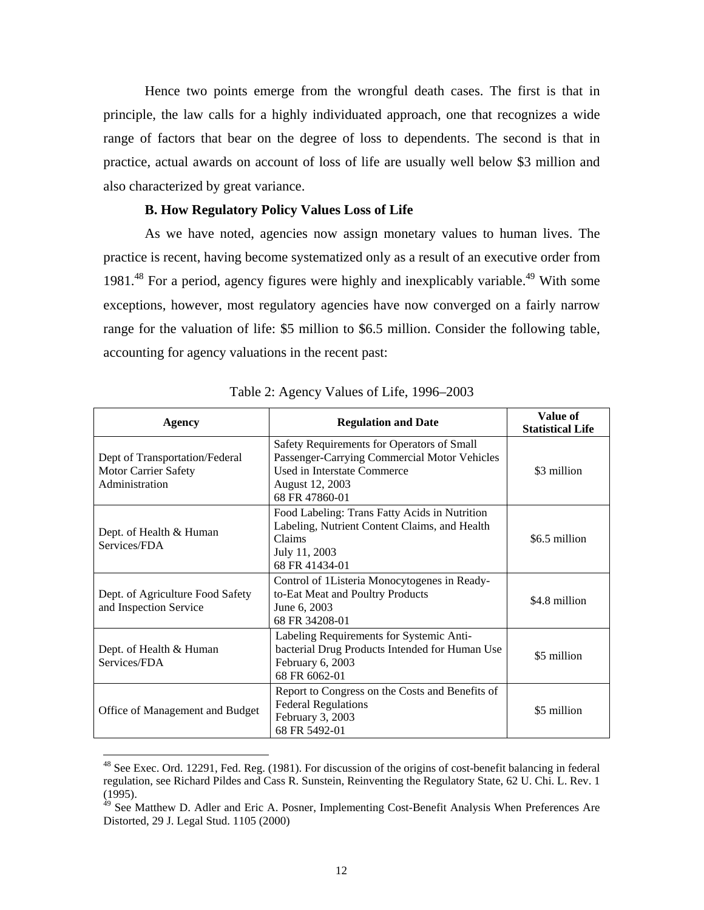Hence two points emerge from the wrongful death cases. The first is that in principle, the law calls for a highly individuated approach, one that recognizes a wide range of factors that bear on the degree of loss to dependents. The second is that in practice, actual awards on account of loss of life are usually well below $3 million and also characterized by great variance.

**B. How Regulatory Policy Values Loss of Life**

As we have noted, agencies now assign monetary values to human lives. The practice is recent, having become systematized only as a result of an executive order from 1981.[48] For a period, agency figures were highly and inexplicably variable.[49] With some exceptions, however, most regulatory agencies have now converged on a fairly narrow range for the valuation of life: $5 million to $6.5 million. Consider the following table, accounting for agency valuations in the recent past:

Table 2: Agency Values of Life, 1996–2003

| Agency | Regulation and Date | Value of Statistical Life |
|---|---|---|
| Dept of Transportation/Federal Motor Carrier Safety Administration | Safety Requirements for Operators of Small Passenger-Carrying Commercial Motor Vehicles Used in Interstate Commerce<br>August 12, 2003<br>68 FR 47860-01 | $3 million |
| Dept. of Health & Human Services/FDA | Food Labeling: Trans Fatty Acids in Nutrition Labeling, Nutrient Content Claims, and Health Claims<br>July 11, 2003<br>68 FR 41434-01 | $6.5 million |
| Dept. of Agriculture Food Safety and Inspection Service | Control of 1Listeria Monocytogenes in Ready-to-Eat Meat and Poultry Products<br>June 6, 2003<br>68 FR 34208-01 | $4.8 million |
| Dept. of Health & Human Services/FDA | Labeling Requirements for Systemic Anti-bacterial Drug Products Intended for Human Use<br>February 6, 2003<br>68 FR 6062-01 | $5 million |
| Office of Management and Budget | Report to Congress on the Costs and Benefits of Federal Regulations<br>February 3, 2003<br>68 FR 5492-01 | $5 million |

---

[48] See Exec. Ord. 12291, Fed. Reg. (1981). For discussion of the origins of cost-benefit balancing in federal regulation, see Richard Pildes and Cass R. Sunstein, Reinventing the Regulatory State, 62 U. Chi. L. Rev. 1 (1995).

[49] See Matthew D. Adler and Eric A. Posner, Implementing Cost-Benefit Analysis When Preferences Are Distorted, 29 J. Legal Stud. 1105 (2000)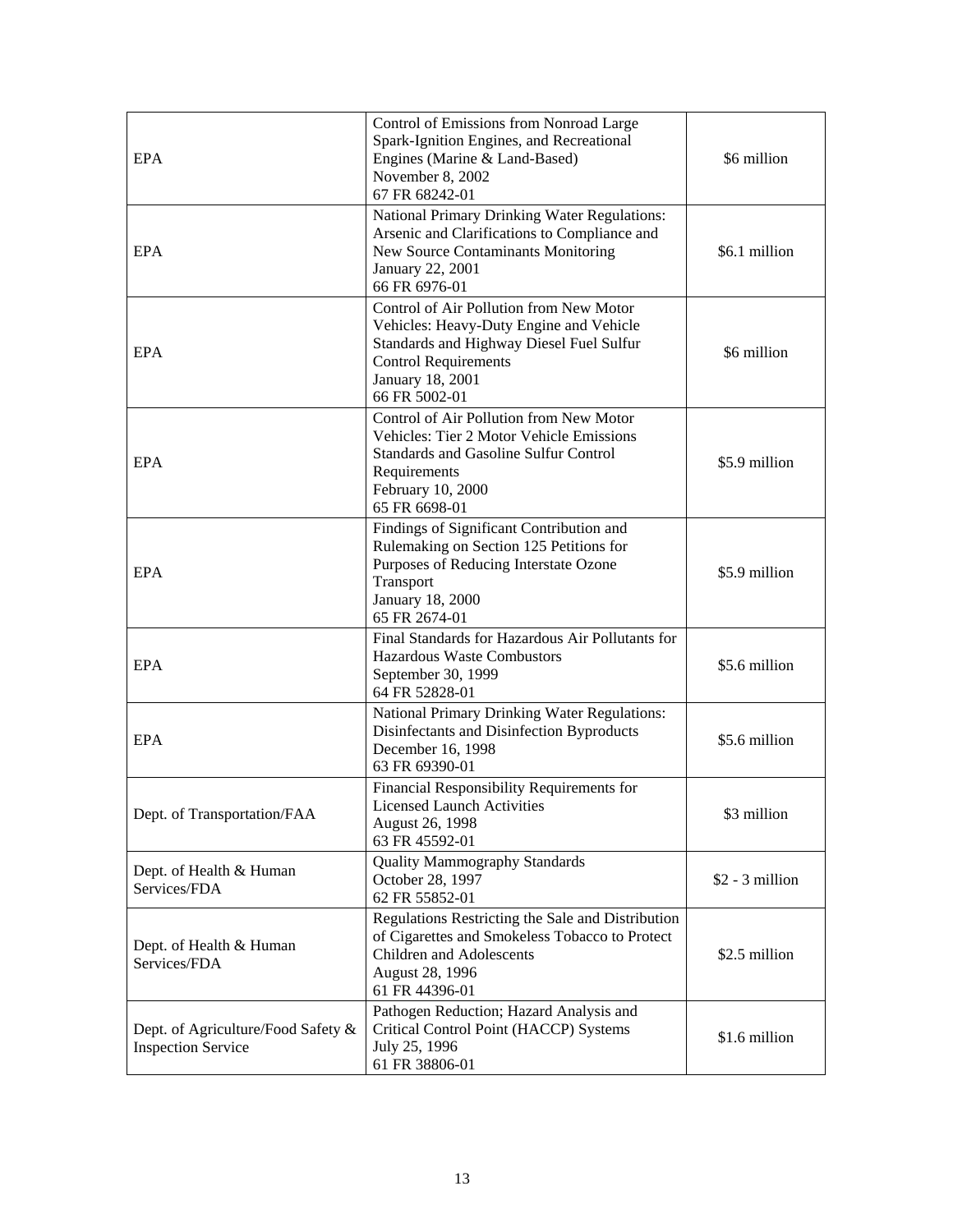| | | |
|---|---|---|
| EPA | Control of Emissions from Nonroad Large Spark-Ignition Engines, and Recreational Engines (Marine & Land-Based)<br>November 8, 2002<br>67 FR 68242-01 | \$6 million |
| EPA | National Primary Drinking Water Regulations: Arsenic and Clarifications to Compliance and New Source Contaminants Monitoring<br>January 22, 2001<br>66 FR 6976-01 | \$6.1 million |
| EPA | Control of Air Pollution from New Motor Vehicles: Heavy-Duty Engine and Vehicle Standards and Highway Diesel Fuel Sulfur Control Requirements<br>January 18, 2001<br>66 FR 5002-01 | \$6 million |
| EPA | Control of Air Pollution from New Motor Vehicles: Tier 2 Motor Vehicle Emissions Standards and Gasoline Sulfur Control Requirements<br>February 10, 2000<br>65 FR 6698-01 | \$5.9 million |
| EPA | Findings of Significant Contribution and Rulemaking on Section 125 Petitions for Purposes of Reducing Interstate Ozone Transport<br>January 18, 2000<br>65 FR 2674-01 | \$5.9 million |
| EPA | Final Standards for Hazardous Air Pollutants for Hazardous Waste Combustors<br>September 30, 1999<br>64 FR 52828-01 | \$5.6 million |
| EPA | National Primary Drinking Water Regulations: Disinfectants and Disinfection Byproducts<br>December 16, 1998<br>63 FR 69390-01 | \$5.6 million |
| Dept. of Transportation/FAA | Financial Responsibility Requirements for Licensed Launch Activities<br>August 26, 1998<br>63 FR 45592-01 | \$3 million |
| Dept. of Health & Human Services/FDA | Quality Mammography Standards<br>October 28, 1997<br>62 FR 55852-01 | \$2 - 3 million |
| Dept. of Health & Human Services/FDA | Regulations Restricting the Sale and Distribution of Cigarettes and Smokeless Tobacco to Protect Children and Adolescents<br>August 28, 1996<br>61 FR 44396-01 | \$2.5 million |
| Dept. of Agriculture/Food Safety & Inspection Service | Pathogen Reduction; Hazard Analysis and Critical Control Point (HACCP) Systems<br>July 25, 1996<br>61 FR 38806-01 | \$1.6 million |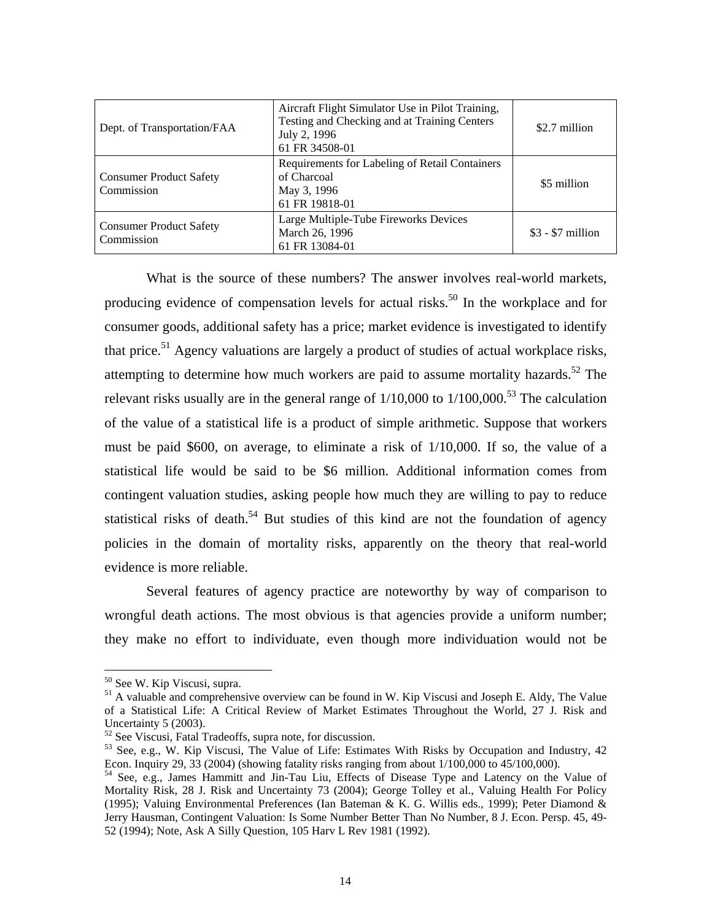| Dept. of Transportation/FAA | Aircraft Flight Simulator Use in Pilot Training, Testing and Checking and at Training Centers July 2, 1996 61 FR 34508-01 | \$2.7 million |
|---|---|---|
| Consumer Product Safety Commission | Requirements for Labeling of Retail Containers of Charcoal May 3, 1996 61 FR 19818-01 | \$5 million |
| Consumer Product Safety Commission | Large Multiple-Tube Fireworks Devices March 26, 1996 61 FR 13084-01 | \$3 - \$7 million |

What is the source of these numbers? The answer involves real-world markets, producing evidence of compensation levels for actual risks.[50] In the workplace and for consumer goods, additional safety has a price; market evidence is investigated to identify that price.[51] Agency valuations are largely a product of studies of actual workplace risks, attempting to determine how much workers are paid to assume mortality hazards.[52] The relevant risks usually are in the general range of 1/10,000 to 1/100,000.[53] The calculation of the value of a statistical life is a product of simple arithmetic. Suppose that workers must be paid \$600, on average, to eliminate a risk of 1/10,000. If so, the value of a statistical life would be said to be \$6 million. Additional information comes from contingent valuation studies, asking people how much they are willing to pay to reduce statistical risks of death.[54] But studies of this kind are not the foundation of agency policies in the domain of mortality risks, apparently on the theory that real-world evidence is more reliable.

Several features of agency practice are noteworthy by way of comparison to wrongful death actions. The most obvious is that agencies provide a uniform number; they make no effort to individuate, even though more individuation would not be

---

[50] See W. Kip Viscusi, supra.

[51] A valuable and comprehensive overview can be found in W. Kip Viscusi and Joseph E. Aldy, The Value of a Statistical Life: A Critical Review of Market Estimates Throughout the World, 27 J. Risk and Uncertainty 5 (2003).

[52] See Viscusi, Fatal Tradeoffs, supra note, for discussion.

[53] See, e.g., W. Kip Viscusi, The Value of Life: Estimates With Risks by Occupation and Industry, 42 Econ. Inquiry 29, 33 (2004) (showing fatality risks ranging from about 1/100,000 to 45/100,000).

[54] See, e.g., James Hammitt and Jin-Tau Liu, Effects of Disease Type and Latency on the Value of Mortality Risk, 28 J. Risk and Uncertainty 73 (2004); George Tolley et al., Valuing Health For Policy (1995); Valuing Environmental Preferences (Ian Bateman & K. G. Willis eds., 1999); Peter Diamond & Jerry Hausman, Contingent Valuation: Is Some Number Better Than No Number, 8 J. Econ. Persp. 45, 49-52 (1994); Note, Ask A Silly Question, 105 Harv L Rev 1981 (1992).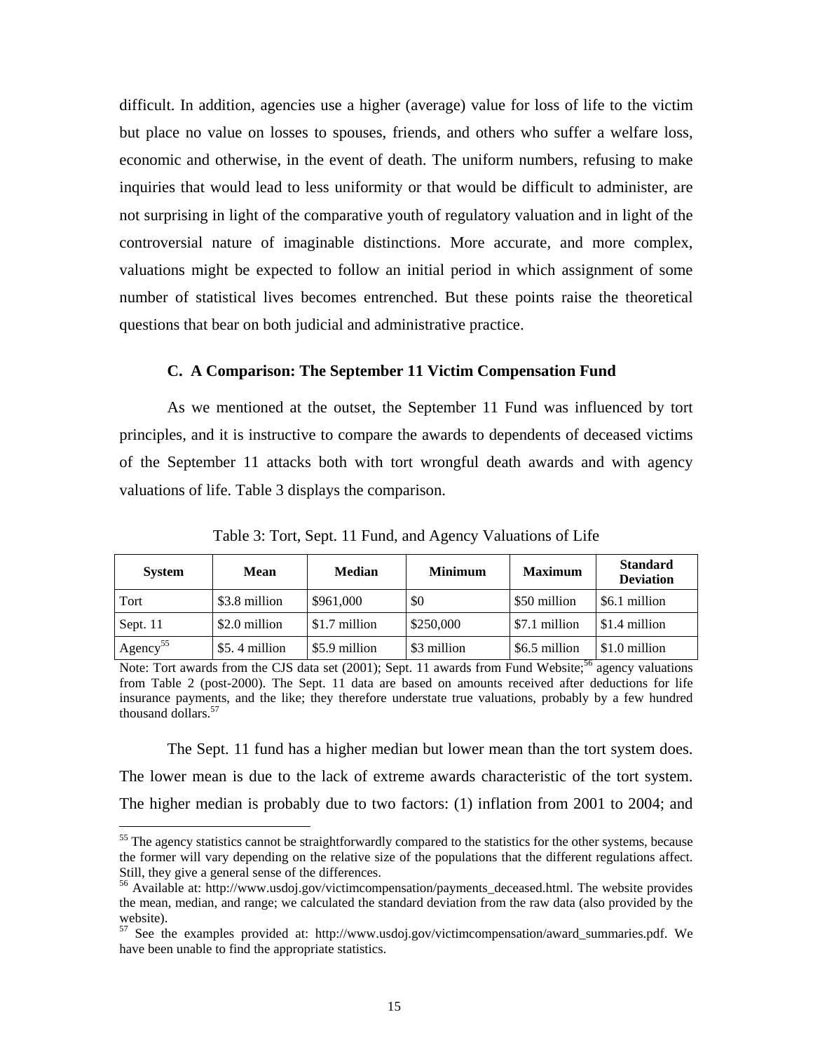difficult. In addition, agencies use a higher (average) value for loss of life to the victim but place no value on losses to spouses, friends, and others who suffer a welfare loss, economic and otherwise, in the event of death. The uniform numbers, refusing to make inquiries that would lead to less uniformity or that would be difficult to administer, are not surprising in light of the comparative youth of regulatory valuation and in light of the controversial nature of imaginable distinctions. More accurate, and more complex, valuations might be expected to follow an initial period in which assignment of some number of statistical lives becomes entrenched. But these points raise the theoretical questions that bear on both judicial and administrative practice.

### C. A Comparison: The September 11 Victim Compensation Fund

As we mentioned at the outset, the September 11 Fund was influenced by tort principles, and it is instructive to compare the awards to dependents of deceased victims of the September 11 attacks both with tort wrongful death awards and with agency valuations of life. Table 3 displays the comparison.

Table 3: Tort, Sept. 11 Fund, and Agency Valuations of Life

| System | Mean | Median | Minimum | Maximum | Standard Deviation |
|---|---|---|---|---|---|
| Tort | $3.8 million | $961,000 | $0 | $50 million | $6.1 million |
| Sept. 11 | $2.0 million | $1.7 million | $250,000 | $7.1 million | $1.4 million |
| Agency[55] | $5. 4 million | $5.9 million | $3 million | $6.5 million | $1.0 million |

Note: Tort awards from the CJS data set (2001); Sept. 11 awards from Fund Website;[56] agency valuations from Table 2 (post-2000). The Sept. 11 data are based on amounts received after deductions for life insurance payments, and the like; they therefore understate true valuations, probably by a few hundred thousand dollars.[57]

The Sept. 11 fund has a higher median but lower mean than the tort system does. The lower mean is due to the lack of extreme awards characteristic of the tort system. The higher median is probably due to two factors: (1) inflation from 2001 to 2004; and

[55] The agency statistics cannot be straightforwardly compared to the statistics for the other systems, because the former will vary depending on the relative size of the populations that the different regulations affect. Still, they give a general sense of the differences.

[56] Available at: http://www.usdoj.gov/victimcompensation/payments_deceased.html. The website provides the mean, median, and range; we calculated the standard deviation from the raw data (also provided by the website).

[57] See the examples provided at: http://www.usdoj.gov/victimcompensation/award_summaries.pdf. We have been unable to find the appropriate statistics.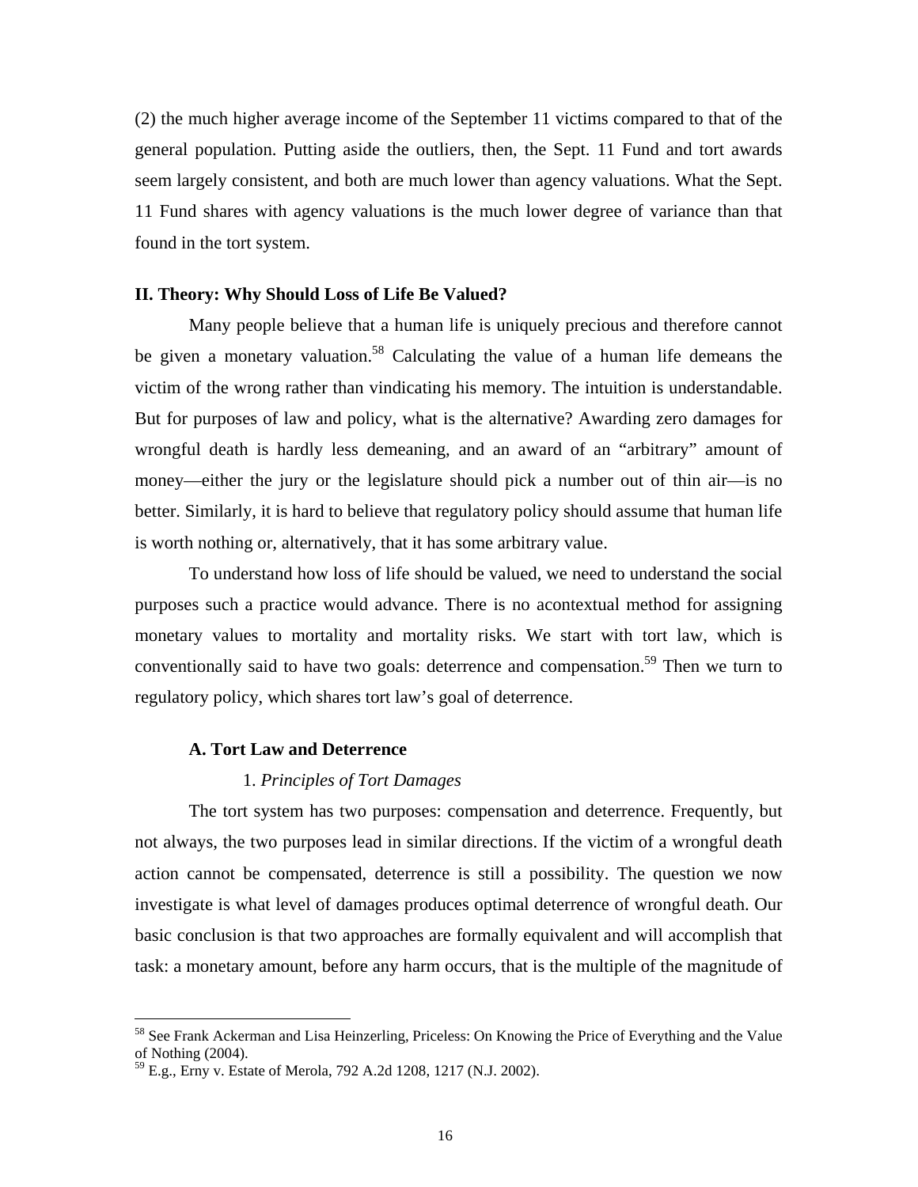(2) the much higher average income of the September 11 victims compared to that of the general population. Putting aside the outliers, then, the Sept. 11 Fund and tort awards seem largely consistent, and both are much lower than agency valuations. What the Sept. 11 Fund shares with agency valuations is the much lower degree of variance than that found in the tort system.

## II. Theory: Why Should Loss of Life Be Valued?

Many people believe that a human life is uniquely precious and therefore cannot be given a monetary valuation.[58] Calculating the value of a human life demeans the victim of the wrong rather than vindicating his memory. The intuition is understandable. But for purposes of law and policy, what is the alternative? Awarding zero damages for wrongful death is hardly less demeaning, and an award of an "arbitrary" amount of money—either the jury or the legislature should pick a number out of thin air—is no better. Similarly, it is hard to believe that regulatory policy should assume that human life is worth nothing or, alternatively, that it has some arbitrary value.

To understand how loss of life should be valued, we need to understand the social purposes such a practice would advance. There is no acontextual method for assigning monetary values to mortality and mortality risks. We start with tort law, which is conventionally said to have two goals: deterrence and compensation.[59] Then we turn to regulatory policy, which shares tort law's goal of deterrence.

### A. Tort Law and Deterrence

#### 1. *Principles of Tort Damages*

The tort system has two purposes: compensation and deterrence. Frequently, but not always, the two purposes lead in similar directions. If the victim of a wrongful death action cannot be compensated, deterrence is still a possibility. The question we now investigate is what level of damages produces optimal deterrence of wrongful death. Our basic conclusion is that two approaches are formally equivalent and will accomplish that task: a monetary amount, before any harm occurs, that is the multiple of the magnitude of

---

[58] See Frank Ackerman and Lisa Heinzerling, Priceless: On Knowing the Price of Everything and the Value of Nothing (2004).

[59] E.g., Erny v. Estate of Merola, 792 A.2d 1208, 1217 (N.J. 2002).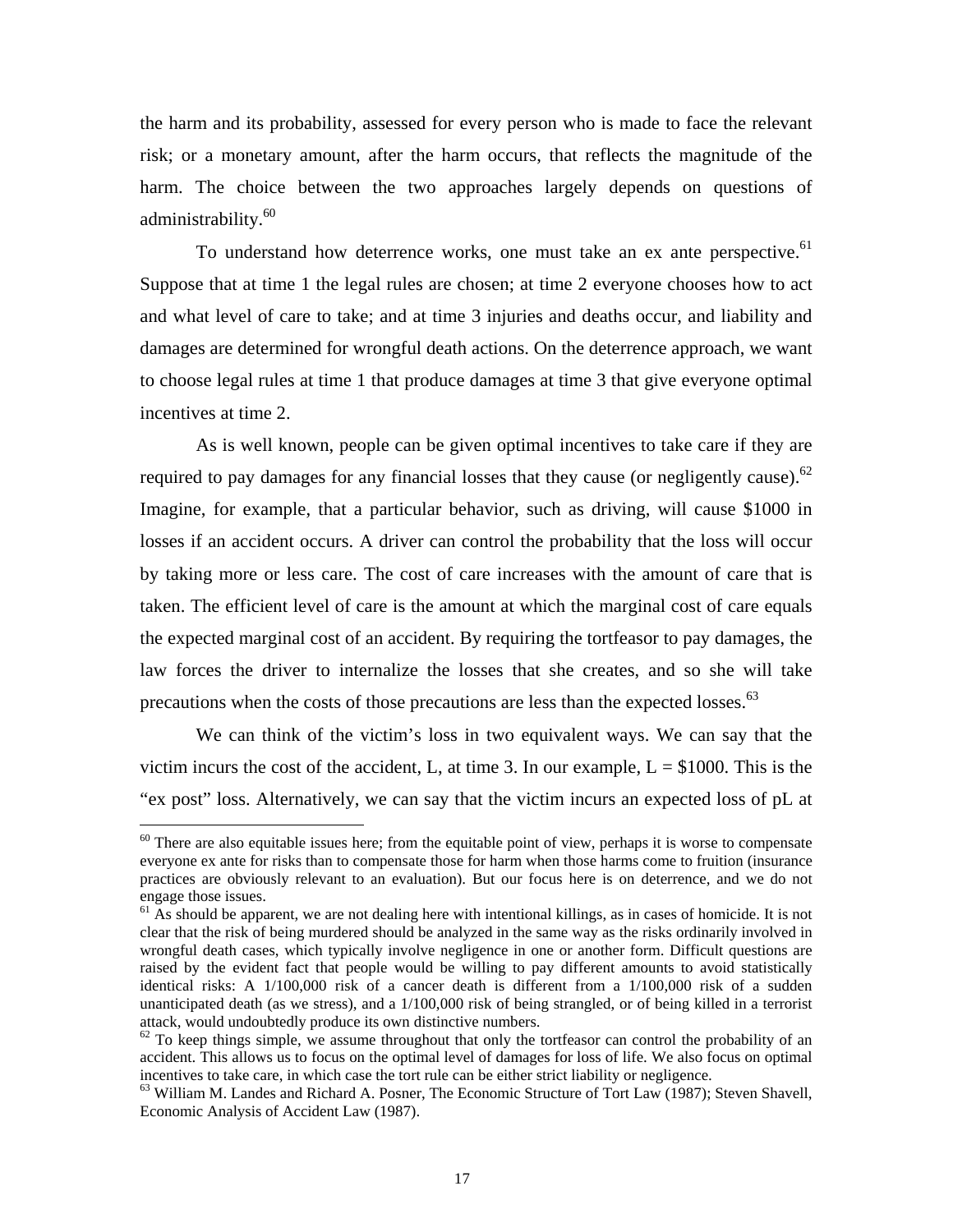the harm and its probability, assessed for every person who is made to face the relevant risk; or a monetary amount, after the harm occurs, that reflects the magnitude of the harm. The choice between the two approaches largely depends on questions of administrability.[60]

To understand how deterrence works, one must take an ex ante perspective.[61] Suppose that at time 1 the legal rules are chosen; at time 2 everyone chooses how to act and what level of care to take; and at time 3 injuries and deaths occur, and liability and damages are determined for wrongful death actions. On the deterrence approach, we want to choose legal rules at time 1 that produce damages at time 3 that give everyone optimal incentives at time 2.

As is well known, people can be given optimal incentives to take care if they are required to pay damages for any financial losses that they cause (or negligently cause).[62] Imagine, for example, that a particular behavior, such as driving, will cause $1000 in losses if an accident occurs. A driver can control the probability that the loss will occur by taking more or less care. The cost of care increases with the amount of care that is taken. The efficient level of care is the amount at which the marginal cost of care equals the expected marginal cost of an accident. By requiring the tortfeasor to pay damages, the law forces the driver to internalize the losses that she creates, and so she will take precautions when the costs of those precautions are less than the expected losses.[63]

We can think of the victim's loss in two equivalent ways. We can say that the victim incurs the cost of the accident, $L$, at time 3. In our example, $L = \$1000$. This is the "ex post" loss. Alternatively, we can say that the victim incurs an expected loss of $pL$ at

---

[60] There are also equitable issues here; from the equitable point of view, perhaps it is worse to compensate everyone ex ante for risks than to compensate those for harm when those harms come to fruition (insurance practices are obviously relevant to an evaluation). But our focus here is on deterrence, and we do not engage those issues.

[61] As should be apparent, we are not dealing here with intentional killings, as in cases of homicide. It is not clear that the risk of being murdered should be analyzed in the same way as the risks ordinarily involved in wrongful death cases, which typically involve negligence in one or another form. Difficult questions are raised by the evident fact that people would be willing to pay different amounts to avoid statistically identical risks: A 1/100,000 risk of a cancer death is different from a 1/100,000 risk of a sudden unanticipated death (as we stress), and a 1/100,000 risk of being strangled, or of being killed in a terrorist attack, would undoubtedly produce its own distinctive numbers.

[62] To keep things simple, we assume throughout that only the tortfeasor can control the probability of an accident. This allows us to focus on the optimal level of damages for loss of life. We also focus on optimal incentives to take care, in which case the tort rule can be either strict liability or negligence.

[63] William M. Landes and Richard A. Posner, The Economic Structure of Tort Law (1987); Steven Shavell, Economic Analysis of Accident Law (1987).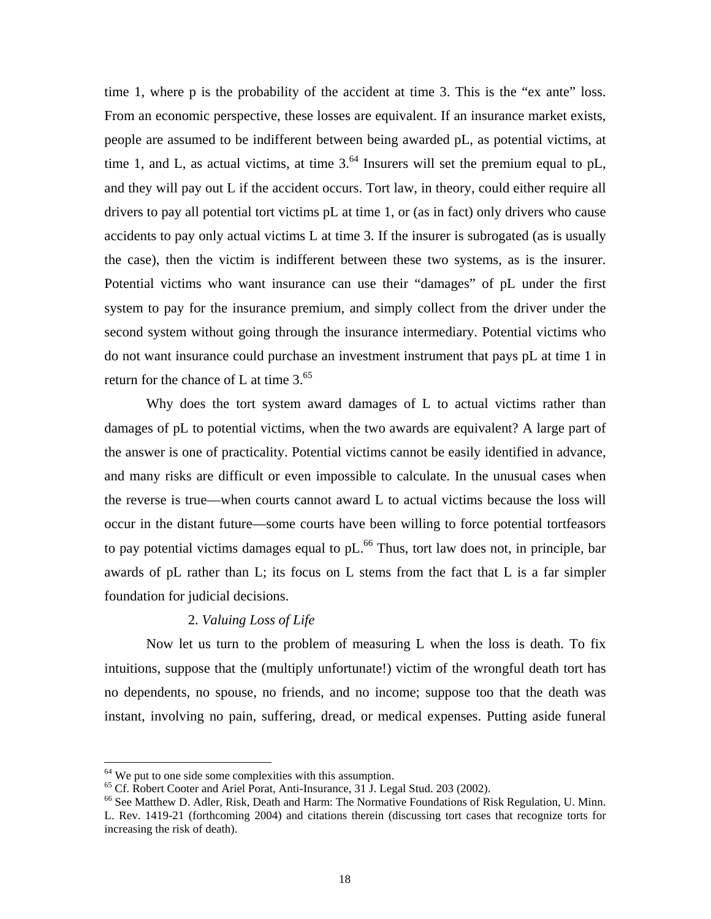time 1, where p is the probability of the accident at time 3. This is the "ex ante" loss. From an economic perspective, these losses are equivalent. If an insurance market exists, people are assumed to be indifferent between being awarded pL, as potential victims, at time 1, and L, as actual victims, at time 3.[64] Insurers will set the premium equal to pL, and they will pay out L if the accident occurs. Tort law, in theory, could either require all drivers to pay all potential tort victims pL at time 1, or (as in fact) only drivers who cause accidents to pay only actual victims L at time 3. If the insurer is subrogated (as is usually the case), then the victim is indifferent between these two systems, as is the insurer. Potential victims who want insurance can use their "damages" of pL under the first system to pay for the insurance premium, and simply collect from the driver under the second system without going through the insurance intermediary. Potential victims who do not want insurance could purchase an investment instrument that pays pL at time 1 in return for the chance of L at time 3.[65]

Why does the tort system award damages of L to actual victims rather than damages of pL to potential victims, when the two awards are equivalent? A large part of the answer is one of practicality. Potential victims cannot be easily identified in advance, and many risks are difficult or even impossible to calculate. In the unusual cases when the reverse is true—when courts cannot award L to actual victims because the loss will occur in the distant future—some courts have been willing to force potential tortfeasors to pay potential victims damages equal to pL.[66] Thus, tort law does not, in principle, bar awards of pL rather than L; its focus on L stems from the fact that L is a far simpler foundation for judicial decisions.

#### 2. *Valuing Loss of Life*

Now let us turn to the problem of measuring L when the loss is death. To fix intuitions, suppose that the (multiply unfortunate!) victim of the wrongful death tort has no dependents, no spouse, no friends, and no income; suppose too that the death was instant, involving no pain, suffering, dread, or medical expenses. Putting aside funeral

---

[64] We put to one side some complexities with this assumption.

[65] Cf. Robert Cooter and Ariel Porat, Anti-Insurance, 31 J. Legal Stud. 203 (2002).

[66] See Matthew D. Adler, Risk, Death and Harm: The Normative Foundations of Risk Regulation, U. Minn. L. Rev. 1419-21 (forthcoming 2004) and citations therein (discussing tort cases that recognize torts for increasing the risk of death).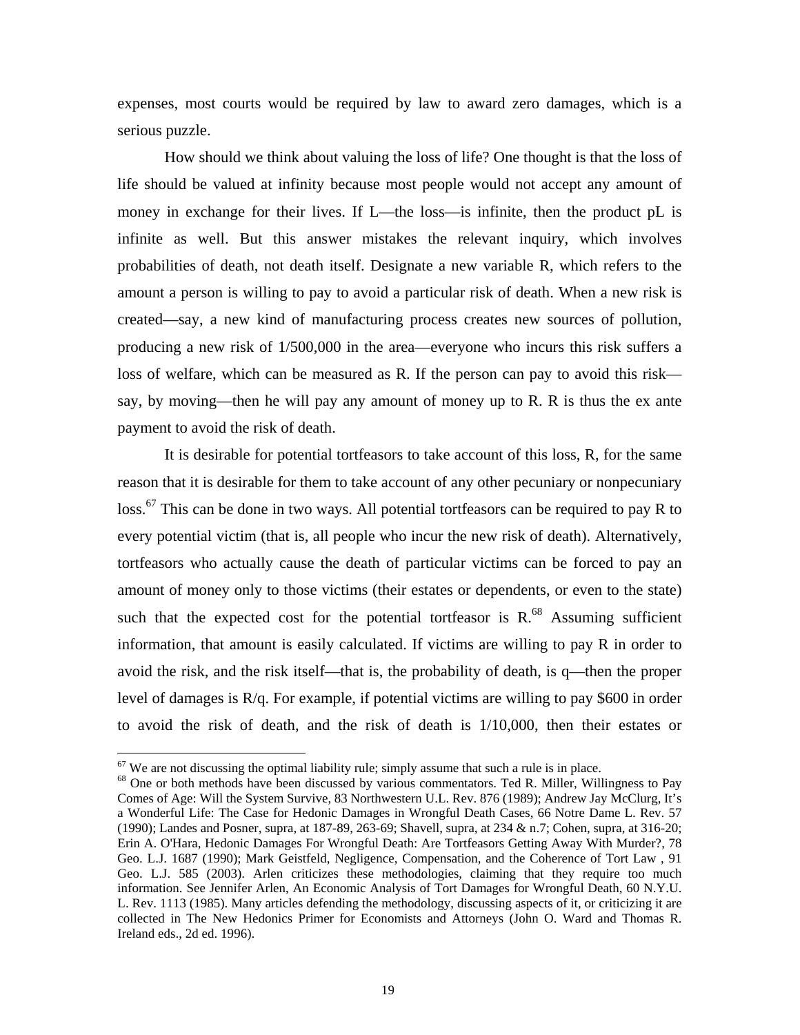expenses, most courts would be required by law to award zero damages, which is a serious puzzle.

How should we think about valuing the loss of life? One thought is that the loss of life should be valued at infinity because most people would not accept any amount of money in exchange for their lives. If L—the loss—is infinite, then the product pL is infinite as well. But this answer mistakes the relevant inquiry, which involves probabilities of death, not death itself. Designate a new variable R, which refers to the amount a person is willing to pay to avoid a particular risk of death. When a new risk is created—say, a new kind of manufacturing process creates new sources of pollution, producing a new risk of 1/500,000 in the area—everyone who incurs this risk suffers a loss of welfare, which can be measured as R. If the person can pay to avoid this risk—say, by moving—then he will pay any amount of money up to R. R is thus the ex ante payment to avoid the risk of death.

It is desirable for potential tortfeasors to take account of this loss, R, for the same reason that it is desirable for them to take account of any other pecuniary or nonpecuniary loss.[67] This can be done in two ways. All potential tortfeasors can be required to pay R to every potential victim (that is, all people who incur the new risk of death). Alternatively, tortfeasors who actually cause the death of particular victims can be forced to pay an amount of money only to those victims (their estates or dependents, or even to the state) such that the expected cost for the potential tortfeasor is R.[68] Assuming sufficient information, that amount is easily calculated. If victims are willing to pay R in order to avoid the risk, and the risk itself—that is, the probability of death, is q—then the proper level of damages is R/q. For example, if potential victims are willing to pay $600 in order to avoid the risk of death, and the risk of death is 1/10,000, then their estates or

---

[67] We are not discussing the optimal liability rule; simply assume that such a rule is in place.

[68] One or both methods have been discussed by various commentators. Ted R. Miller, Willingness to Pay Comes of Age: Will the System Survive, 83 Northwestern U.L. Rev. 876 (1989); Andrew Jay McClurg, It's a Wonderful Life: The Case for Hedonic Damages in Wrongful Death Cases, 66 Notre Dame L. Rev. 57 (1990); Landes and Posner, supra, at 187-89, 263-69; Shavell, supra, at 234 & n.7; Cohen, supra, at 316-20; Erin A. O'Hara, Hedonic Damages For Wrongful Death: Are Tortfeasors Getting Away With Murder?, 78 Geo. L.J. 1687 (1990); Mark Geistfeld, Negligence, Compensation, and the Coherence of Tort Law , 91 Geo. L.J. 585 (2003). Arlen criticizes these methodologies, claiming that they require too much information. See Jennifer Arlen, An Economic Analysis of Tort Damages for Wrongful Death, 60 N.Y.U. L. Rev. 1113 (1985). Many articles defending the methodology, discussing aspects of it, or criticizing it are collected in The New Hedonics Primer for Economists and Attorneys (John O. Ward and Thomas R. Ireland eds., 2d ed. 1996).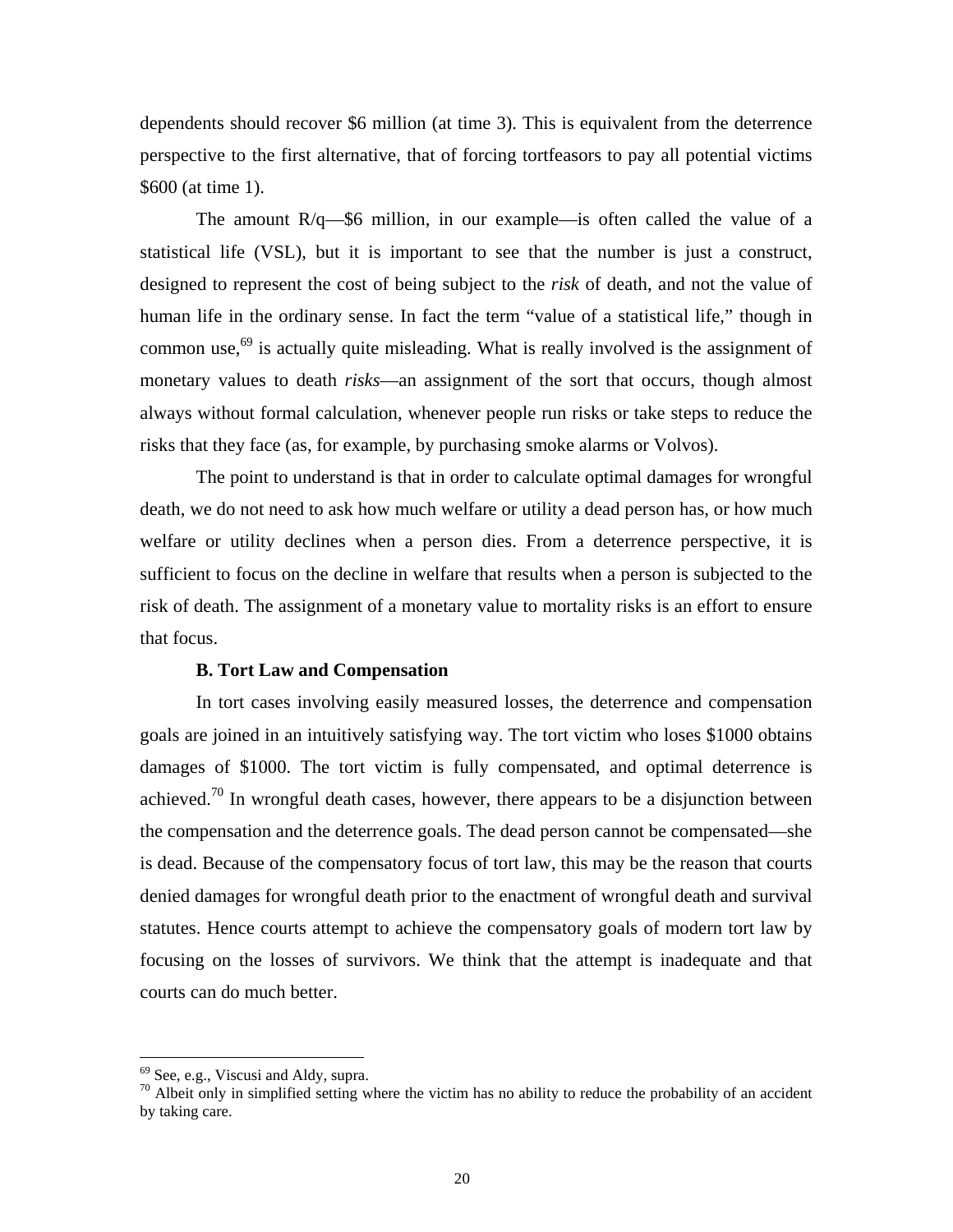dependents should recover \$6 million (at time 3). This is equivalent from the deterrence perspective to the first alternative, that of forcing tortfeasors to pay all potential victims \$600 (at time 1).

The amount $R/q$—\$6 million, in our example—is often called the value of a statistical life (VSL), but it is important to see that the number is just a construct, designed to represent the cost of being subject to the *risk* of death, and not the value of human life in the ordinary sense. In fact the term "value of a statistical life," though in common use,[69] is actually quite misleading. What is really involved is the assignment of monetary values to death *risks*—an assignment of the sort that occurs, though almost always without formal calculation, whenever people run risks or take steps to reduce the risks that they face (as, for example, by purchasing smoke alarms or Volvos).

The point to understand is that in order to calculate optimal damages for wrongful death, we do not need to ask how much welfare or utility a dead person has, or how much welfare or utility declines when a person dies. From a deterrence perspective, it is sufficient to focus on the decline in welfare that results when a person is subjected to the risk of death. The assignment of a monetary value to mortality risks is an effort to ensure that focus.

### B. Tort Law and Compensation

In tort cases involving easily measured losses, the deterrence and compensation goals are joined in an intuitively satisfying way. The tort victim who loses \$1000 obtains damages of \$1000. The tort victim is fully compensated, and optimal deterrence is achieved.[70] In wrongful death cases, however, there appears to be a disjunction between the compensation and the deterrence goals. The dead person cannot be compensated—she is dead. Because of the compensatory focus of tort law, this may be the reason that courts denied damages for wrongful death prior to the enactment of wrongful death and survival statutes. Hence courts attempt to achieve the compensatory goals of modern tort law by focusing on the losses of survivors. We think that the attempt is inadequate and that courts can do much better.

---

[69] See, e.g., Viscusi and Aldy, supra.

[70] Albeit only in simplified setting where the victim has no ability to reduce the probability of an accident by taking care.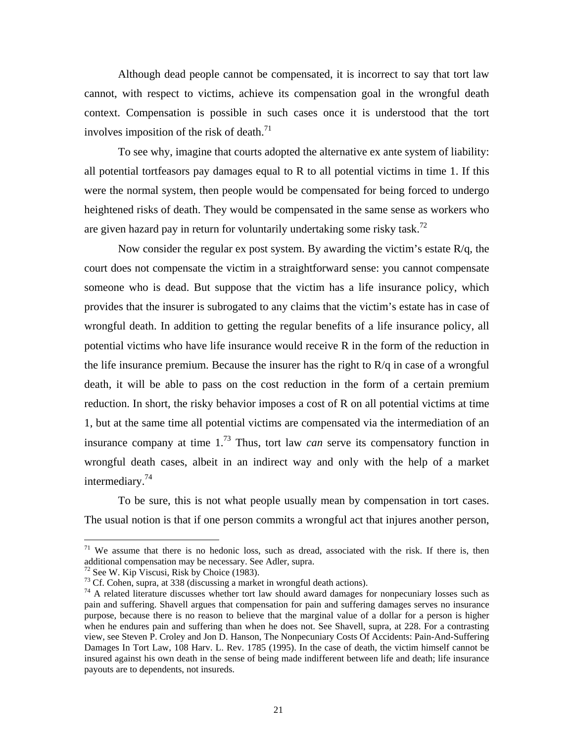Although dead people cannot be compensated, it is incorrect to say that tort law cannot, with respect to victims, achieve its compensation goal in the wrongful death context. Compensation is possible in such cases once it is understood that the tort involves imposition of the risk of death.[71]

To see why, imagine that courts adopted the alternative ex ante system of liability: all potential tortfeasors pay damages equal to R to all potential victims in time 1. If this were the normal system, then people would be compensated for being forced to undergo heightened risks of death. They would be compensated in the same sense as workers who are given hazard pay in return for voluntarily undertaking some risky task.[72]

Now consider the regular ex post system. By awarding the victim's estate R/q, the court does not compensate the victim in a straightforward sense: you cannot compensate someone who is dead. But suppose that the victim has a life insurance policy, which provides that the insurer is subrogated to any claims that the victim's estate has in case of wrongful death. In addition to getting the regular benefits of a life insurance policy, all potential victims who have life insurance would receive R in the form of the reduction in the life insurance premium. Because the insurer has the right to R/q in case of a wrongful death, it will be able to pass on the cost reduction in the form of a certain premium reduction. In short, the risky behavior imposes a cost of R on all potential victims at time 1, but at the same time all potential victims are compensated via the intermediation of an insurance company at time 1.[73] Thus, tort law *can* serve its compensatory function in wrongful death cases, albeit in an indirect way and only with the help of a market intermediary.[74]

To be sure, this is not what people usually mean by compensation in tort cases. The usual notion is that if one person commits a wrongful act that injures another person,

---

[71] We assume that there is no hedonic loss, such as dread, associated with the risk. If there is, then additional compensation may be necessary. See Adler, supra.

[72] See W. Kip Viscusi, Risk by Choice (1983).

[73] Cf. Cohen, supra, at 338 (discussing a market in wrongful death actions).

[74] A related literature discusses whether tort law should award damages for nonpecuniary losses such as pain and suffering. Shavell argues that compensation for pain and suffering damages serves no insurance purpose, because there is no reason to believe that the marginal value of a dollar for a person is higher when he endures pain and suffering than when he does not. See Shavell, supra, at 228. For a contrasting view, see Steven P. Croley and Jon D. Hanson, The Nonpecuniary Costs Of Accidents: Pain-And-Suffering Damages In Tort Law, 108 Harv. L. Rev. 1785 (1995). In the case of death, the victim himself cannot be insured against his own death in the sense of being made indifferent between life and death; life insurance payouts are to dependents, not insureds.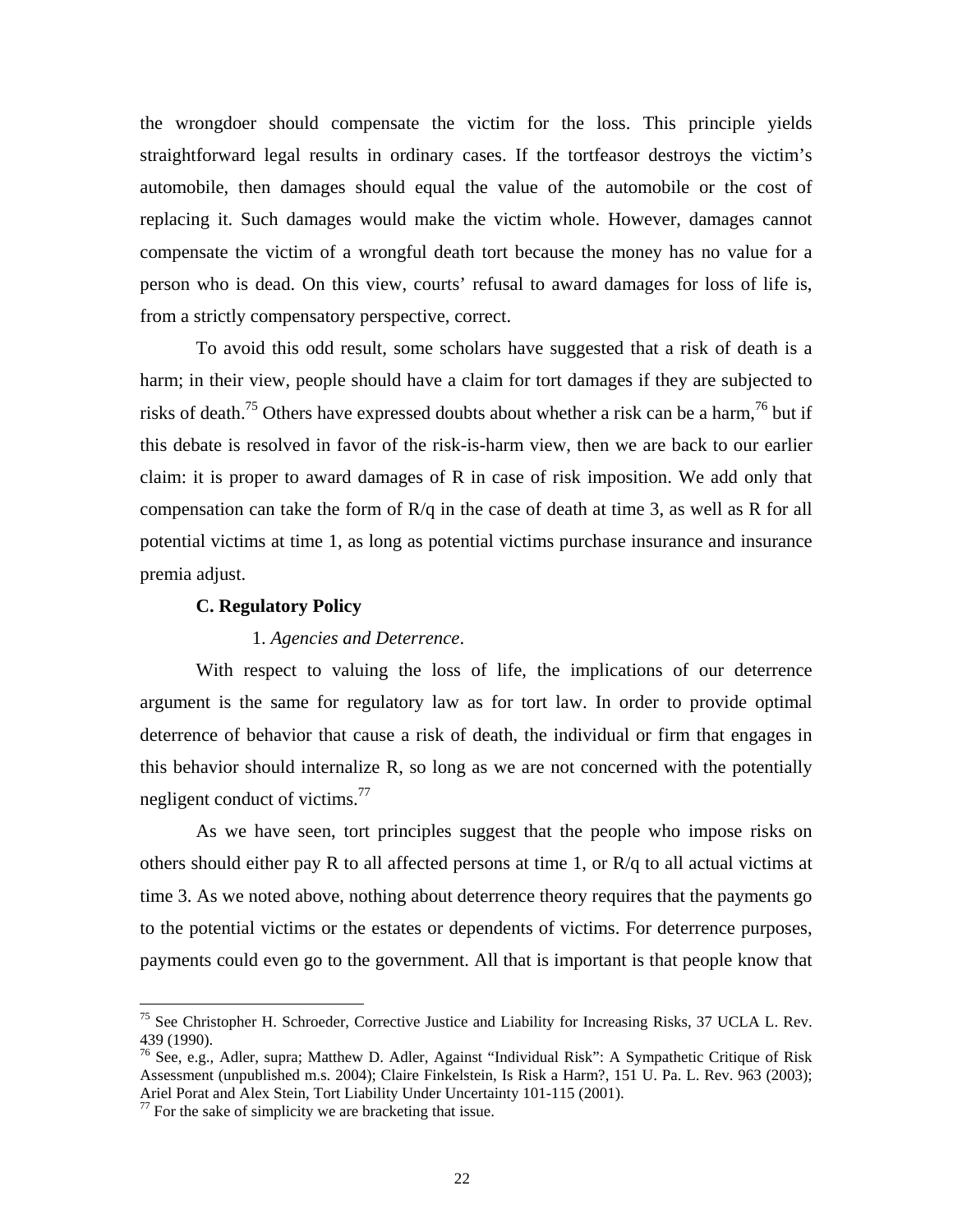the wrongdoer should compensate the victim for the loss. This principle yields straightforward legal results in ordinary cases. If the tortfeasor destroys the victim's automobile, then damages should equal the value of the automobile or the cost of replacing it. Such damages would make the victim whole. However, damages cannot compensate the victim of a wrongful death tort because the money has no value for a person who is dead. On this view, courts' refusal to award damages for loss of life is, from a strictly compensatory perspective, correct.

To avoid this odd result, some scholars have suggested that a risk of death is a harm; in their view, people should have a claim for tort damages if they are subjected to risks of death.[75] Others have expressed doubts about whether a risk can be a harm,[76] but if this debate is resolved in favor of the risk-is-harm view, then we are back to our earlier claim: it is proper to award damages of R in case of risk imposition. We add only that compensation can take the form of R/q in the case of death at time 3, as well as R for all potential victims at time 1, as long as potential victims purchase insurance and insurance premia adjust.

### C. Regulatory Policy

#### 1. *Agencies and Deterrence*.

With respect to valuing the loss of life, the implications of our deterrence argument is the same for regulatory law as for tort law. In order to provide optimal deterrence of behavior that cause a risk of death, the individual or firm that engages in this behavior should internalize R, so long as we are not concerned with the potentially negligent conduct of victims.[77]

As we have seen, tort principles suggest that the people who impose risks on others should either pay R to all affected persons at time 1, or R/q to all actual victims at time 3. As we noted above, nothing about deterrence theory requires that the payments go to the potential victims or the estates or dependents of victims. For deterrence purposes, payments could even go to the government. All that is important is that people know that

---

[75] See Christopher H. Schroeder, Corrective Justice and Liability for Increasing Risks, 37 UCLA L. Rev. 439 (1990).

[76] See, e.g., Adler, supra; Matthew D. Adler, Against "Individual Risk": A Sympathetic Critique of Risk Assessment (unpublished m.s. 2004); Claire Finkelstein, Is Risk a Harm?, 151 U. Pa. L. Rev. 963 (2003); Ariel Porat and Alex Stein, Tort Liability Under Uncertainty 101-115 (2001).

[77] For the sake of simplicity we are bracketing that issue.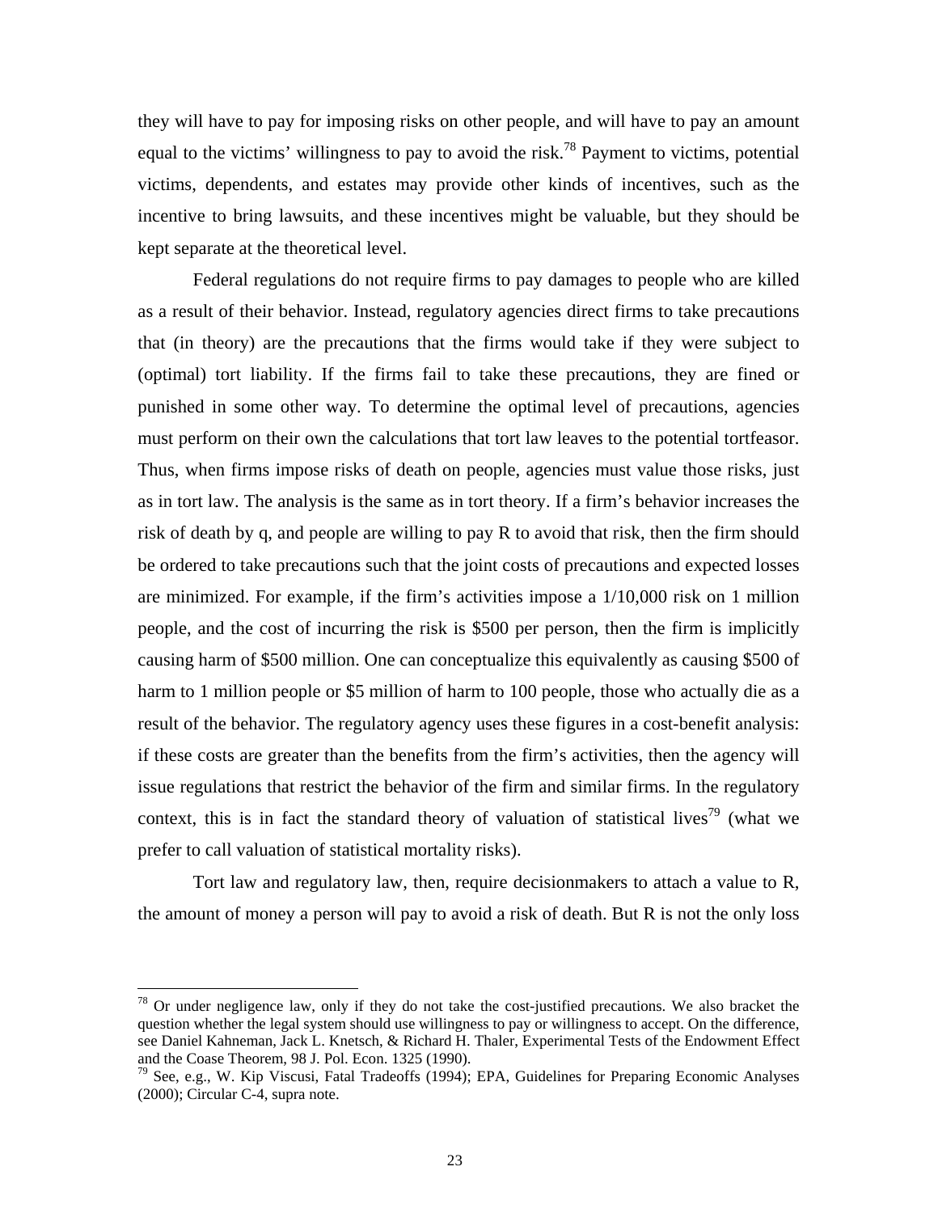they will have to pay for imposing risks on other people, and will have to pay an amount equal to the victims' willingness to pay to avoid the risk.[78] Payment to victims, potential victims, dependents, and estates may provide other kinds of incentives, such as the incentive to bring lawsuits, and these incentives might be valuable, but they should be kept separate at the theoretical level.

Federal regulations do not require firms to pay damages to people who are killed as a result of their behavior. Instead, regulatory agencies direct firms to take precautions that (in theory) are the precautions that the firms would take if they were subject to (optimal) tort liability. If the firms fail to take these precautions, they are fined or punished in some other way. To determine the optimal level of precautions, agencies must perform on their own the calculations that tort law leaves to the potential tortfeasor. Thus, when firms impose risks of death on people, agencies must value those risks, just as in tort law. The analysis is the same as in tort theory. If a firm's behavior increases the risk of death by q, and people are willing to pay R to avoid that risk, then the firm should be ordered to take precautions such that the joint costs of precautions and expected losses are minimized. For example, if the firm's activities impose a 1/10,000 risk on 1 million people, and the cost of incurring the risk is \$500 per person, then the firm is implicitly causing harm of \$500 million. One can conceptualize this equivalently as causing \$500 of harm to 1 million people or \$5 million of harm to 100 people, those who actually die as a result of the behavior. The regulatory agency uses these figures in a cost-benefit analysis: if these costs are greater than the benefits from the firm's activities, then the agency will issue regulations that restrict the behavior of the firm and similar firms. In the regulatory context, this is in fact the standard theory of valuation of statistical lives[79] (what we prefer to call valuation of statistical mortality risks).

Tort law and regulatory law, then, require decisionmakers to attach a value to R, the amount of money a person will pay to avoid a risk of death. But R is not the only loss

---

[78] Or under negligence law, only if they do not take the cost-justified precautions. We also bracket the question whether the legal system should use willingness to pay or willingness to accept. On the difference, see Daniel Kahneman, Jack L. Knetsch, & Richard H. Thaler, Experimental Tests of the Endowment Effect and the Coase Theorem, 98 J. Pol. Econ. 1325 (1990).

[79] See, e.g., W. Kip Viscusi, Fatal Tradeoffs (1994); EPA, Guidelines for Preparing Economic Analyses (2000); Circular C-4, supra note.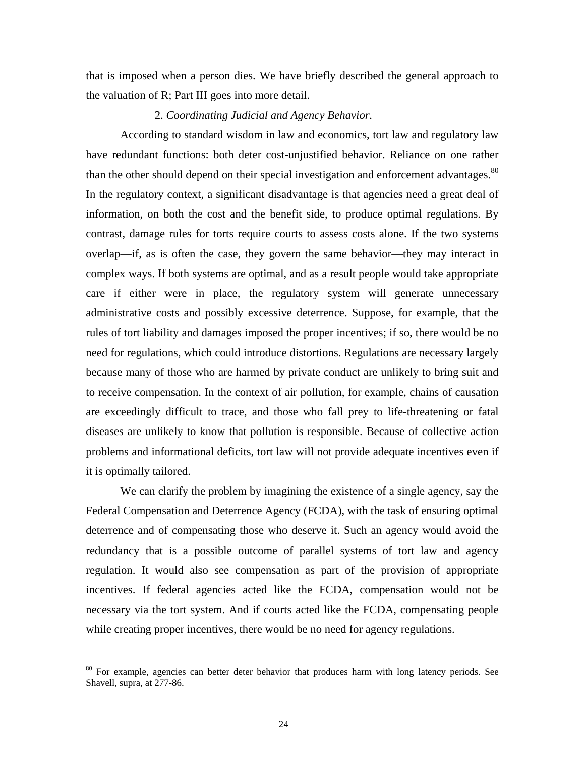that is imposed when a person dies. We have briefly described the general approach to the valuation of R; Part III goes into more detail.

2. *Coordinating Judicial and Agency Behavior.*

According to standard wisdom in law and economics, tort law and regulatory law have redundant functions: both deter cost-unjustified behavior. Reliance on one rather than the other should depend on their special investigation and enforcement advantages.[80] In the regulatory context, a significant disadvantage is that agencies need a great deal of information, on both the cost and the benefit side, to produce optimal regulations. By contrast, damage rules for torts require courts to assess costs alone. If the two systems overlap—if, as is often the case, they govern the same behavior—they may interact in complex ways. If both systems are optimal, and as a result people would take appropriate care if either were in place, the regulatory system will generate unnecessary administrative costs and possibly excessive deterrence. Suppose, for example, that the rules of tort liability and damages imposed the proper incentives; if so, there would be no need for regulations, which could introduce distortions. Regulations are necessary largely because many of those who are harmed by private conduct are unlikely to bring suit and to receive compensation. In the context of air pollution, for example, chains of causation are exceedingly difficult to trace, and those who fall prey to life-threatening or fatal diseases are unlikely to know that pollution is responsible. Because of collective action problems and informational deficits, tort law will not provide adequate incentives even if it is optimally tailored.

We can clarify the problem by imagining the existence of a single agency, say the Federal Compensation and Deterrence Agency (FCDA), with the task of ensuring optimal deterrence and of compensating those who deserve it. Such an agency would avoid the redundancy that is a possible outcome of parallel systems of tort law and agency regulation. It would also see compensation as part of the provision of appropriate incentives. If federal agencies acted like the FCDA, compensation would not be necessary via the tort system. And if courts acted like the FCDA, compensating people while creating proper incentives, there would be no need for agency regulations.

[80] For example, agencies can better deter behavior that produces harm with long latency periods. See Shavell, supra, at 277-86.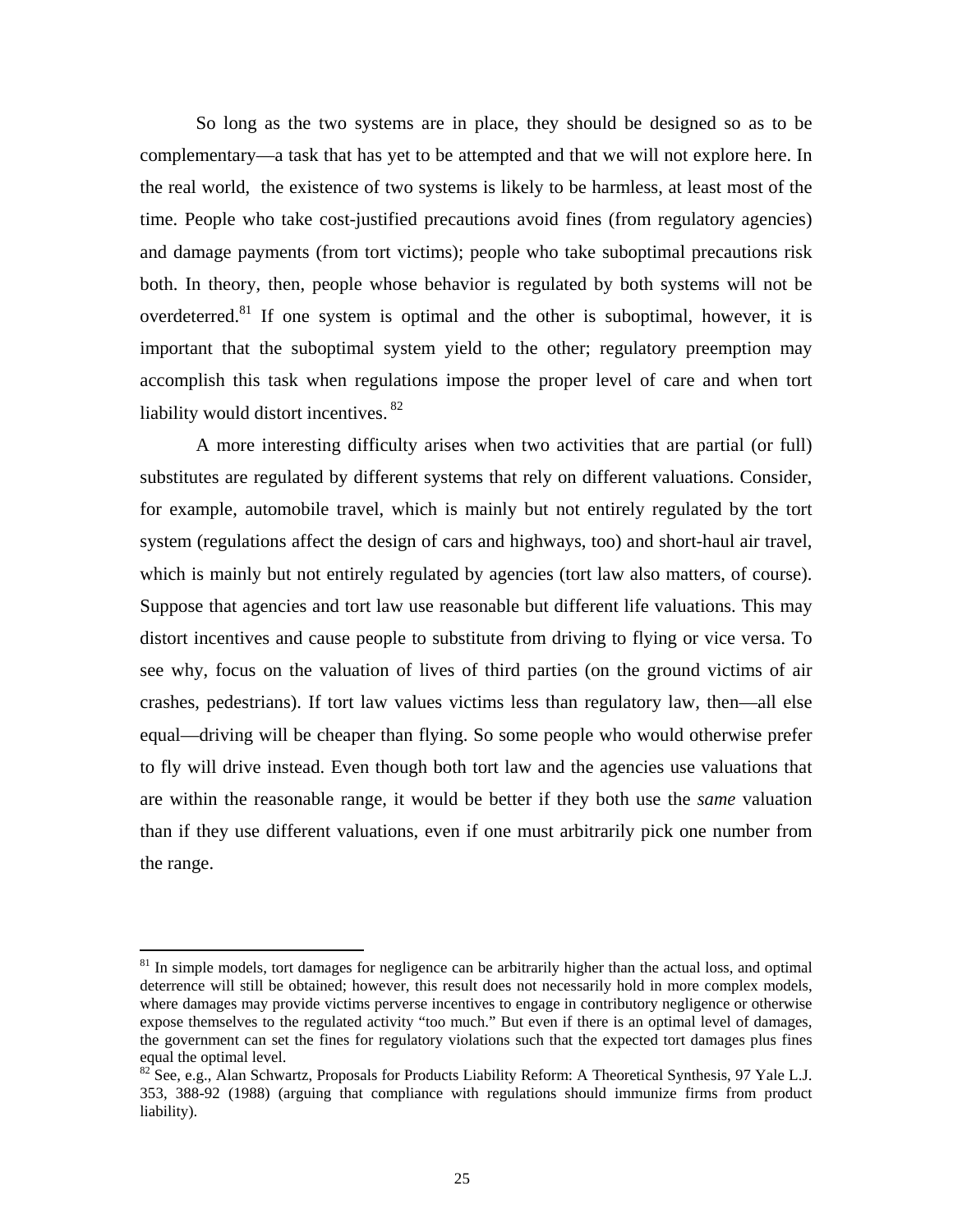So long as the two systems are in place, they should be designed so as to be complementary—a task that has yet to be attempted and that we will not explore here. In the real world, the existence of two systems is likely to be harmless, at least most of the time. People who take cost-justified precautions avoid fines (from regulatory agencies) and damage payments (from tort victims); people who take suboptimal precautions risk both. In theory, then, people whose behavior is regulated by both systems will not be overdeterred.[81] If one system is optimal and the other is suboptimal, however, it is important that the suboptimal system yield to the other; regulatory preemption may accomplish this task when regulations impose the proper level of care and when tort liability would distort incentives.[82]

A more interesting difficulty arises when two activities that are partial (or full) substitutes are regulated by different systems that rely on different valuations. Consider, for example, automobile travel, which is mainly but not entirely regulated by the tort system (regulations affect the design of cars and highways, too) and short-haul air travel, which is mainly but not entirely regulated by agencies (tort law also matters, of course). Suppose that agencies and tort law use reasonable but different life valuations. This may distort incentives and cause people to substitute from driving to flying or vice versa. To see why, focus on the valuation of lives of third parties (on the ground victims of air crashes, pedestrians). If tort law values victims less than regulatory law, then—all else equal—driving will be cheaper than flying. So some people who would otherwise prefer to fly will drive instead. Even though both tort law and the agencies use valuations that are within the reasonable range, it would be better if they both use the *same* valuation than if they use different valuations, even if one must arbitrarily pick one number from the range.

---

[81] In simple models, tort damages for negligence can be arbitrarily higher than the actual loss, and optimal deterrence will still be obtained; however, this result does not necessarily hold in more complex models, where damages may provide victims perverse incentives to engage in contributory negligence or otherwise expose themselves to the regulated activity "too much." But even if there is an optimal level of damages, the government can set the fines for regulatory violations such that the expected tort damages plus fines equal the optimal level.

[82] See, e.g., Alan Schwartz, Proposals for Products Liability Reform: A Theoretical Synthesis, 97 Yale L.J. 353, 388-92 (1988) (arguing that compliance with regulations should immunize firms from product liability).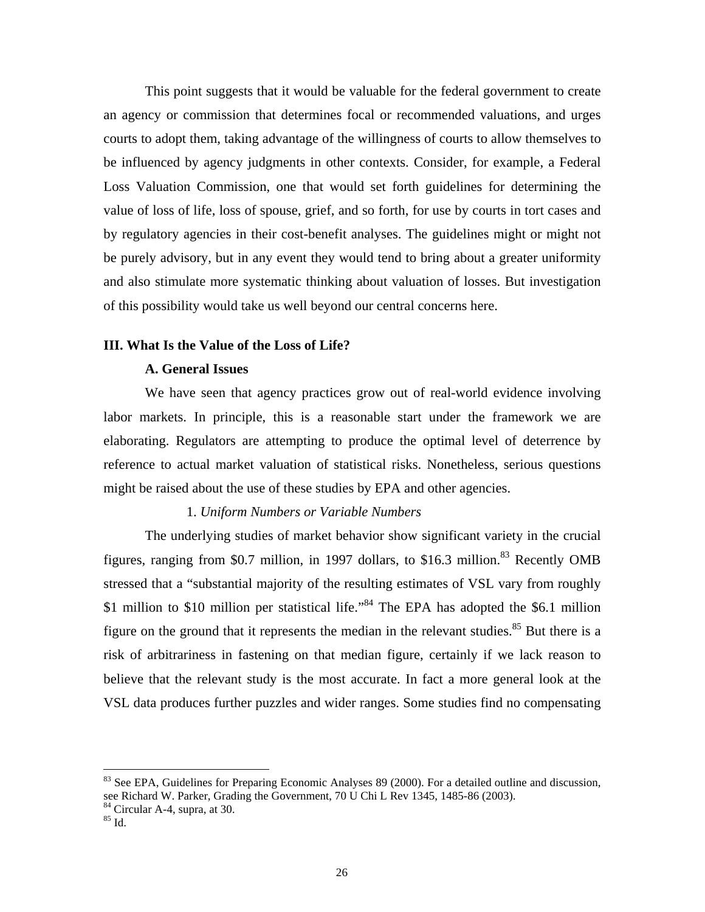This point suggests that it would be valuable for the federal government to create an agency or commission that determines focal or recommended valuations, and urges courts to adopt them, taking advantage of the willingness of courts to allow themselves to be influenced by agency judgments in other contexts. Consider, for example, a Federal Loss Valuation Commission, one that would set forth guidelines for determining the value of loss of life, loss of spouse, grief, and so forth, for use by courts in tort cases and by regulatory agencies in their cost-benefit analyses. The guidelines might or might not be purely advisory, but in any event they would tend to bring about a greater uniformity and also stimulate more systematic thinking about valuation of losses. But investigation of this possibility would take us well beyond our central concerns here.

## III. What Is the Value of the Loss of Life?

### A. General Issues

We have seen that agency practices grow out of real-world evidence involving labor markets. In principle, this is a reasonable start under the framework we are elaborating. Regulators are attempting to produce the optimal level of deterrence by reference to actual market valuation of statistical risks. Nonetheless, serious questions might be raised about the use of these studies by EPA and other agencies.

#### 1. *Uniform Numbers or Variable Numbers*

The underlying studies of market behavior show significant variety in the crucial figures, ranging from \$0.7 million, in 1997 dollars, to \$16.3 million.[83] Recently OMB stressed that a "substantial majority of the resulting estimates of VSL vary from roughly \$1 million to \$10 million per statistical life."[84] The EPA has adopted the \$6.1 million figure on the ground that it represents the median in the relevant studies.[85] But there is a risk of arbitrariness in fastening on that median figure, certainly if we lack reason to believe that the relevant study is the most accurate. In fact a more general look at the VSL data produces further puzzles and wider ranges. Some studies find no compensating

---

[83] See EPA, Guidelines for Preparing Economic Analyses 89 (2000). For a detailed outline and discussion, see Richard W. Parker, Grading the Government, 70 U Chi L Rev 1345, 1485-86 (2003).

[84] Circular A-4, supra, at 30.

[85] Id.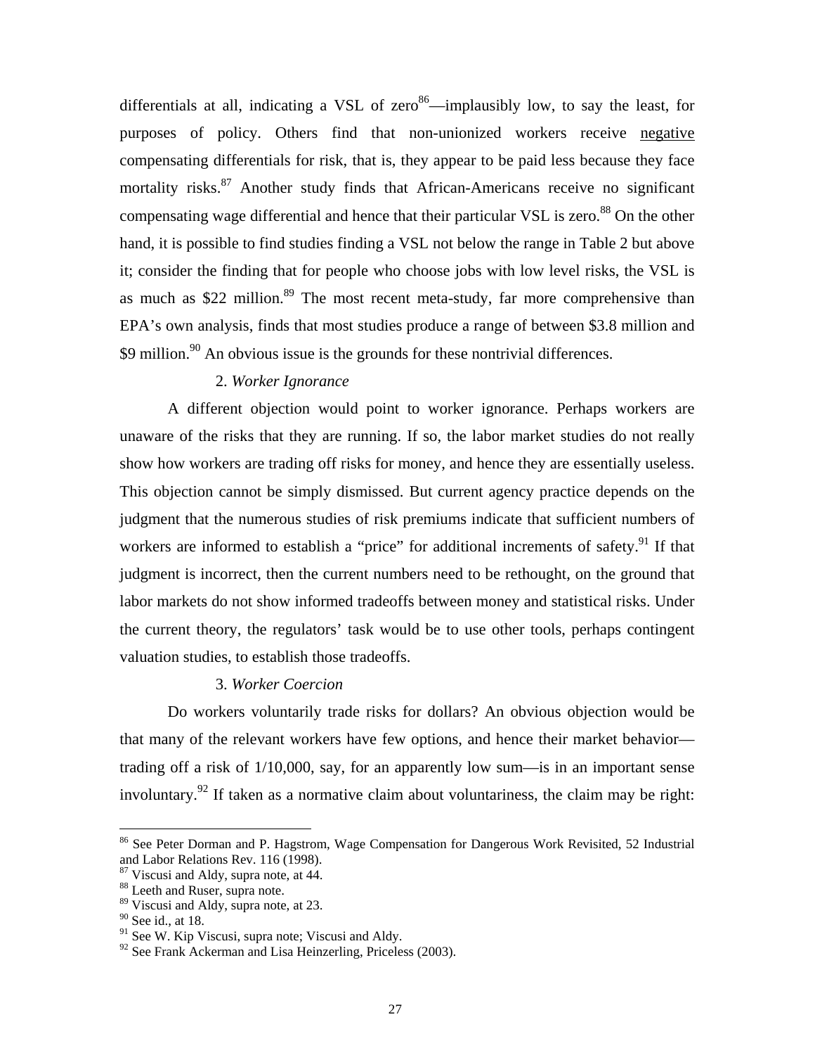differentials at all, indicating a VSL of zero[86]—implausibly low, to say the least, for purposes of policy. Others find that non-unionized workers receive <u>negative</u> compensating differentials for risk, that is, they appear to be paid less because they face mortality risks.[87] Another study finds that African-Americans receive no significant compensating wage differential and hence that their particular VSL is zero.[88] On the other hand, it is possible to find studies finding a VSL not below the range in Table 2 but above it; consider the finding that for people who choose jobs with low level risks, the VSL is as much as $22 million.[89] The most recent meta-study, far more comprehensive than EPA's own analysis, finds that most studies produce a range of between $3.8 million and $9 million.[90] An obvious issue is the grounds for these nontrivial differences.

2. *Worker Ignorance*

A different objection would point to worker ignorance. Perhaps workers are unaware of the risks that they are running. If so, the labor market studies do not really show how workers are trading off risks for money, and hence they are essentially useless. This objection cannot be simply dismissed. But current agency practice depends on the judgment that the numerous studies of risk premiums indicate that sufficient numbers of workers are informed to establish a "price" for additional increments of safety.[91] If that judgment is incorrect, then the current numbers need to be rethought, on the ground that labor markets do not show informed tradeoffs between money and statistical risks. Under the current theory, the regulators' task would be to use other tools, perhaps contingent valuation studies, to establish those tradeoffs.

3. *Worker Coercion*

Do workers voluntarily trade risks for dollars? An obvious objection would be that many of the relevant workers have few options, and hence their market behavior—trading off a risk of 1/10,000, say, for an apparently low sum—is in an important sense involuntary.[92] If taken as a normative claim about voluntariness, the claim may be right:

---

[86] See Peter Dorman and P. Hagstrom, Wage Compensation for Dangerous Work Revisited, 52 Industrial and Labor Relations Rev. 116 (1998).

[87] Viscusi and Aldy, supra note, at 44.

[88] Leeth and Ruser, supra note.

[89] Viscusi and Aldy, supra note, at 23.

[90] See id., at 18.

[91] See W. Kip Viscusi, supra note; Viscusi and Aldy.

[92] See Frank Ackerman and Lisa Heinzerling, Priceless (2003).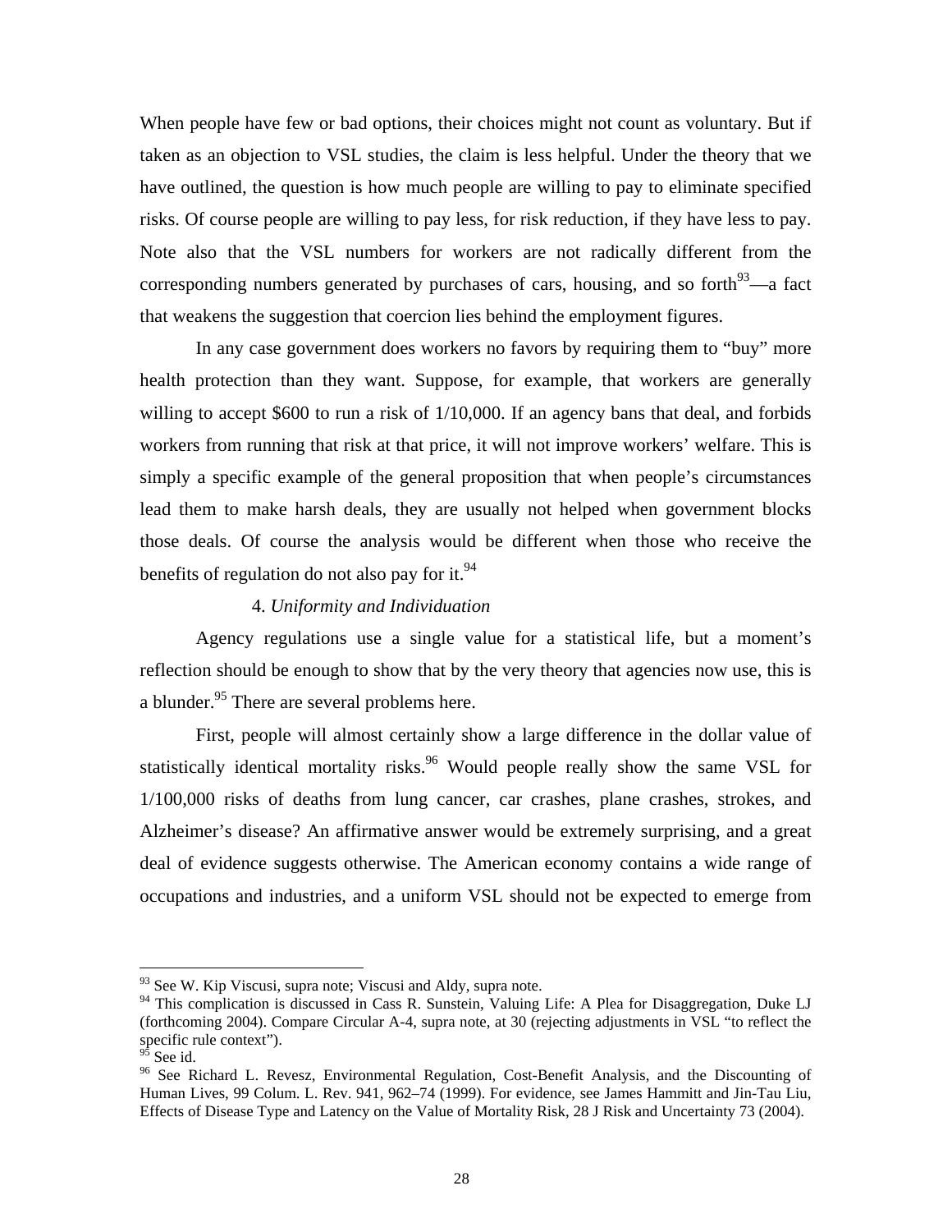When people have few or bad options, their choices might not count as voluntary. But if taken as an objection to VSL studies, the claim is less helpful. Under the theory that we have outlined, the question is how much people are willing to pay to eliminate specified risks. Of course people are willing to pay less, for risk reduction, if they have less to pay. Note also that the VSL numbers for workers are not radically different from the corresponding numbers generated by purchases of cars, housing, and so forth[93]—a fact that weakens the suggestion that coercion lies behind the employment figures.

In any case government does workers no favors by requiring them to "buy" more health protection than they want. Suppose, for example, that workers are generally willing to accept $600 to run a risk of 1/10,000. If an agency bans that deal, and forbids workers from running that risk at that price, it will not improve workers' welfare. This is simply a specific example of the general proposition that when people's circumstances lead them to make harsh deals, they are usually not helped when government blocks those deals. Of course the analysis would be different when those who receive the benefits of regulation do not also pay for it.[94]

### 4. *Uniformity and Individuation*

Agency regulations use a single value for a statistical life, but a moment's reflection should be enough to show that by the very theory that agencies now use, this is a blunder.[95] There are several problems here.

First, people will almost certainly show a large difference in the dollar value of statistically identical mortality risks.[96] Would people really show the same VSL for 1/100,000 risks of deaths from lung cancer, car crashes, plane crashes, strokes, and Alzheimer's disease? An affirmative answer would be extremely surprising, and a great deal of evidence suggests otherwise. The American economy contains a wide range of occupations and industries, and a uniform VSL should not be expected to emerge from

---

[93] See W. Kip Viscusi, supra note; Viscusi and Aldy, supra note.

[94] This complication is discussed in Cass R. Sunstein, Valuing Life: A Plea for Disaggregation, Duke LJ (forthcoming 2004). Compare Circular A-4, supra note, at 30 (rejecting adjustments in VSL "to reflect the specific rule context").

[95] See id.

[96] See Richard L. Revesz, Environmental Regulation, Cost-Benefit Analysis, and the Discounting of Human Lives, 99 Colum. L. Rev. 941, 962–74 (1999). For evidence, see James Hammitt and Jin-Tau Liu, Effects of Disease Type and Latency on the Value of Mortality Risk, 28 J Risk and Uncertainty 73 (2004).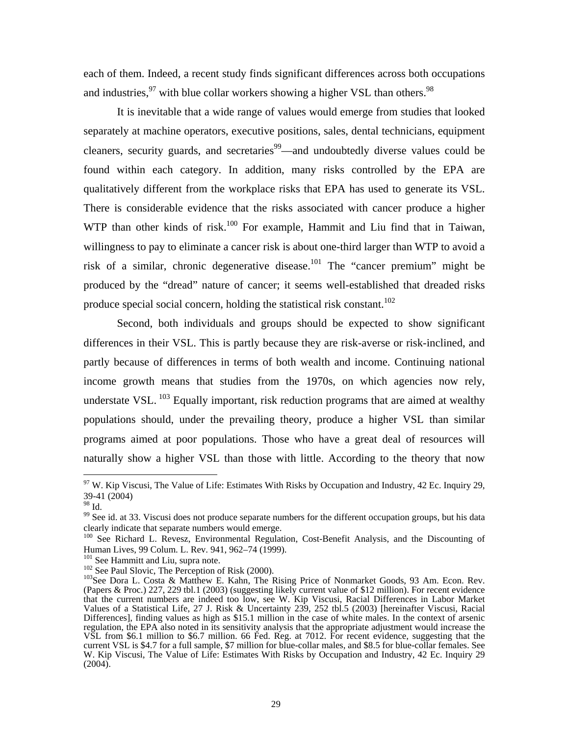each of them. Indeed, a recent study finds significant differences across both occupations and industries,[97] with blue collar workers showing a higher VSL than others.[98]

It is inevitable that a wide range of values would emerge from studies that looked separately at machine operators, executive positions, sales, dental technicians, equipment cleaners, security guards, and secretaries[99]—and undoubtedly diverse values could be found within each category. In addition, many risks controlled by the EPA are qualitatively different from the workplace risks that EPA has used to generate its VSL. There is considerable evidence that the risks associated with cancer produce a higher WTP than other kinds of risk.[100] For example, Hammit and Liu find that in Taiwan, willingness to pay to eliminate a cancer risk is about one-third larger than WTP to avoid a risk of a similar, chronic degenerative disease.[101] The "cancer premium" might be produced by the "dread" nature of cancer; it seems well-established that dreaded risks produce special social concern, holding the statistical risk constant.[102]

Second, both individuals and groups should be expected to show significant differences in their VSL. This is partly because they are risk-averse or risk-inclined, and partly because of differences in terms of both wealth and income. Continuing national income growth means that studies from the 1970s, on which agencies now rely, understate VSL.[103] Equally important, risk reduction programs that are aimed at wealthy populations should, under the prevailing theory, produce a higher VSL than similar programs aimed at poor populations. Those who have a great deal of resources will naturally show a higher VSL than those with little. According to the theory that now

---

[97] W. Kip Viscusi, The Value of Life: Estimates With Risks by Occupation and Industry, 42 Ec. Inquiry 29, 39-41 (2004)

[98] Id.

[99] See id. at 33. Viscusi does not produce separate numbers for the different occupation groups, but his data clearly indicate that separate numbers would emerge.

[100] See Richard L. Revesz, Environmental Regulation, Cost-Benefit Analysis, and the Discounting of Human Lives, 99 Colum. L. Rev. 941, 962–74 (1999).

[101] See Hammitt and Liu, supra note.

[102] See Paul Slovic, The Perception of Risk (2000).

[103] See Dora L. Costa & Matthew E. Kahn, The Rising Price of Nonmarket Goods, 93 Am. Econ. Rev. (Papers & Proc.) 227, 229 tbl.1 (2003) (suggesting likely current value of $12 million). For recent evidence that the current numbers are indeed too low, see W. Kip Viscusi, Racial Differences in Labor Market Values of a Statistical Life, 27 J. Risk & Uncertainty 239, 252 tbl.5 (2003) [hereinafter Viscusi, Racial Differences], finding values as high as $15.1 million in the case of white males. In the context of arsenic regulation, the EPA also noted in its sensitivity analysis that the appropriate adjustment would increase the VSL from $6.1 million to $6.7 million. 66 Fed. Reg. at 7012. For recent evidence, suggesting that the current VSL is $4.7 for a full sample, $7 million for blue-collar males, and $8.5 for blue-collar females. See W. Kip Viscusi, The Value of Life: Estimates With Risks by Occupation and Industry, 42 Ec. Inquiry 29 (2004).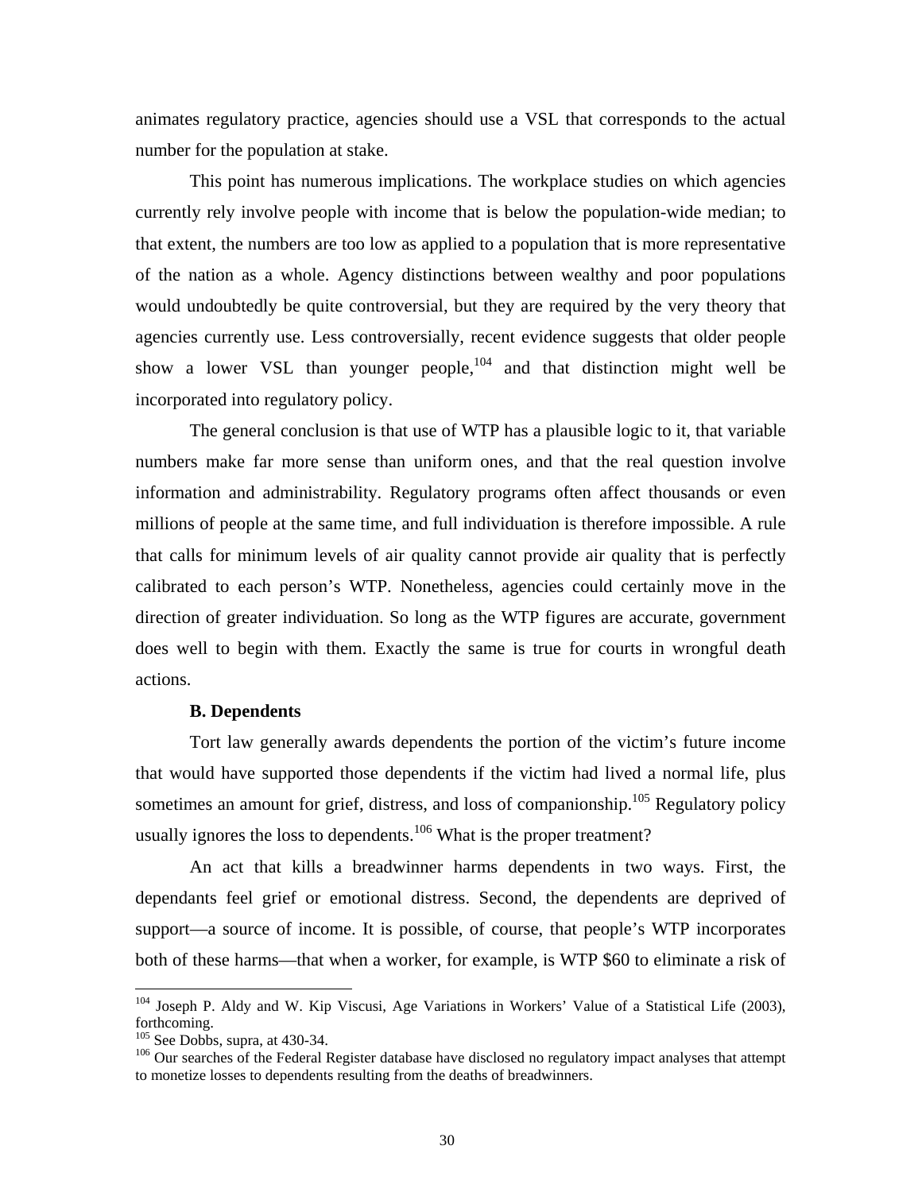animates regulatory practice, agencies should use a VSL that corresponds to the actual number for the population at stake.

This point has numerous implications. The workplace studies on which agencies currently rely involve people with income that is below the population-wide median; to that extent, the numbers are too low as applied to a population that is more representative of the nation as a whole. Agency distinctions between wealthy and poor populations would undoubtedly be quite controversial, but they are required by the very theory that agencies currently use. Less controversially, recent evidence suggests that older people show a lower VSL than younger people,[104] and that distinction might well be incorporated into regulatory policy.

The general conclusion is that use of WTP has a plausible logic to it, that variable numbers make far more sense than uniform ones, and that the real question involve information and administrability. Regulatory programs often affect thousands or even millions of people at the same time, and full individuation is therefore impossible. A rule that calls for minimum levels of air quality cannot provide air quality that is perfectly calibrated to each person's WTP. Nonetheless, agencies could certainly move in the direction of greater individuation. So long as the WTP figures are accurate, government does well to begin with them. Exactly the same is true for courts in wrongful death actions.

### B. Dependents

Tort law generally awards dependents the portion of the victim's future income that would have supported those dependents if the victim had lived a normal life, plus sometimes an amount for grief, distress, and loss of companionship.[105] Regulatory policy usually ignores the loss to dependents.[106] What is the proper treatment?

An act that kills a breadwinner harms dependents in two ways. First, the dependants feel grief or emotional distress. Second, the dependents are deprived of support—a source of income. It is possible, of course, that people's WTP incorporates both of these harms—that when a worker, for example, is WTP $60 to eliminate a risk of

---

[104] Joseph P. Aldy and W. Kip Viscusi, Age Variations in Workers' Value of a Statistical Life (2003), forthcoming.

[105] See Dobbs, supra, at 430-34.

[106] Our searches of the Federal Register database have disclosed no regulatory impact analyses that attempt to monetize losses to dependents resulting from the deaths of breadwinners.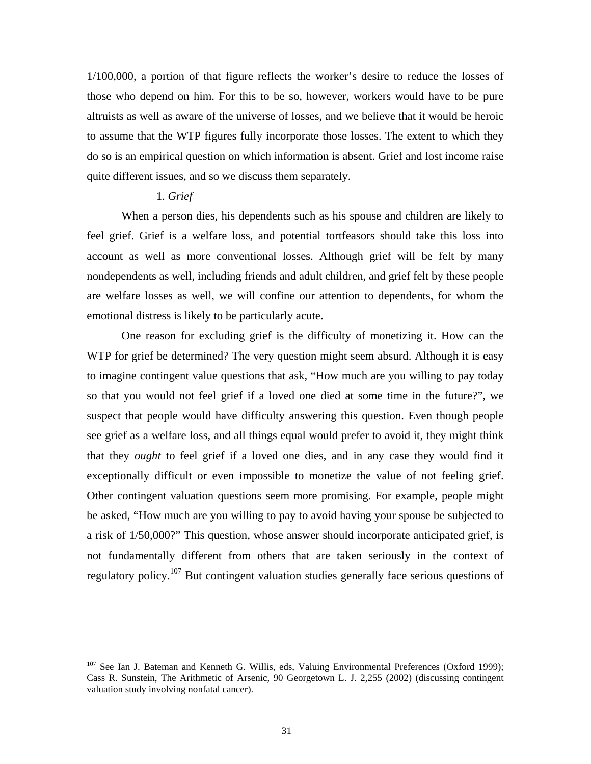1/100,000, a portion of that figure reflects the worker's desire to reduce the losses of those who depend on him. For this to be so, however, workers would have to be pure altruists as well as aware of the universe of losses, and we believe that it would be heroic to assume that the WTP figures fully incorporate those losses. The extent to which they do so is an empirical question on which information is absent. Grief and lost income raise quite different issues, and so we discuss them separately.

1. *Grief*

When a person dies, his dependents such as his spouse and children are likely to feel grief. Grief is a welfare loss, and potential tortfeasors should take this loss into account as well as more conventional losses. Although grief will be felt by many nondependents as well, including friends and adult children, and grief felt by these people are welfare losses as well, we will confine our attention to dependents, for whom the emotional distress is likely to be particularly acute.

One reason for excluding grief is the difficulty of monetizing it. How can the WTP for grief be determined? The very question might seem absurd. Although it is easy to imagine contingent value questions that ask, "How much are you willing to pay today so that you would not feel grief if a loved one died at some time in the future?", we suspect that people would have difficulty answering this question. Even though people see grief as a welfare loss, and all things equal would prefer to avoid it, they might think that they *ought* to feel grief if a loved one dies, and in any case they would find it exceptionally difficult or even impossible to monetize the value of not feeling grief. Other contingent valuation questions seem more promising. For example, people might be asked, "How much are you willing to pay to avoid having your spouse be subjected to a risk of 1/50,000?" This question, whose answer should incorporate anticipated grief, is not fundamentally different from others that are taken seriously in the context of regulatory policy.[107] But contingent valuation studies generally face serious questions of

[107] See Ian J. Bateman and Kenneth G. Willis, eds, Valuing Environmental Preferences (Oxford 1999); Cass R. Sunstein, The Arithmetic of Arsenic, 90 Georgetown L. J. 2,255 (2002) (discussing contingent valuation study involving nonfatal cancer).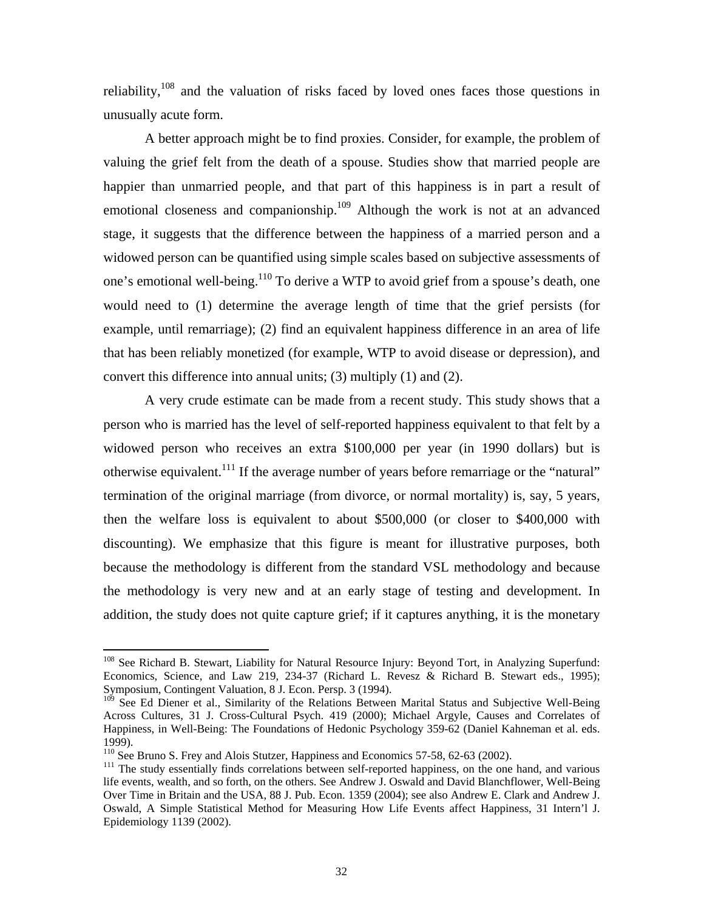reliability,[108] and the valuation of risks faced by loved ones faces those questions in unusually acute form.

A better approach might be to find proxies. Consider, for example, the problem of valuing the grief felt from the death of a spouse. Studies show that married people are happier than unmarried people, and that part of this happiness is in part a result of emotional closeness and companionship.[109] Although the work is not at an advanced stage, it suggests that the difference between the happiness of a married person and a widowed person can be quantified using simple scales based on subjective assessments of one's emotional well-being.[110] To derive a WTP to avoid grief from a spouse's death, one would need to (1) determine the average length of time that the grief persists (for example, until remarriage); (2) find an equivalent happiness difference in an area of life that has been reliably monetized (for example, WTP to avoid disease or depression), and convert this difference into annual units; (3) multiply (1) and (2).

A very crude estimate can be made from a recent study. This study shows that a person who is married has the level of self-reported happiness equivalent to that felt by a widowed person who receives an extra $100,000 per year (in 1990 dollars) but is otherwise equivalent.[111] If the average number of years before remarriage or the "natural" termination of the original marriage (from divorce, or normal mortality) is, say, 5 years, then the welfare loss is equivalent to about $500,000 (or closer to $400,000 with discounting). We emphasize that this figure is meant for illustrative purposes, both because the methodology is different from the standard VSL methodology and because the methodology is very new and at an early stage of testing and development. In addition, the study does not quite capture grief; if it captures anything, it is the monetary

---

[108] See Richard B. Stewart, Liability for Natural Resource Injury: Beyond Tort, in Analyzing Superfund: Economics, Science, and Law 219, 234-37 (Richard L. Revesz & Richard B. Stewart eds., 1995); Symposium, Contingent Valuation, 8 J. Econ. Persp. 3 (1994).

[109] See Ed Diener et al., Similarity of the Relations Between Marital Status and Subjective Well-Being Across Cultures, 31 J. Cross-Cultural Psych. 419 (2000); Michael Argyle, Causes and Correlates of Happiness, in Well-Being: The Foundations of Hedonic Psychology 359-62 (Daniel Kahneman et al. eds. 1999).

[110] See Bruno S. Frey and Alois Stutzer, Happiness and Economics 57-58, 62-63 (2002).

[111] The study essentially finds correlations between self-reported happiness, on the one hand, and various life events, wealth, and so forth, on the others. See Andrew J. Oswald and David Blanchflower, Well-Being Over Time in Britain and the USA, 88 J. Pub. Econ. 1359 (2004); see also Andrew E. Clark and Andrew J. Oswald, A Simple Statistical Method for Measuring How Life Events affect Happiness, 31 Intern'l J. Epidemiology 1139 (2002).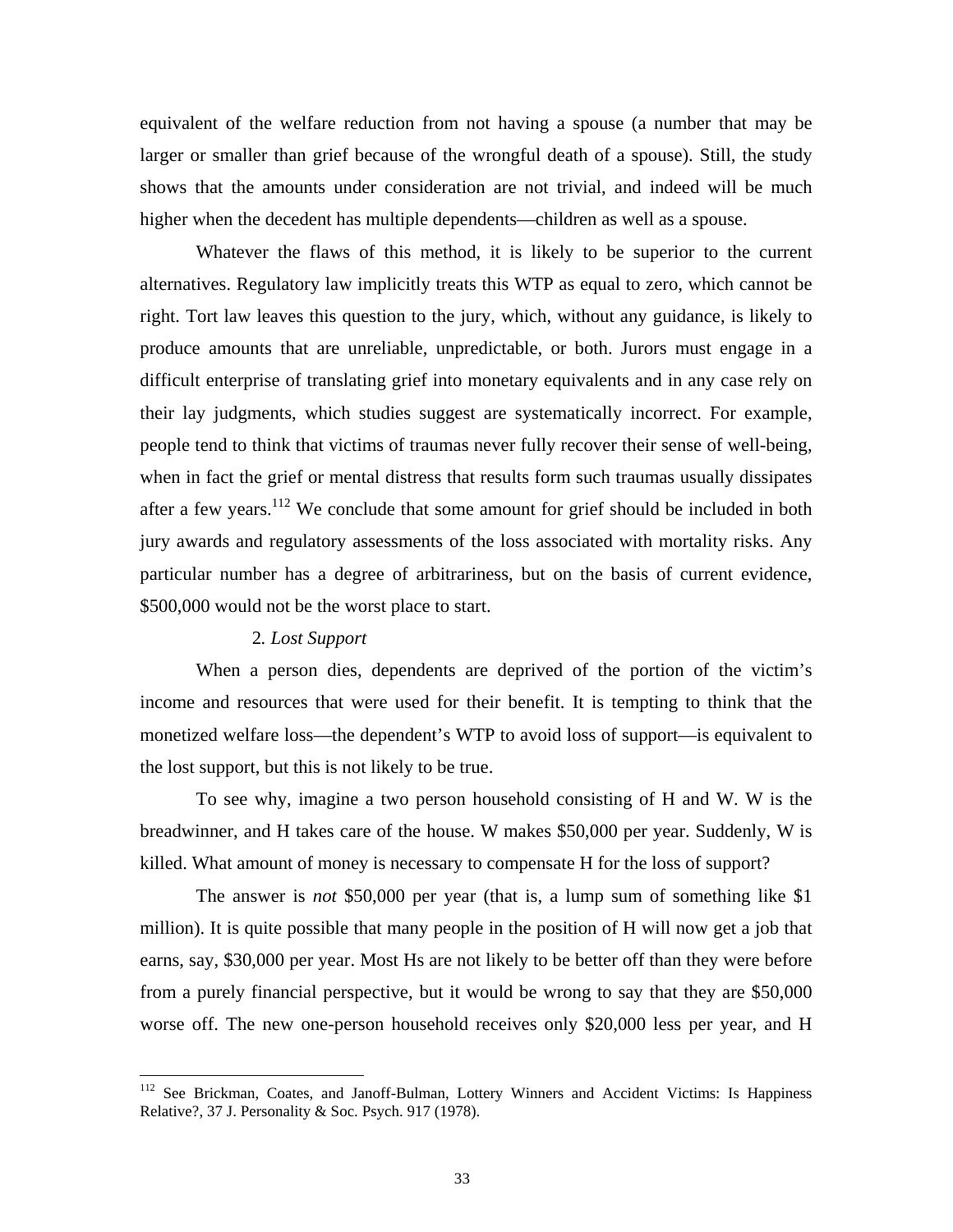equivalent of the welfare reduction from not having a spouse (a number that may be larger or smaller than grief because of the wrongful death of a spouse). Still, the study shows that the amounts under consideration are not trivial, and indeed will be much higher when the decedent has multiple dependents—children as well as a spouse.

Whatever the flaws of this method, it is likely to be superior to the current alternatives. Regulatory law implicitly treats this WTP as equal to zero, which cannot be right. Tort law leaves this question to the jury, which, without any guidance, is likely to produce amounts that are unreliable, unpredictable, or both. Jurors must engage in a difficult enterprise of translating grief into monetary equivalents and in any case rely on their lay judgments, which studies suggest are systematically incorrect. For example, people tend to think that victims of traumas never fully recover their sense of well-being, when in fact the grief or mental distress that results form such traumas usually dissipates after a few years.[112] We conclude that some amount for grief should be included in both jury awards and regulatory assessments of the loss associated with mortality risks. Any particular number has a degree of arbitrariness, but on the basis of current evidence, $500,000 would not be the worst place to start.

### 2. *Lost Support*

When a person dies, dependents are deprived of the portion of the victim's income and resources that were used for their benefit. It is tempting to think that the monetized welfare loss—the dependent's WTP to avoid loss of support—is equivalent to the lost support, but this is not likely to be true.

To see why, imagine a two person household consisting of H and W. W is the breadwinner, and H takes care of the house. W makes $50,000 per year. Suddenly, W is killed. What amount of money is necessary to compensate H for the loss of support?

The answer is *not* $50,000 per year (that is, a lump sum of something like $1 million). It is quite possible that many people in the position of H will now get a job that earns, say, $30,000 per year. Most Hs are not likely to be better off than they were before from a purely financial perspective, but it would be wrong to say that they are $50,000 worse off. The new one-person household receives only $20,000 less per year, and H

---

[112] See Brickman, Coates, and Janoff-Bulman, Lottery Winners and Accident Victims: Is Happiness Relative?, 37 J. Personality & Soc. Psych. 917 (1978).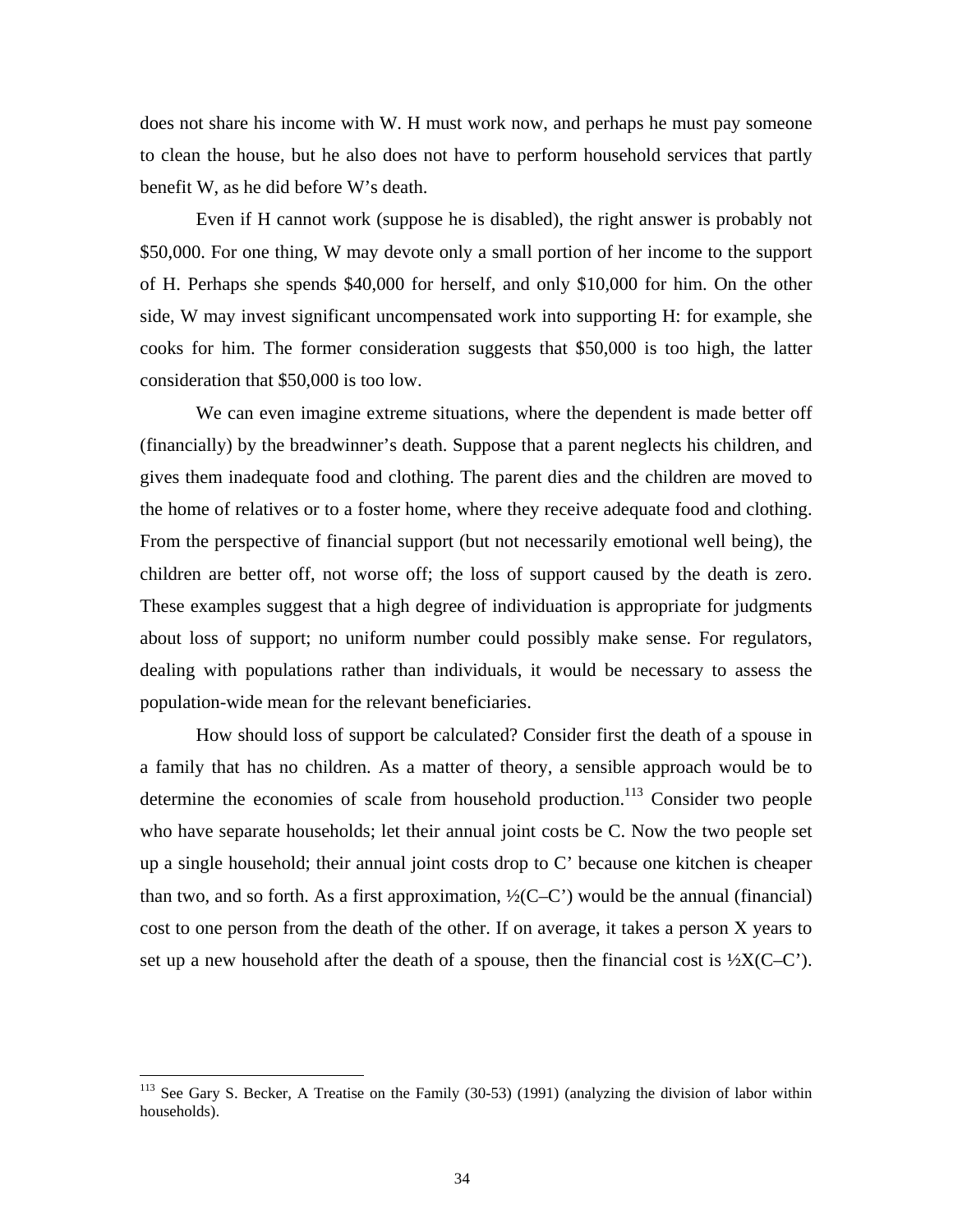does not share his income with W. H must work now, and perhaps he must pay someone to clean the house, but he also does not have to perform household services that partly benefit W, as he did before W's death.

Even if H cannot work (suppose he is disabled), the right answer is probably not \$50,000. For one thing, W may devote only a small portion of her income to the support of H. Perhaps she spends \$40,000 for herself, and only \$10,000 for him. On the other side, W may invest significant uncompensated work into supporting H: for example, she cooks for him. The former consideration suggests that \$50,000 is too high, the latter consideration that \$50,000 is too low.

We can even imagine extreme situations, where the dependent is made better off (financially) by the breadwinner's death. Suppose that a parent neglects his children, and gives them inadequate food and clothing. The parent dies and the children are moved to the home of relatives or to a foster home, where they receive adequate food and clothing. From the perspective of financial support (but not necessarily emotional well being), the children are better off, not worse off; the loss of support caused by the death is zero. These examples suggest that a high degree of individuation is appropriate for judgments about loss of support; no uniform number could possibly make sense. For regulators, dealing with populations rather than individuals, it would be necessary to assess the population-wide mean for the relevant beneficiaries.

How should loss of support be calculated? Consider first the death of a spouse in a family that has no children. As a matter of theory, a sensible approach would be to determine the economies of scale from household production.[113] Consider two people who have separate households; let their annual joint costs be C. Now the two people set up a single household; their annual joint costs drop to C' because one kitchen is cheaper than two, and so forth. As a first approximation, $\frac{1}{2}(C - C')$ would be the annual (financial) cost to one person from the death of the other. If on average, it takes a person X years to set up a new household after the death of a spouse, then the financial cost is $\frac{1}{2}X(C - C')$.

---

[113] See Gary S. Becker, A Treatise on the Family (30-53) (1991) (analyzing the division of labor within households).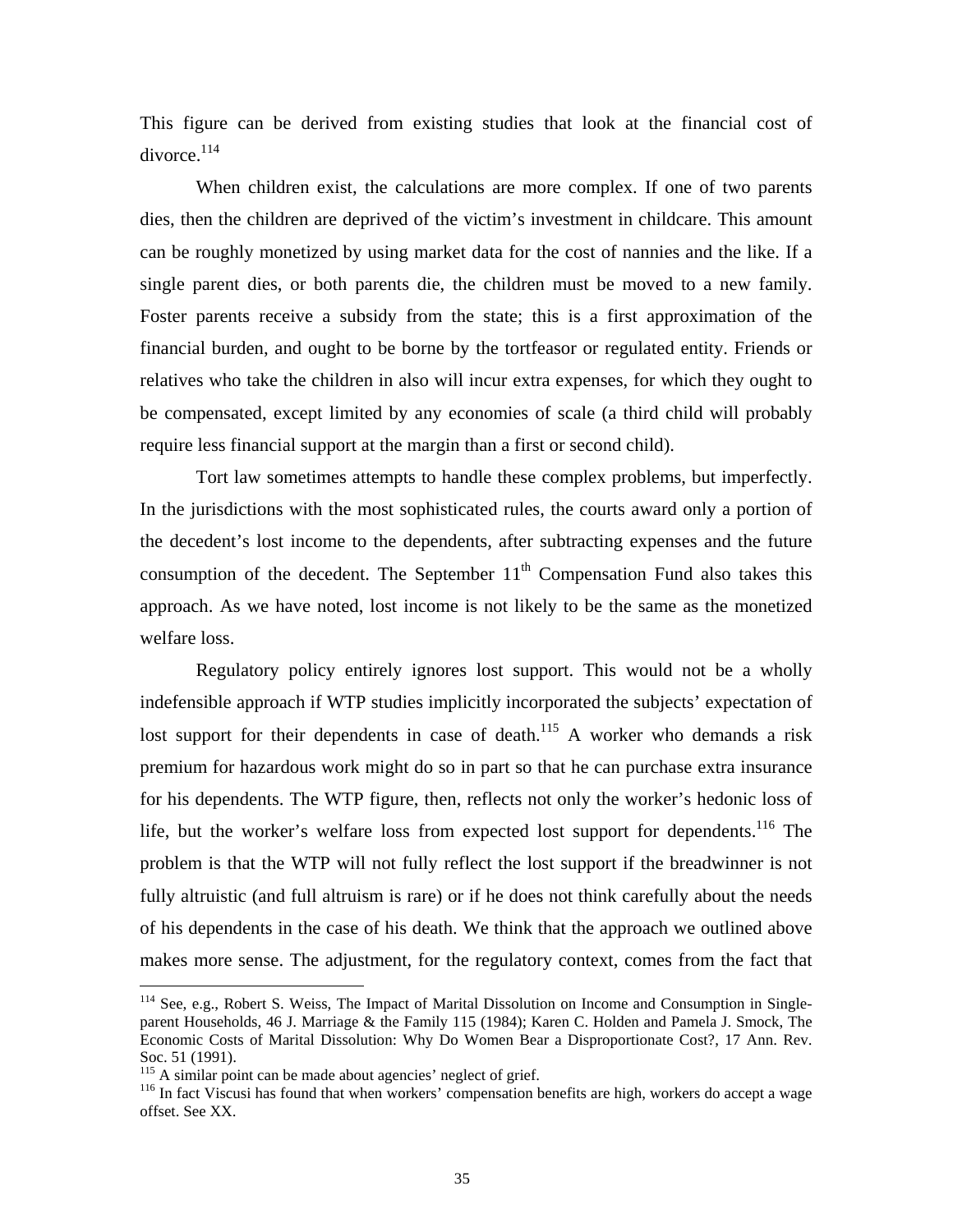This figure can be derived from existing studies that look at the financial cost of divorce.[114]

When children exist, the calculations are more complex. If one of two parents dies, then the children are deprived of the victim's investment in childcare. This amount can be roughly monetized by using market data for the cost of nannies and the like. If a single parent dies, or both parents die, the children must be moved to a new family. Foster parents receive a subsidy from the state; this is a first approximation of the financial burden, and ought to be borne by the tortfeasor or regulated entity. Friends or relatives who take the children in also will incur extra expenses, for which they ought to be compensated, except limited by any economies of scale (a third child will probably require less financial support at the margin than a first or second child).

Tort law sometimes attempts to handle these complex problems, but imperfectly. In the jurisdictions with the most sophisticated rules, the courts award only a portion of the decedent's lost income to the dependents, after subtracting expenses and the future consumption of the decedent. The September 11th Compensation Fund also takes this approach. As we have noted, lost income is not likely to be the same as the monetized welfare loss.

Regulatory policy entirely ignores lost support. This would not be a wholly indefensible approach if WTP studies implicitly incorporated the subjects' expectation of lost support for their dependents in case of death.[115] A worker who demands a risk premium for hazardous work might do so in part so that he can purchase extra insurance for his dependents. The WTP figure, then, reflects not only the worker's hedonic loss of life, but the worker's welfare loss from expected lost support for dependents.[116] The problem is that the WTP will not fully reflect the lost support if the breadwinner is not fully altruistic (and full altruism is rare) or if he does not think carefully about the needs of his dependents in the case of his death. We think that the approach we outlined above makes more sense. The adjustment, for the regulatory context, comes from the fact that

---

[114] See, e.g., Robert S. Weiss, The Impact of Marital Dissolution on Income and Consumption in Single-parent Households, 46 J. Marriage & the Family 115 (1984); Karen C. Holden and Pamela J. Smock, The Economic Costs of Marital Dissolution: Why Do Women Bear a Disproportionate Cost?, 17 Ann. Rev. Soc. 51 (1991).

[115] A similar point can be made about agencies' neglect of grief.

[116] In fact Viscusi has found that when workers' compensation benefits are high, workers do accept a wage offset. See XX.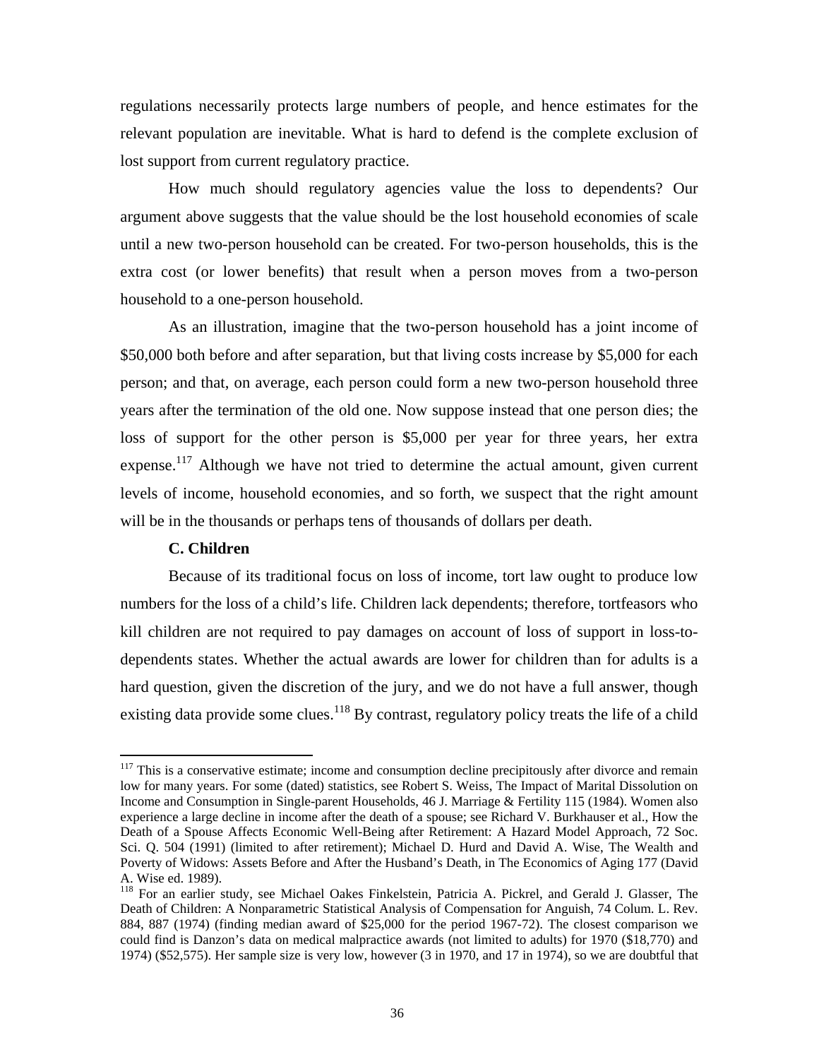regulations necessarily protects large numbers of people, and hence estimates for the relevant population are inevitable. What is hard to defend is the complete exclusion of lost support from current regulatory practice.

How much should regulatory agencies value the loss to dependents? Our argument above suggests that the value should be the lost household economies of scale until a new two-person household can be created. For two-person households, this is the extra cost (or lower benefits) that result when a person moves from a two-person household to a one-person household.

As an illustration, imagine that the two-person household has a joint income of \$50,000 both before and after separation, but that living costs increase by \$5,000 for each person; and that, on average, each person could form a new two-person household three years after the termination of the old one. Now suppose instead that one person dies; the loss of support for the other person is \$5,000 per year for three years, her extra expense.[117] Although we have not tried to determine the actual amount, given current levels of income, household economies, and so forth, we suspect that the right amount will be in the thousands or perhaps tens of thousands of dollars per death.

### C. Children

Because of its traditional focus on loss of income, tort law ought to produce low numbers for the loss of a child's life. Children lack dependents; therefore, tortfeasors who kill children are not required to pay damages on account of loss of support in loss-to-dependents states. Whether the actual awards are lower for children than for adults is a hard question, given the discretion of the jury, and we do not have a full answer, though existing data provide some clues.[118] By contrast, regulatory policy treats the life of a child

---

[117] This is a conservative estimate; income and consumption decline precipitously after divorce and remain low for many years. For some (dated) statistics, see Robert S. Weiss, The Impact of Marital Dissolution on Income and Consumption in Single-parent Households, 46 J. Marriage & Fertility 115 (1984). Women also experience a large decline in income after the death of a spouse; see Richard V. Burkhauser et al., How the Death of a Spouse Affects Economic Well-Being after Retirement: A Hazard Model Approach, 72 Soc. Sci. Q. 504 (1991) (limited to after retirement); Michael D. Hurd and David A. Wise, The Wealth and Poverty of Widows: Assets Before and After the Husband's Death, in The Economics of Aging 177 (David A. Wise ed. 1989).

[118] For an earlier study, see Michael Oakes Finkelstein, Patricia A. Pickrel, and Gerald J. Glasser, The Death of Children: A Nonparametric Statistical Analysis of Compensation for Anguish, 74 Colum. L. Rev. 884, 887 (1974) (finding median award of \$25,000 for the period 1967-72). The closest comparison we could find is Danzon's data on medical malpractice awards (not limited to adults) for 1970 (\$18,770) and 1974) (\$52,575). Her sample size is very low, however (3 in 1970, and 17 in 1974), so we are doubtful that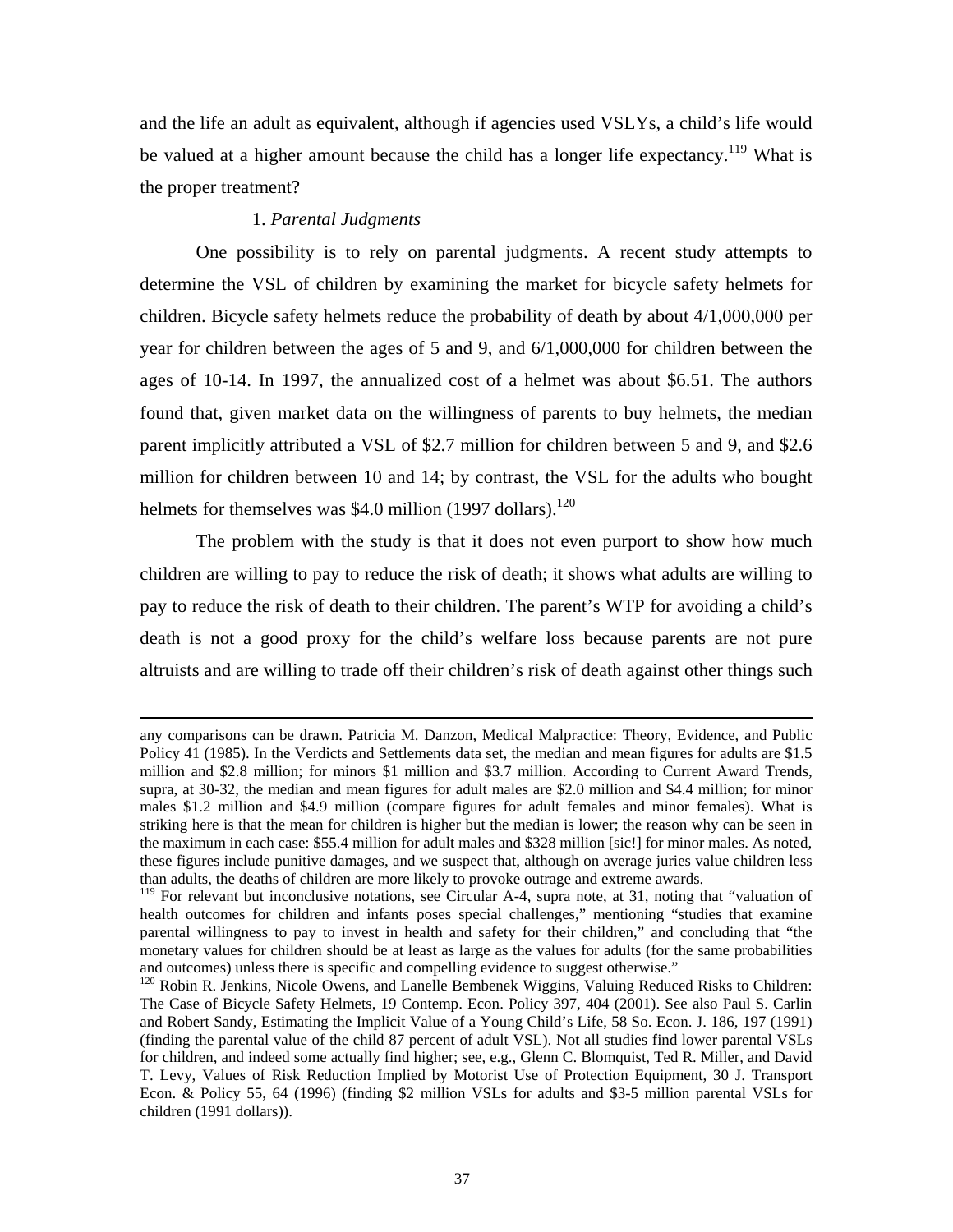and the life an adult as equivalent, although if agencies used VSLYs, a child's life would be valued at a higher amount because the child has a longer life expectancy.[119] What is the proper treatment?

### 1. *Parental Judgments*

One possibility is to rely on parental judgments. A recent study attempts to determine the VSL of children by examining the market for bicycle safety helmets for children. Bicycle safety helmets reduce the probability of death by about 4/1,000,000 per year for children between the ages of 5 and 9, and 6/1,000,000 for children between the ages of 10-14. In 1997, the annualized cost of a helmet was about $6.51. The authors found that, given market data on the willingness of parents to buy helmets, the median parent implicitly attributed a VSL of $2.7 million for children between 5 and 9, and $2.6 million for children between 10 and 14; by contrast, the VSL for the adults who bought helmets for themselves was $4.0 million (1997 dollars).[120]

The problem with the study is that it does not even purport to show how much children are willing to pay to reduce the risk of death; it shows what adults are willing to pay to reduce the risk of death to their children. The parent's WTP for avoiding a child's death is not a good proxy for the child's welfare loss because parents are not pure altruists and are willing to trade off their children's risk of death against other things such

---

any comparisons can be drawn. Patricia M. Danzon, Medical Malpractice: Theory, Evidence, and Public Policy 41 (1985). In the Verdicts and Settlements data set, the median and mean figures for adults are $1.5 million and $2.8 million; for minors $1 million and $3.7 million. According to Current Award Trends, supra, at 30-32, the median and mean figures for adult males are $2.0 million and $4.4 million; for minor males $1.2 million and $4.9 million (compare figures for adult females and minor females). What is striking here is that the mean for children is higher but the median is lower; the reason why can be seen in the maximum in each case: $55.4 million for adult males and $328 million [sic!] for minor males. As noted, these figures include punitive damages, and we suspect that, although on average juries value children less than adults, the deaths of children are more likely to provoke outrage and extreme awards.

[119] For relevant but inconclusive notations, see Circular A-4, supra note, at 31, noting that "valuation of health outcomes for children and infants poses special challenges," mentioning "studies that examine parental willingness to pay to invest in health and safety for their children," and concluding that "the monetary values for children should be at least as large as the values for adults (for the same probabilities and outcomes) unless there is specific and compelling evidence to suggest otherwise."

[120] Robin R. Jenkins, Nicole Owens, and Lanelle Bembenek Wiggins, Valuing Reduced Risks to Children: The Case of Bicycle Safety Helmets, 19 Contemp. Econ. Policy 397, 404 (2001). See also Paul S. Carlin and Robert Sandy, Estimating the Implicit Value of a Young Child's Life, 58 So. Econ. J. 186, 197 (1991) (finding the parental value of the child 87 percent of adult VSL). Not all studies find lower parental VSLs for children, and indeed some actually find higher; see, e.g., Glenn C. Blomquist, Ted R. Miller, and David T. Levy, Values of Risk Reduction Implied by Motorist Use of Protection Equipment, 30 J. Transport Econ. & Policy 55, 64 (1996) (finding $2 million VSLs for adults and $3-5 million parental VSLs for children (1991 dollars)).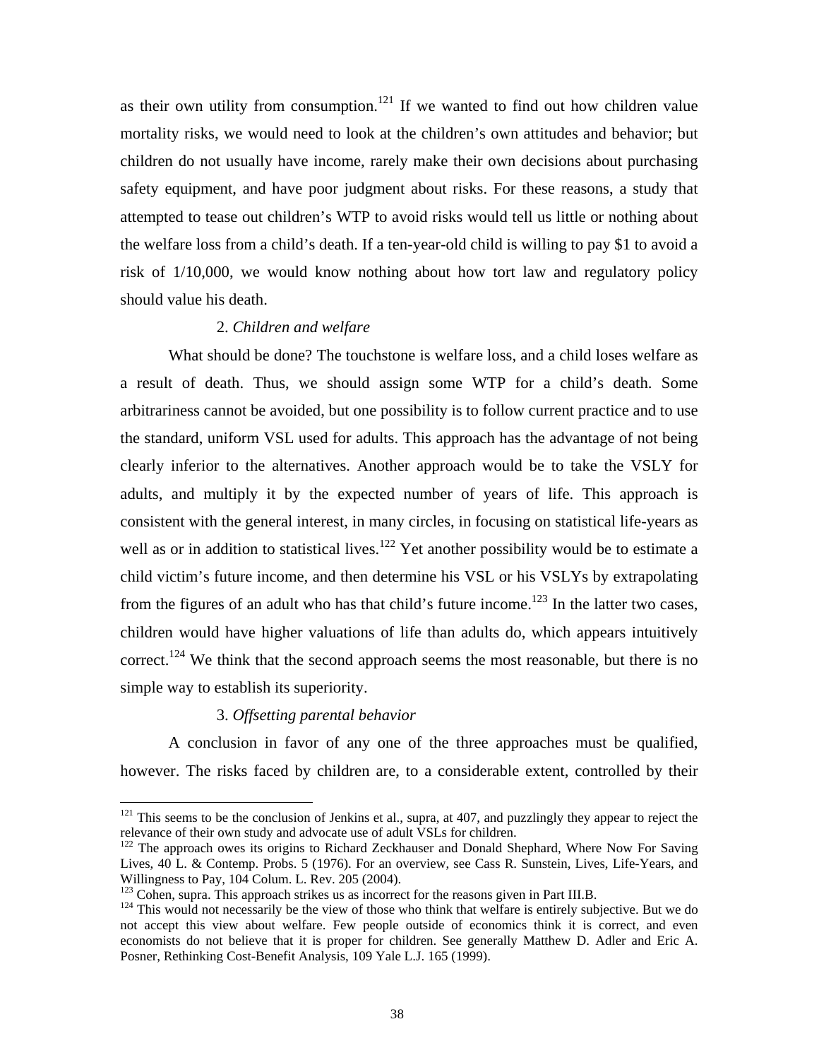as their own utility from consumption.[121] If we wanted to find out how children value mortality risks, we would need to look at the children's own attitudes and behavior; but children do not usually have income, rarely make their own decisions about purchasing safety equipment, and have poor judgment about risks. For these reasons, a study that attempted to tease out children's WTP to avoid risks would tell us little or nothing about the welfare loss from a child's death. If a ten-year-old child is willing to pay $1 to avoid a risk of 1/10,000, we would know nothing about how tort law and regulatory policy should value his death.

### 2. *Children and welfare*

What should be done? The touchstone is welfare loss, and a child loses welfare as a result of death. Thus, we should assign some WTP for a child's death. Some arbitrariness cannot be avoided, but one possibility is to follow current practice and to use the standard, uniform VSL used for adults. This approach has the advantage of not being clearly inferior to the alternatives. Another approach would be to take the VSLY for adults, and multiply it by the expected number of years of life. This approach is consistent with the general interest, in many circles, in focusing on statistical life-years as well as or in addition to statistical lives.[122] Yet another possibility would be to estimate a child victim's future income, and then determine his VSL or his VSLYs by extrapolating from the figures of an adult who has that child's future income.[123] In the latter two cases, children would have higher valuations of life than adults do, which appears intuitively correct.[124] We think that the second approach seems the most reasonable, but there is no simple way to establish its superiority.

### 3. *Offsetting parental behavior*

A conclusion in favor of any one of the three approaches must be qualified, however. The risks faced by children are, to a considerable extent, controlled by their

---

[121] This seems to be the conclusion of Jenkins et al., supra, at 407, and puzzlingly they appear to reject the relevance of their own study and advocate use of adult VSLs for children.

[122] The approach owes its origins to Richard Zeckhauser and Donald Shephard, Where Now For Saving Lives, 40 L. & Contemp. Probs. 5 (1976). For an overview, see Cass R. Sunstein, Lives, Life-Years, and Willingness to Pay, 104 Colum. L. Rev. 205 (2004).

[123] Cohen, supra. This approach strikes us as incorrect for the reasons given in Part III.B.

[124] This would not necessarily be the view of those who think that welfare is entirely subjective. But we do not accept this view about welfare. Few people outside of economics think it is correct, and even economists do not believe that it is proper for children. See generally Matthew D. Adler and Eric A. Posner, Rethinking Cost-Benefit Analysis, 109 Yale L.J. 165 (1999).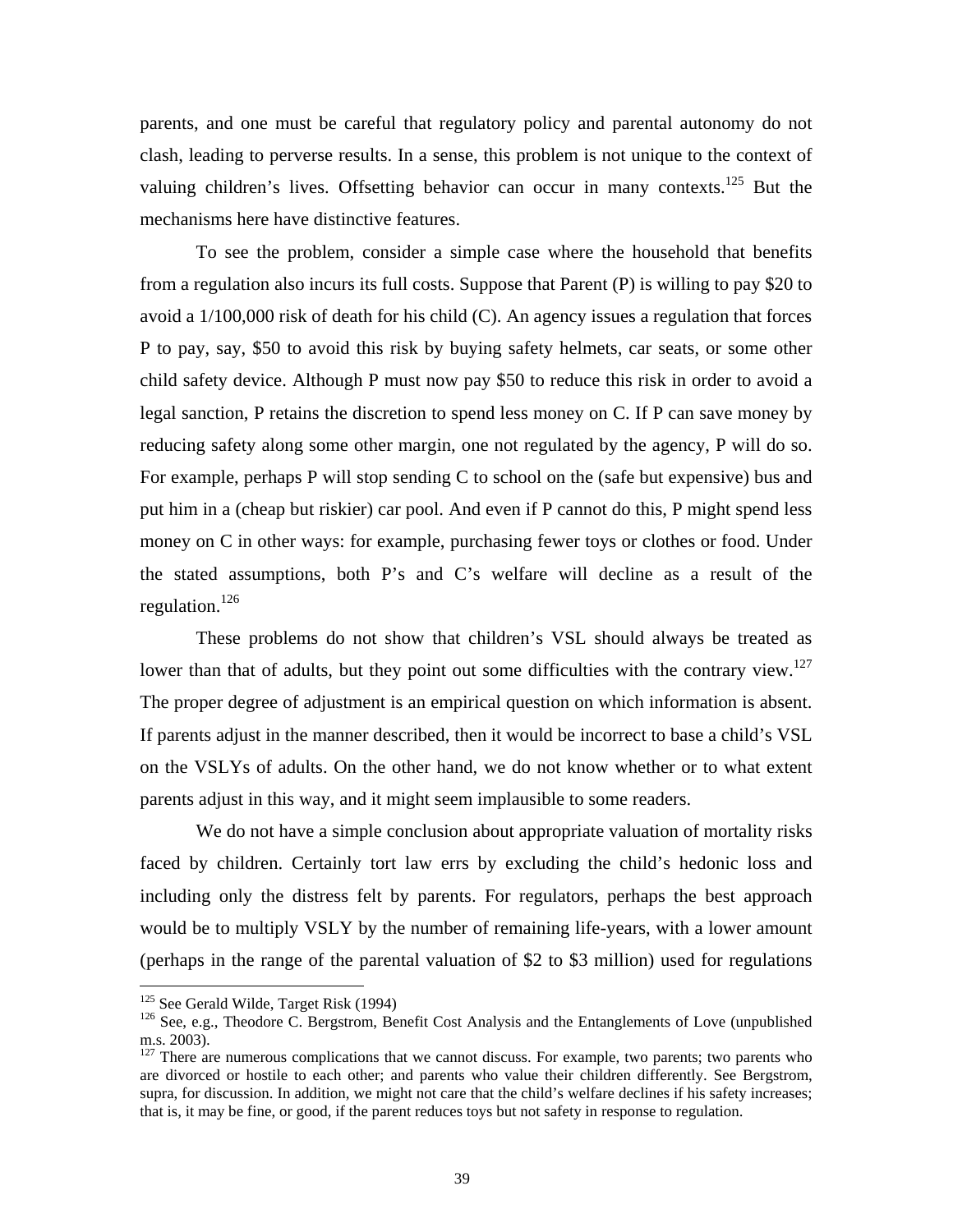parents, and one must be careful that regulatory policy and parental autonomy do not clash, leading to perverse results. In a sense, this problem is not unique to the context of valuing children's lives. Offsetting behavior can occur in many contexts.[125] But the mechanisms here have distinctive features.

To see the problem, consider a simple case where the household that benefits from a regulation also incurs its full costs. Suppose that Parent (P) is willing to pay $20 to avoid a 1/100,000 risk of death for his child (C). An agency issues a regulation that forces P to pay, say, $50 to avoid this risk by buying safety helmets, car seats, or some other child safety device. Although P must now pay $50 to reduce this risk in order to avoid a legal sanction, P retains the discretion to spend less money on C. If P can save money by reducing safety along some other margin, one not regulated by the agency, P will do so. For example, perhaps P will stop sending C to school on the (safe but expensive) bus and put him in a (cheap but riskier) car pool. And even if P cannot do this, P might spend less money on C in other ways: for example, purchasing fewer toys or clothes or food. Under the stated assumptions, both P's and C's welfare will decline as a result of the regulation.[126]

These problems do not show that children's VSL should always be treated as lower than that of adults, but they point out some difficulties with the contrary view.[127] The proper degree of adjustment is an empirical question on which information is absent. If parents adjust in the manner described, then it would be incorrect to base a child's VSL on the VSLYs of adults. On the other hand, we do not know whether or to what extent parents adjust in this way, and it might seem implausible to some readers.

We do not have a simple conclusion about appropriate valuation of mortality risks faced by children. Certainly tort law errs by excluding the child's hedonic loss and including only the distress felt by parents. For regulators, perhaps the best approach would be to multiply VSLY by the number of remaining life-years, with a lower amount (perhaps in the range of the parental valuation of $2 to $3 million) used for regulations

---

[125] See Gerald Wilde, Target Risk (1994)

[126] See, e.g., Theodore C. Bergstrom, Benefit Cost Analysis and the Entanglements of Love (unpublished m.s. 2003).

[127] There are numerous complications that we cannot discuss. For example, two parents; two parents who are divorced or hostile to each other; and parents who value their children differently. See Bergstrom, supra, for discussion. In addition, we might not care that the child's welfare declines if his safety increases; that is, it may be fine, or good, if the parent reduces toys but not safety in response to regulation.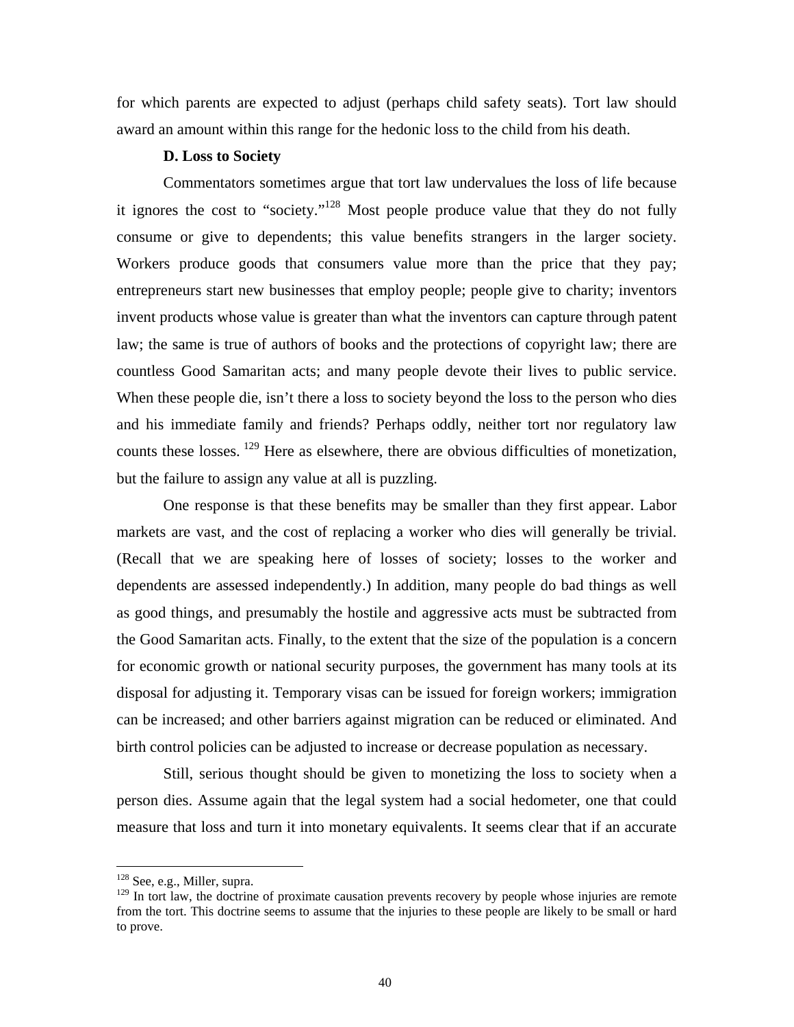for which parents are expected to adjust (perhaps child safety seats). Tort law should award an amount within this range for the hedonic loss to the child from his death.

### D. Loss to Society

Commentators sometimes argue that tort law undervalues the loss of life because it ignores the cost to "society."[128] Most people produce value that they do not fully consume or give to dependents; this value benefits strangers in the larger society. Workers produce goods that consumers value more than the price that they pay; entrepreneurs start new businesses that employ people; people give to charity; inventors invent products whose value is greater than what the inventors can capture through patent law; the same is true of authors of books and the protections of copyright law; there are countless Good Samaritan acts; and many people devote their lives to public service. When these people die, isn't there a loss to society beyond the loss to the person who dies and his immediate family and friends? Perhaps oddly, neither tort nor regulatory law counts these losses.[129] Here as elsewhere, there are obvious difficulties of monetization, but the failure to assign any value at all is puzzling.

One response is that these benefits may be smaller than they first appear. Labor markets are vast, and the cost of replacing a worker who dies will generally be trivial. (Recall that we are speaking here of losses of society; losses to the worker and dependents are assessed independently.) In addition, many people do bad things as well as good things, and presumably the hostile and aggressive acts must be subtracted from the Good Samaritan acts. Finally, to the extent that the size of the population is a concern for economic growth or national security purposes, the government has many tools at its disposal for adjusting it. Temporary visas can be issued for foreign workers; immigration can be increased; and other barriers against migration can be reduced or eliminated. And birth control policies can be adjusted to increase or decrease population as necessary.

Still, serious thought should be given to monetizing the loss to society when a person dies. Assume again that the legal system had a social hedometer, one that could measure that loss and turn it into monetary equivalents. It seems clear that if an accurate

---

[128] See, e.g., Miller, supra.

[129] In tort law, the doctrine of proximate causation prevents recovery by people whose injuries are remote from the tort. This doctrine seems to assume that the injuries to these people are likely to be small or hard to prove.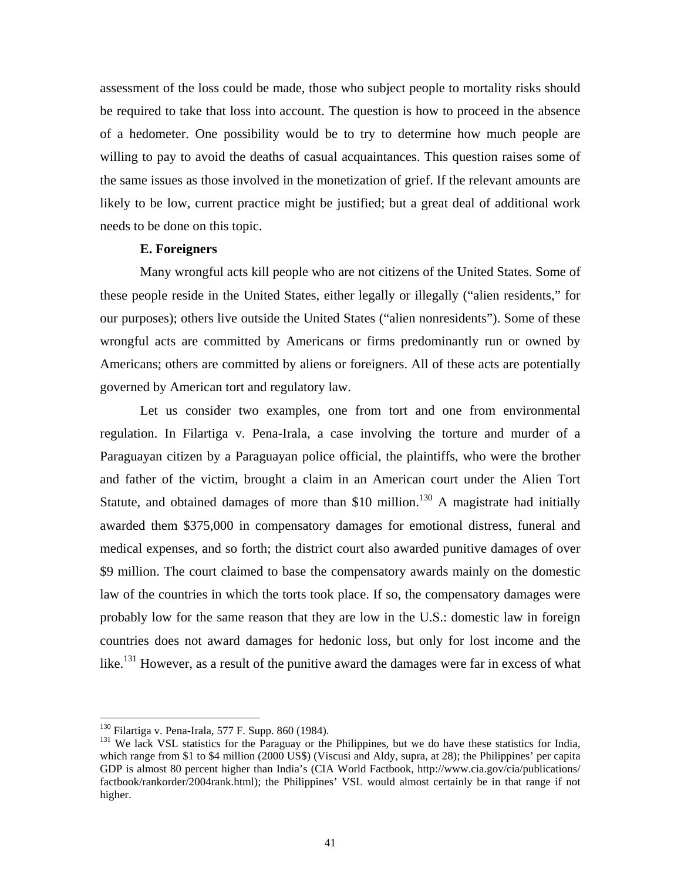assessment of the loss could be made, those who subject people to mortality risks should be required to take that loss into account. The question is how to proceed in the absence of a hedometer. One possibility would be to try to determine how much people are willing to pay to avoid the deaths of casual acquaintances. This question raises some of the same issues as those involved in the monetization of grief. If the relevant amounts are likely to be low, current practice might be justified; but a great deal of additional work needs to be done on this topic.

**E. Foreigners**

Many wrongful acts kill people who are not citizens of the United States. Some of these people reside in the United States, either legally or illegally ("alien residents," for our purposes); others live outside the United States ("alien nonresidents"). Some of these wrongful acts are committed by Americans or firms predominantly run or owned by Americans; others are committed by aliens or foreigners. All of these acts are potentially governed by American tort and regulatory law.

Let us consider two examples, one from tort and one from environmental regulation. In Filartiga v. Pena-Irala, a case involving the torture and murder of a Paraguayan citizen by a Paraguayan police official, the plaintiffs, who were the brother and father of the victim, brought a claim in an American court under the Alien Tort Statute, and obtained damages of more than \$10 million.[130] A magistrate had initially awarded them \$375,000 in compensatory damages for emotional distress, funeral and medical expenses, and so forth; the district court also awarded punitive damages of over \$9 million. The court claimed to base the compensatory awards mainly on the domestic law of the countries in which the torts took place. If so, the compensatory damages were probably low for the same reason that they are low in the U.S.: domestic law in foreign countries does not award damages for hedonic loss, but only for lost income and the like.[131] However, as a result of the punitive award the damages were far in excess of what

---

[130] Filartiga v. Pena-Irala, 577 F. Supp. 860 (1984).

[131] We lack VSL statistics for the Paraguay or the Philippines, but we do have these statistics for India, which range from \$1 to \$4 million (2000 US\$) (Viscusi and Aldy, supra, at 28); the Philippines' per capita GDP is almost 80 percent higher than India's (CIA World Factbook, http://www.cia.gov/cia/publications/factbook/rankorder/2004rank.html); the Philippines' VSL would almost certainly be in that range if not higher.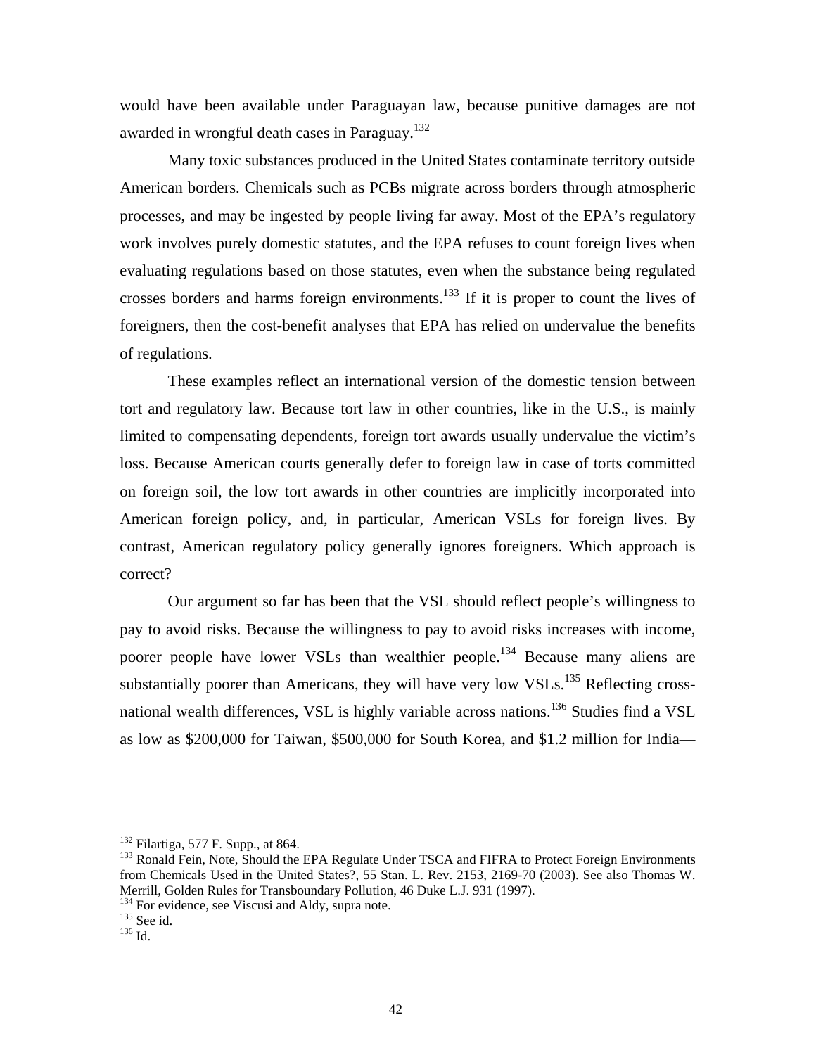would have been available under Paraguayan law, because punitive damages are not awarded in wrongful death cases in Paraguay.[132]

Many toxic substances produced in the United States contaminate territory outside American borders. Chemicals such as PCBs migrate across borders through atmospheric processes, and may be ingested by people living far away. Most of the EPA's regulatory work involves purely domestic statutes, and the EPA refuses to count foreign lives when evaluating regulations based on those statutes, even when the substance being regulated crosses borders and harms foreign environments.[133] If it is proper to count the lives of foreigners, then the cost-benefit analyses that EPA has relied on undervalue the benefits of regulations.

These examples reflect an international version of the domestic tension between tort and regulatory law. Because tort law in other countries, like in the U.S., is mainly limited to compensating dependents, foreign tort awards usually undervalue the victim's loss. Because American courts generally defer to foreign law in case of torts committed on foreign soil, the low tort awards in other countries are implicitly incorporated into American foreign policy, and, in particular, American VSLs for foreign lives. By contrast, American regulatory policy generally ignores foreigners. Which approach is correct?

Our argument so far has been that the VSL should reflect people's willingness to pay to avoid risks. Because the willingness to pay to avoid risks increases with income, poorer people have lower VSLs than wealthier people.[134] Because many aliens are substantially poorer than Americans, they will have very low VSLs.[135] Reflecting cross-national wealth differences, VSL is highly variable across nations.[136] Studies find a VSL as low as $200,000 for Taiwan, $500,000 for South Korea, and $1.2 million for India—

---

[132] Filartiga, 577 F. Supp., at 864.

[133] Ronald Fein, Note, Should the EPA Regulate Under TSCA and FIFRA to Protect Foreign Environments from Chemicals Used in the United States?, 55 Stan. L. Rev. 2153, 2169-70 (2003). See also Thomas W. Merrill, Golden Rules for Transboundary Pollution, 46 Duke L.J. 931 (1997).

[134] For evidence, see Viscusi and Aldy, supra note.

[135] See id.

[136] Id.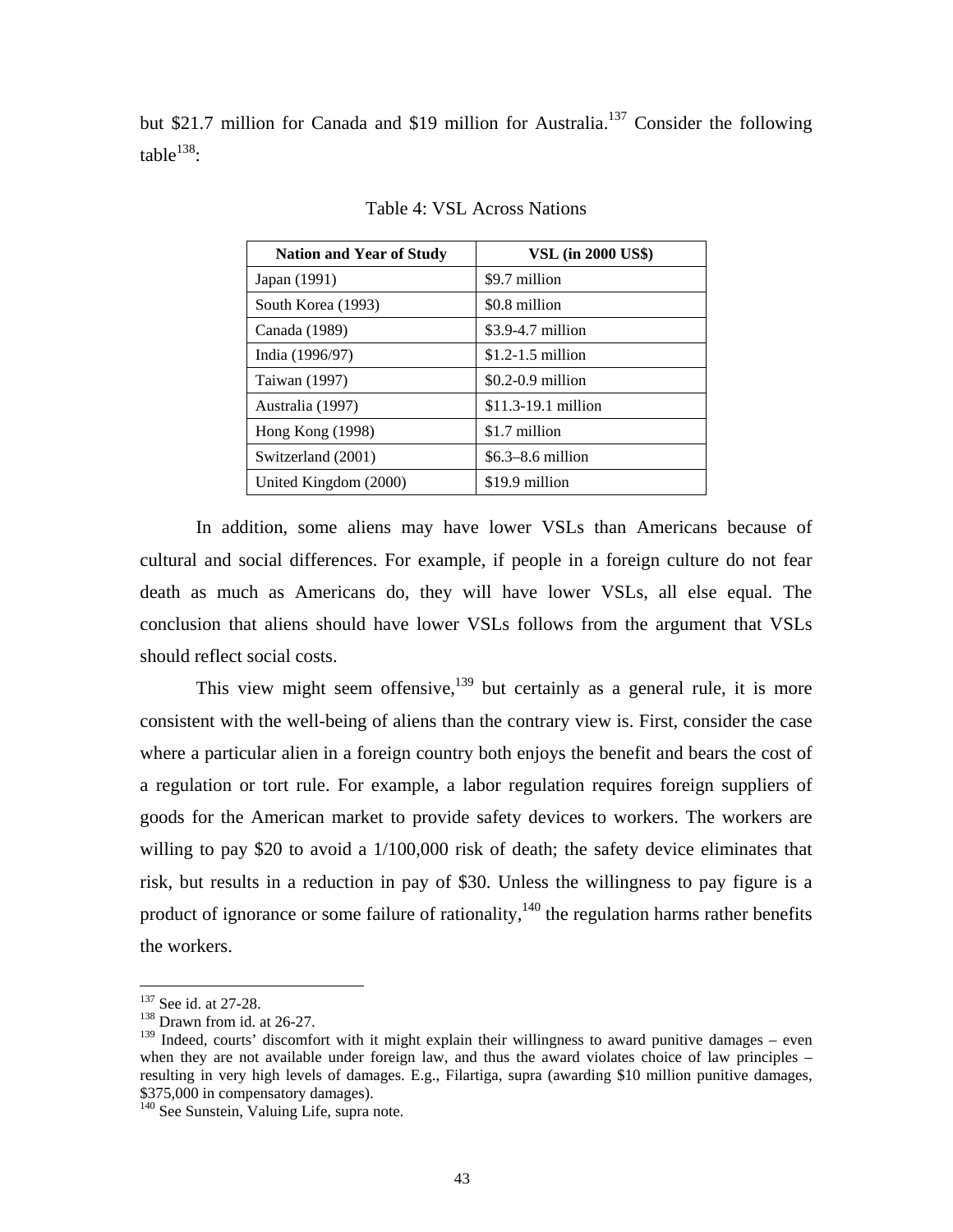but $21.7 million for Canada and $19 million for Australia.[137] Consider the following table[138]:

Table 4: VSL Across Nations

| Nation and Year of Study | VSL (in 2000 US$) |
|---|---|
| Japan (1991) | $9.7 million |
| South Korea (1993) | $0.8 million |
| Canada (1989) | $3.9-4.7 million |
| India (1996/97) | $1.2-1.5 million |
| Taiwan (1997) | $0.2-0.9 million |
| Australia (1997) | $11.3-19.1 million |
| Hong Kong (1998) | $1.7 million |
| Switzerland (2001) | $6.3–8.6 million |
| United Kingdom (2000) | $19.9 million |

In addition, some aliens may have lower VSLs than Americans because of cultural and social differences. For example, if people in a foreign culture do not fear death as much as Americans do, they will have lower VSLs, all else equal. The conclusion that aliens should have lower VSLs follows from the argument that VSLs should reflect social costs.

This view might seem offensive,[139] but certainly as a general rule, it is more consistent with the well-being of aliens than the contrary view is. First, consider the case where a particular alien in a foreign country both enjoys the benefit and bears the cost of a regulation or tort rule. For example, a labor regulation requires foreign suppliers of goods for the American market to provide safety devices to workers. The workers are willing to pay $20 to avoid a 1/100,000 risk of death; the safety device eliminates that risk, but results in a reduction in pay of $30. Unless the willingness to pay figure is a product of ignorance or some failure of rationality,[140] the regulation harms rather benefits the workers.

[137] See id. at 27-28.

[138] Drawn from id. at 26-27.

[139] Indeed, courts' discomfort with it might explain their willingness to award punitive damages – even when they are not available under foreign law, and thus the award violates choice of law principles – resulting in very high levels of damages. E.g., Filartiga, supra (awarding $10 million punitive damages, $375,000 in compensatory damages).

[140] See Sunstein, Valuing Life, supra note.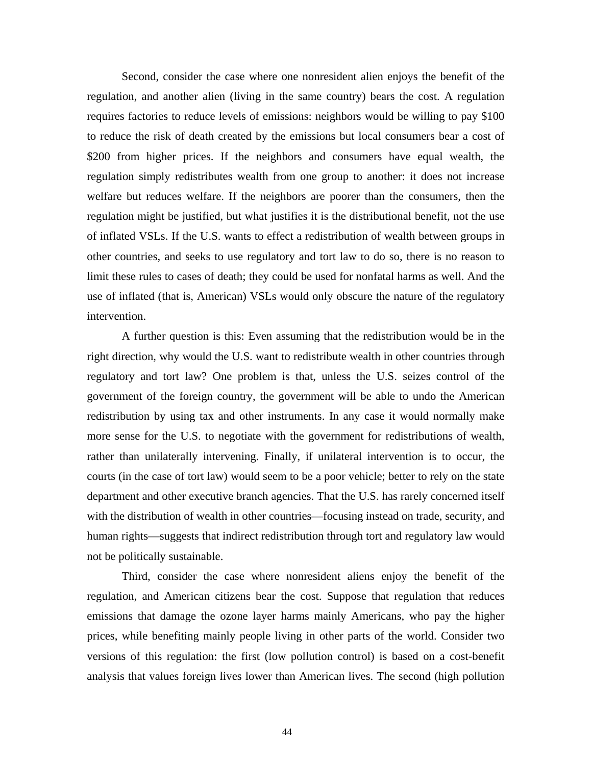Second, consider the case where one nonresident alien enjoys the benefit of the regulation, and another alien (living in the same country) bears the cost. A regulation requires factories to reduce levels of emissions: neighbors would be willing to pay $100 to reduce the risk of death created by the emissions but local consumers bear a cost of $200 from higher prices. If the neighbors and consumers have equal wealth, the regulation simply redistributes wealth from one group to another: it does not increase welfare but reduces welfare. If the neighbors are poorer than the consumers, then the regulation might be justified, but what justifies it is the distributional benefit, not the use of inflated VSLs. If the U.S. wants to effect a redistribution of wealth between groups in other countries, and seeks to use regulatory and tort law to do so, there is no reason to limit these rules to cases of death; they could be used for nonfatal harms as well. And the use of inflated (that is, American) VSLs would only obscure the nature of the regulatory intervention.

A further question is this: Even assuming that the redistribution would be in the right direction, why would the U.S. want to redistribute wealth in other countries through regulatory and tort law? One problem is that, unless the U.S. seizes control of the government of the foreign country, the government will be able to undo the American redistribution by using tax and other instruments. In any case it would normally make more sense for the U.S. to negotiate with the government for redistributions of wealth, rather than unilaterally intervening. Finally, if unilateral intervention is to occur, the courts (in the case of tort law) would seem to be a poor vehicle; better to rely on the state department and other executive branch agencies. That the U.S. has rarely concerned itself with the distribution of wealth in other countries—focusing instead on trade, security, and human rights—suggests that indirect redistribution through tort and regulatory law would not be politically sustainable.

Third, consider the case where nonresident aliens enjoy the benefit of the regulation, and American citizens bear the cost. Suppose that regulation that reduces emissions that damage the ozone layer harms mainly Americans, who pay the higher prices, while benefiting mainly people living in other parts of the world. Consider two versions of this regulation: the first (low pollution control) is based on a cost-benefit analysis that values foreign lives lower than American lives. The second (high pollution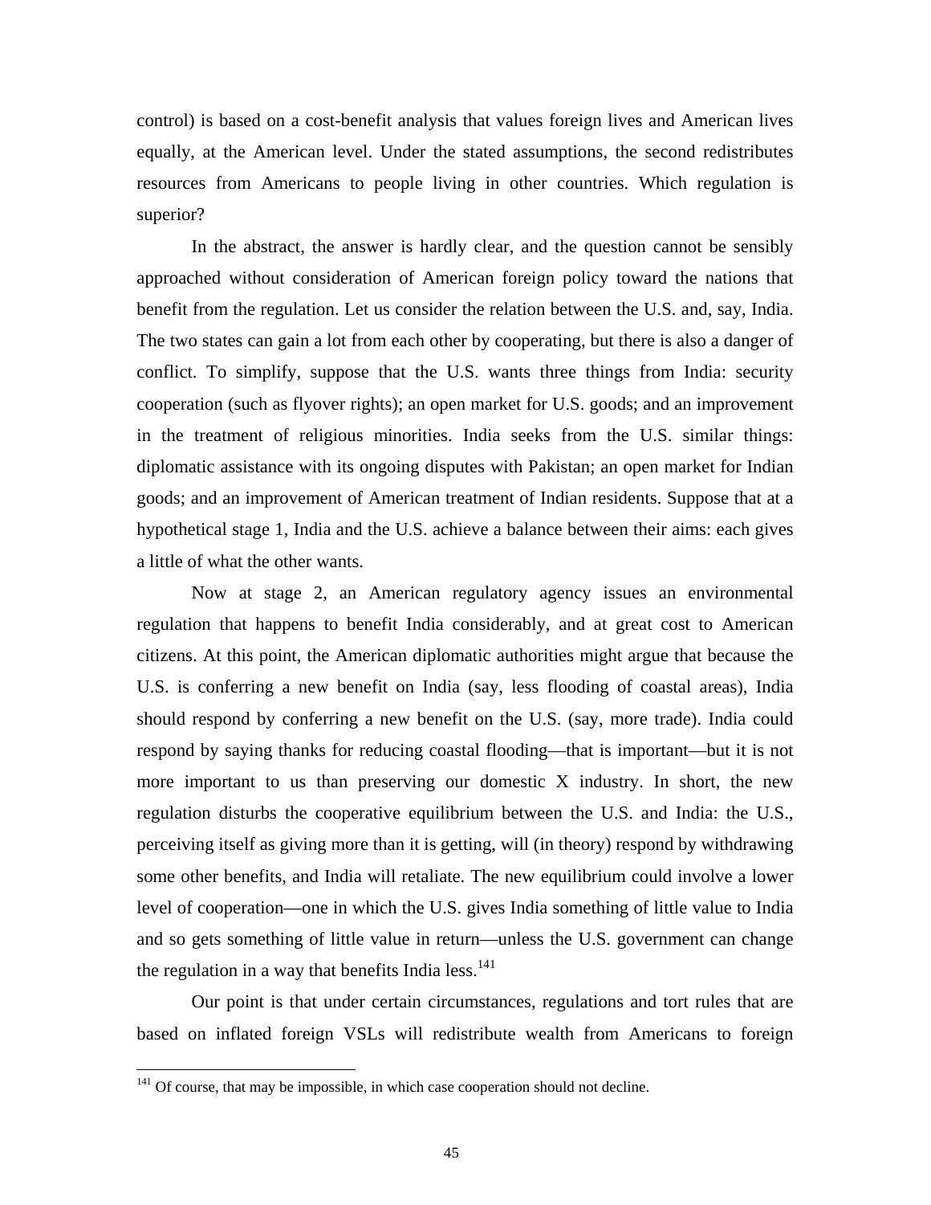control) is based on a cost-benefit analysis that values foreign lives and American lives equally, at the American level. Under the stated assumptions, the second redistributes resources from Americans to people living in other countries. Which regulation is superior?

In the abstract, the answer is hardly clear, and the question cannot be sensibly approached without consideration of American foreign policy toward the nations that benefit from the regulation. Let us consider the relation between the U.S. and, say, India. The two states can gain a lot from each other by cooperating, but there is also a danger of conflict. To simplify, suppose that the U.S. wants three things from India: security cooperation (such as flyover rights); an open market for U.S. goods; and an improvement in the treatment of religious minorities. India seeks from the U.S. similar things: diplomatic assistance with its ongoing disputes with Pakistan; an open market for Indian goods; and an improvement of American treatment of Indian residents. Suppose that at a hypothetical stage 1, India and the U.S. achieve a balance between their aims: each gives a little of what the other wants.

Now at stage 2, an American regulatory agency issues an environmental regulation that happens to benefit India considerably, and at great cost to American citizens. At this point, the American diplomatic authorities might argue that because the U.S. is conferring a new benefit on India (say, less flooding of coastal areas), India should respond by conferring a new benefit on the U.S. (say, more trade). India could respond by saying thanks for reducing coastal flooding—that is important—but it is not more important to us than preserving our domestic X industry. In short, the new regulation disturbs the cooperative equilibrium between the U.S. and India: the U.S., perceiving itself as giving more than it is getting, will (in theory) respond by withdrawing some other benefits, and India will retaliate. The new equilibrium could involve a lower level of cooperation—one in which the U.S. gives India something of little value to India and so gets something of little value in return—unless the U.S. government can change the regulation in a way that benefits India less.[141]

Our point is that under certain circumstances, regulations and tort rules that are based on inflated foreign VSLs will redistribute wealth from Americans to foreign

---

[141] Of course, that may be impossible, in which case cooperation should not decline.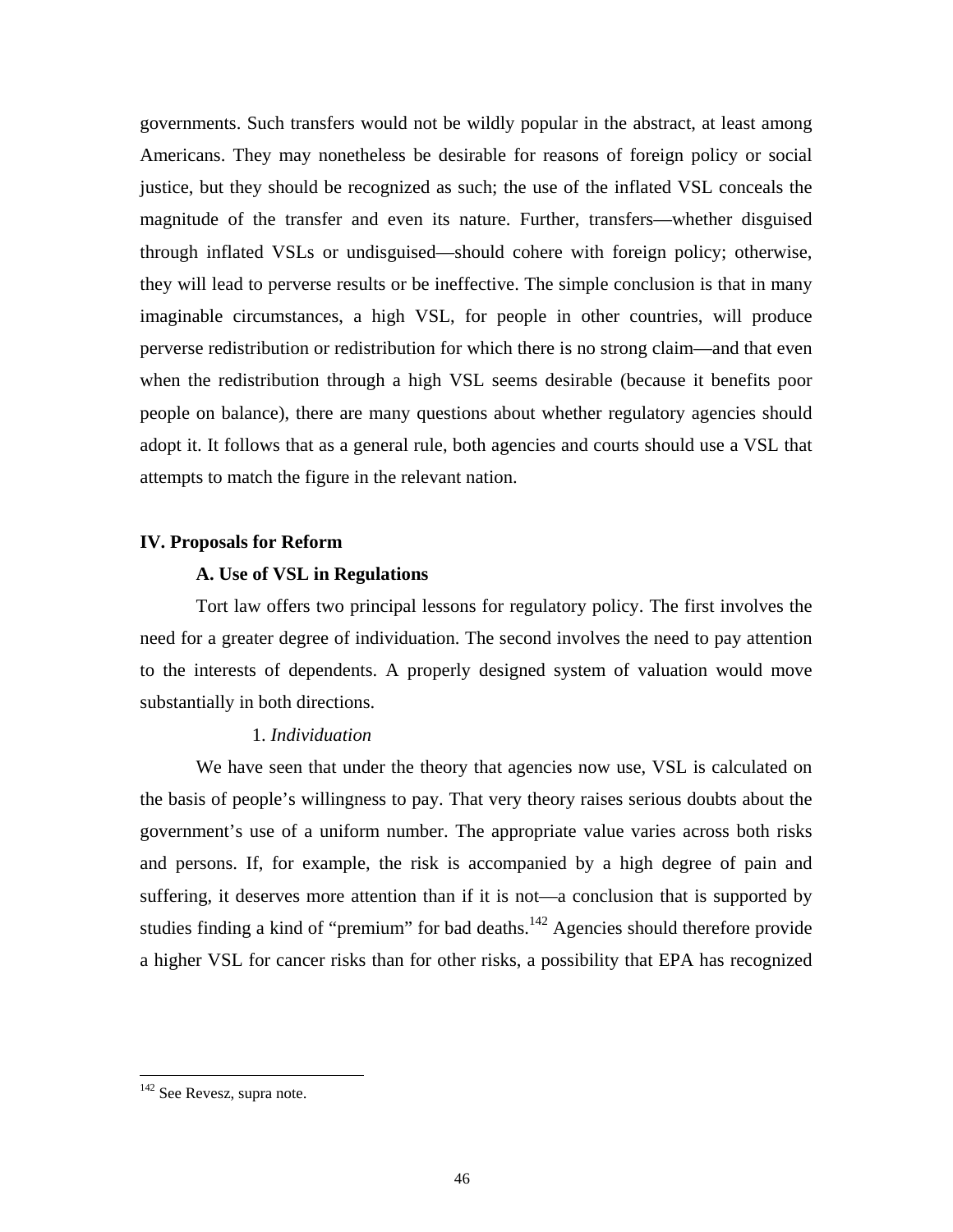governments. Such transfers would not be wildly popular in the abstract, at least among Americans. They may nonetheless be desirable for reasons of foreign policy or social justice, but they should be recognized as such; the use of the inflated VSL conceals the magnitude of the transfer and even its nature. Further, transfers—whether disguised through inflated VSLs or undisguised—should cohere with foreign policy; otherwise, they will lead to perverse results or be ineffective. The simple conclusion is that in many imaginable circumstances, a high VSL, for people in other countries, will produce perverse redistribution or redistribution for which there is no strong claim—and that even when the redistribution through a high VSL seems desirable (because it benefits poor people on balance), there are many questions about whether regulatory agencies should adopt it. It follows that as a general rule, both agencies and courts should use a VSL that attempts to match the figure in the relevant nation.

## IV. Proposals for Reform

### A. Use of VSL in Regulations

Tort law offers two principal lessons for regulatory policy. The first involves the need for a greater degree of individuation. The second involves the need to pay attention to the interests of dependents. A properly designed system of valuation would move substantially in both directions.

#### 1. *Individuation*

We have seen that under the theory that agencies now use, VSL is calculated on the basis of people's willingness to pay. That very theory raises serious doubts about the government's use of a uniform number. The appropriate value varies across both risks and persons. If, for example, the risk is accompanied by a high degree of pain and suffering, it deserves more attention than if it is not—a conclusion that is supported by studies finding a kind of "premium" for bad deaths.[142] Agencies should therefore provide a higher VSL for cancer risks than for other risks, a possibility that EPA has recognized

---

[142] See Revesz, supra note.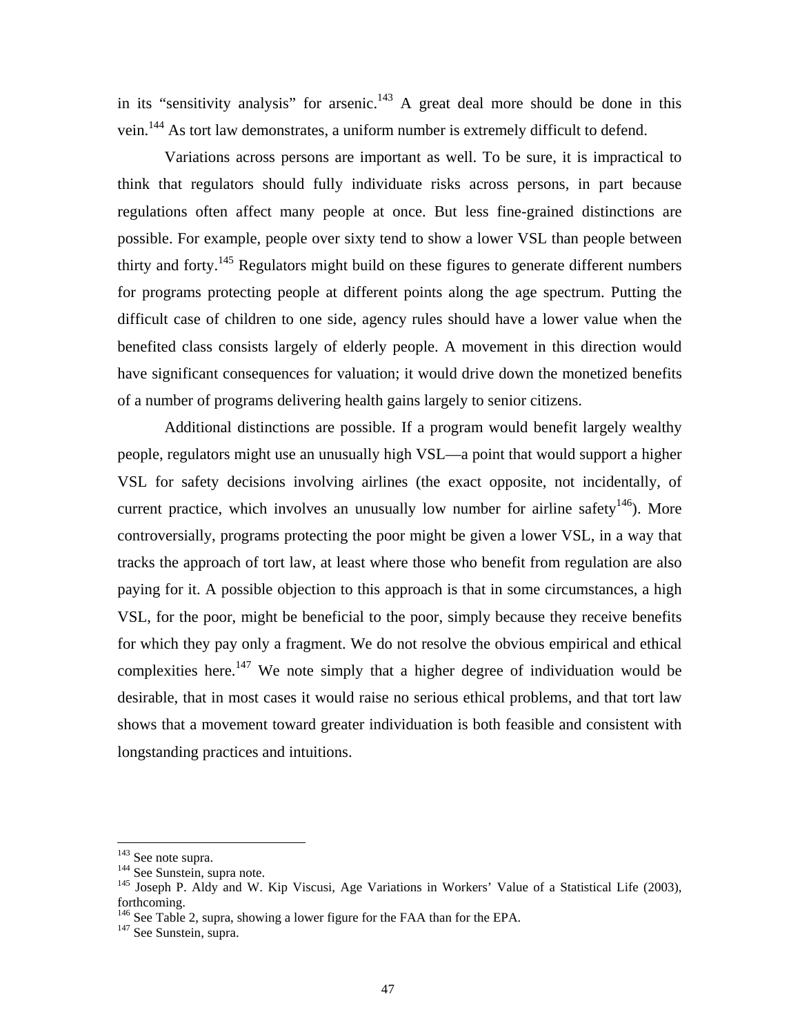in its "sensitivity analysis" for arsenic.[143] A great deal more should be done in this vein.[144] As tort law demonstrates, a uniform number is extremely difficult to defend.

Variations across persons are important as well. To be sure, it is impractical to think that regulators should fully individuate risks across persons, in part because regulations often affect many people at once. But less fine-grained distinctions are possible. For example, people over sixty tend to show a lower VSL than people between thirty and forty.[145] Regulators might build on these figures to generate different numbers for programs protecting people at different points along the age spectrum. Putting the difficult case of children to one side, agency rules should have a lower value when the benefited class consists largely of elderly people. A movement in this direction would have significant consequences for valuation; it would drive down the monetized benefits of a number of programs delivering health gains largely to senior citizens.

Additional distinctions are possible. If a program would benefit largely wealthy people, regulators might use an unusually high VSL—a point that would support a higher VSL for safety decisions involving airlines (the exact opposite, not incidentally, of current practice, which involves an unusually low number for airline safety[146]). More controversially, programs protecting the poor might be given a lower VSL, in a way that tracks the approach of tort law, at least where those who benefit from regulation are also paying for it. A possible objection to this approach is that in some circumstances, a high VSL, for the poor, might be beneficial to the poor, simply because they receive benefits for which they pay only a fragment. We do not resolve the obvious empirical and ethical complexities here.[147] We note simply that a higher degree of individuation would be desirable, that in most cases it would raise no serious ethical problems, and that tort law shows that a movement toward greater individuation is both feasible and consistent with longstanding practices and intuitions.

---

[143] See note supra.

[144] See Sunstein, supra note.

[145] Joseph P. Aldy and W. Kip Viscusi, Age Variations in Workers' Value of a Statistical Life (2003), forthcoming.

[146] See Table 2, supra, showing a lower figure for the FAA than for the EPA.

[147] See Sunstein, supra.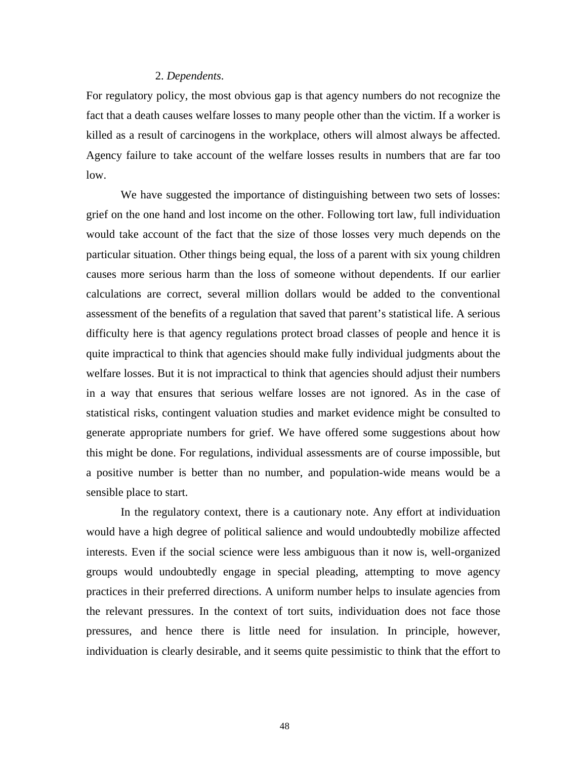#### 2. *Dependents*.

For regulatory policy, the most obvious gap is that agency numbers do not recognize the fact that a death causes welfare losses to many people other than the victim. If a worker is killed as a result of carcinogens in the workplace, others will almost always be affected. Agency failure to take account of the welfare losses results in numbers that are far too low.

We have suggested the importance of distinguishing between two sets of losses: grief on the one hand and lost income on the other. Following tort law, full individuation would take account of the fact that the size of those losses very much depends on the particular situation. Other things being equal, the loss of a parent with six young children causes more serious harm than the loss of someone without dependents. If our earlier calculations are correct, several million dollars would be added to the conventional assessment of the benefits of a regulation that saved that parent's statistical life. A serious difficulty here is that agency regulations protect broad classes of people and hence it is quite impractical to think that agencies should make fully individual judgments about the welfare losses. But it is not impractical to think that agencies should adjust their numbers in a way that ensures that serious welfare losses are not ignored. As in the case of statistical risks, contingent valuation studies and market evidence might be consulted to generate appropriate numbers for grief. We have offered some suggestions about how this might be done. For regulations, individual assessments are of course impossible, but a positive number is better than no number, and population-wide means would be a sensible place to start.

In the regulatory context, there is a cautionary note. Any effort at individuation would have a high degree of political salience and would undoubtedly mobilize affected interests. Even if the social science were less ambiguous than it now is, well-organized groups would undoubtedly engage in special pleading, attempting to move agency practices in their preferred directions. A uniform number helps to insulate agencies from the relevant pressures. In the context of tort suits, individuation does not face those pressures, and hence there is little need for insulation. In principle, however, individuation is clearly desirable, and it seems quite pessimistic to think that the effort to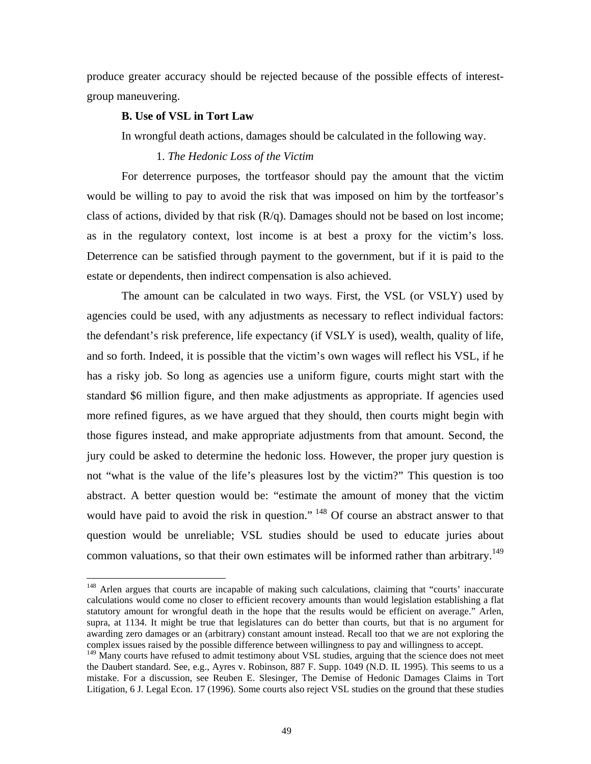produce greater accuracy should be rejected because of the possible effects of interest-group maneuvering.

### B. Use of VSL in Tort Law

In wrongful death actions, damages should be calculated in the following way.

#### 1. *The Hedonic Loss of the Victim*

For deterrence purposes, the tortfeasor should pay the amount that the victim would be willing to pay to avoid the risk that was imposed on him by the tortfeasor's class of actions, divided by that risk (R/q). Damages should not be based on lost income; as in the regulatory context, lost income is at best a proxy for the victim's loss. Deterrence can be satisfied through payment to the government, but if it is paid to the estate or dependents, then indirect compensation is also achieved.

The amount can be calculated in two ways. First, the VSL (or VSLY) used by agencies could be used, with any adjustments as necessary to reflect individual factors: the defendant's risk preference, life expectancy (if VSLY is used), wealth, quality of life, and so forth. Indeed, it is possible that the victim's own wages will reflect his VSL, if he has a risky job. So long as agencies use a uniform figure, courts might start with the standard $6 million figure, and then make adjustments as appropriate. If agencies used more refined figures, as we have argued that they should, then courts might begin with those figures instead, and make appropriate adjustments from that amount. Second, the jury could be asked to determine the hedonic loss. However, the proper jury question is not "what is the value of the life's pleasures lost by the victim?" This question is too abstract. A better question would be: "estimate the amount of money that the victim would have paid to avoid the risk in question." [148] Of course an abstract answer to that question would be unreliable; VSL studies should be used to educate juries about common valuations, so that their own estimates will be informed rather than arbitrary.[149]

---

[148] Arlen argues that courts are incapable of making such calculations, claiming that "courts' inaccurate calculations would come no closer to efficient recovery amounts than would legislation establishing a flat statutory amount for wrongful death in the hope that the results would be efficient on average." Arlen, supra, at 1134. It might be true that legislatures can do better than courts, but that is no argument for awarding zero damages or an (arbitrary) constant amount instead. Recall too that we are not exploring the complex issues raised by the possible difference between willingness to pay and willingness to accept.

[149] Many courts have refused to admit testimony about VSL studies, arguing that the science does not meet the Daubert standard. See, e.g., Ayres v. Robinson, 887 F. Supp. 1049 (N.D. IL 1995). This seems to us a mistake. For a discussion, see Reuben E. Slesinger, The Demise of Hedonic Damages Claims in Tort Litigation, 6 J. Legal Econ. 17 (1996). Some courts also reject VSL studies on the ground that these studies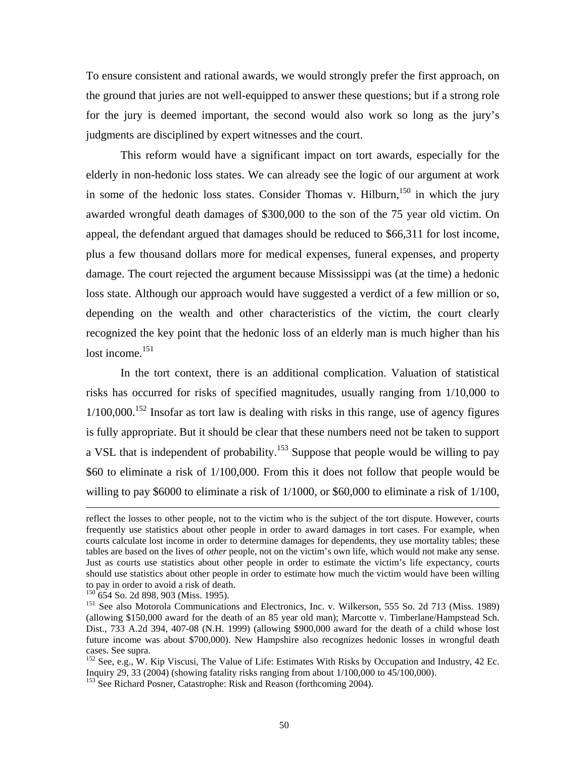To ensure consistent and rational awards, we would strongly prefer the first approach, on the ground that juries are not well-equipped to answer these questions; but if a strong role for the jury is deemed important, the second would also work so long as the jury's judgments are disciplined by expert witnesses and the court.

This reform would have a significant impact on tort awards, especially for the elderly in non-hedonic loss states. We can already see the logic of our argument at work in some of the hedonic loss states. Consider Thomas v. Hilburn,[150] in which the jury awarded wrongful death damages of $300,000 to the son of the 75 year old victim. On appeal, the defendant argued that damages should be reduced to $66,311 for lost income, plus a few thousand dollars more for medical expenses, funeral expenses, and property damage. The court rejected the argument because Mississippi was (at the time) a hedonic loss state. Although our approach would have suggested a verdict of a few million or so, depending on the wealth and other characteristics of the victim, the court clearly recognized the key point that the hedonic loss of an elderly man is much higher than his lost income.[151]

In the tort context, there is an additional complication. Valuation of statistical risks has occurred for risks of specified magnitudes, usually ranging from 1/10,000 to 1/100,000.[152] Insofar as tort law is dealing with risks in this range, use of agency figures is fully appropriate. But it should be clear that these numbers need not be taken to support a VSL that is independent of probability.[153] Suppose that people would be willing to pay $60 to eliminate a risk of 1/100,000. From this it does not follow that people would be willing to pay $6000 to eliminate a risk of 1/1000, or $60,000 to eliminate a risk of 1/100,

---

reflect the losses to other people, not to the victim who is the subject of the tort dispute. However, courts frequently use statistics about other people in order to award damages in tort cases. For example, when courts calculate lost income in order to determine damages for dependents, they use mortality tables; these tables are based on the lives of *other* people, not on the victim's own life, which would not make any sense. Just as courts use statistics about other people in order to estimate the victim's life expectancy, courts should use statistics about other people in order to estimate how much the victim would have been willing to pay in order to avoid a risk of death.

[150] 654 So. 2d 898, 903 (Miss. 1995).

[151] See also Motorola Communications and Electronics, Inc. v. Wilkerson, 555 So. 2d 713 (Miss. 1989) (allowing $150,000 award for the death of an 85 year old man); Marcotte v. Timberlane/Hampstead Sch. Dist., 733 A.2d 394, 407-08 (N.H. 1999) (allowing $900,000 award for the death of a child whose lost future income was about $700,000). New Hampshire also recognizes hedonic losses in wrongful death cases. See supra.

[152] See, e.g., W. Kip Viscusi, The Value of Life: Estimates With Risks by Occupation and Industry, 42 Ec. Inquiry 29, 33 (2004) (showing fatality risks ranging from about 1/100,000 to 45/100,000).

[153] See Richard Posner, Catastrophe: Risk and Reason (forthcoming 2004).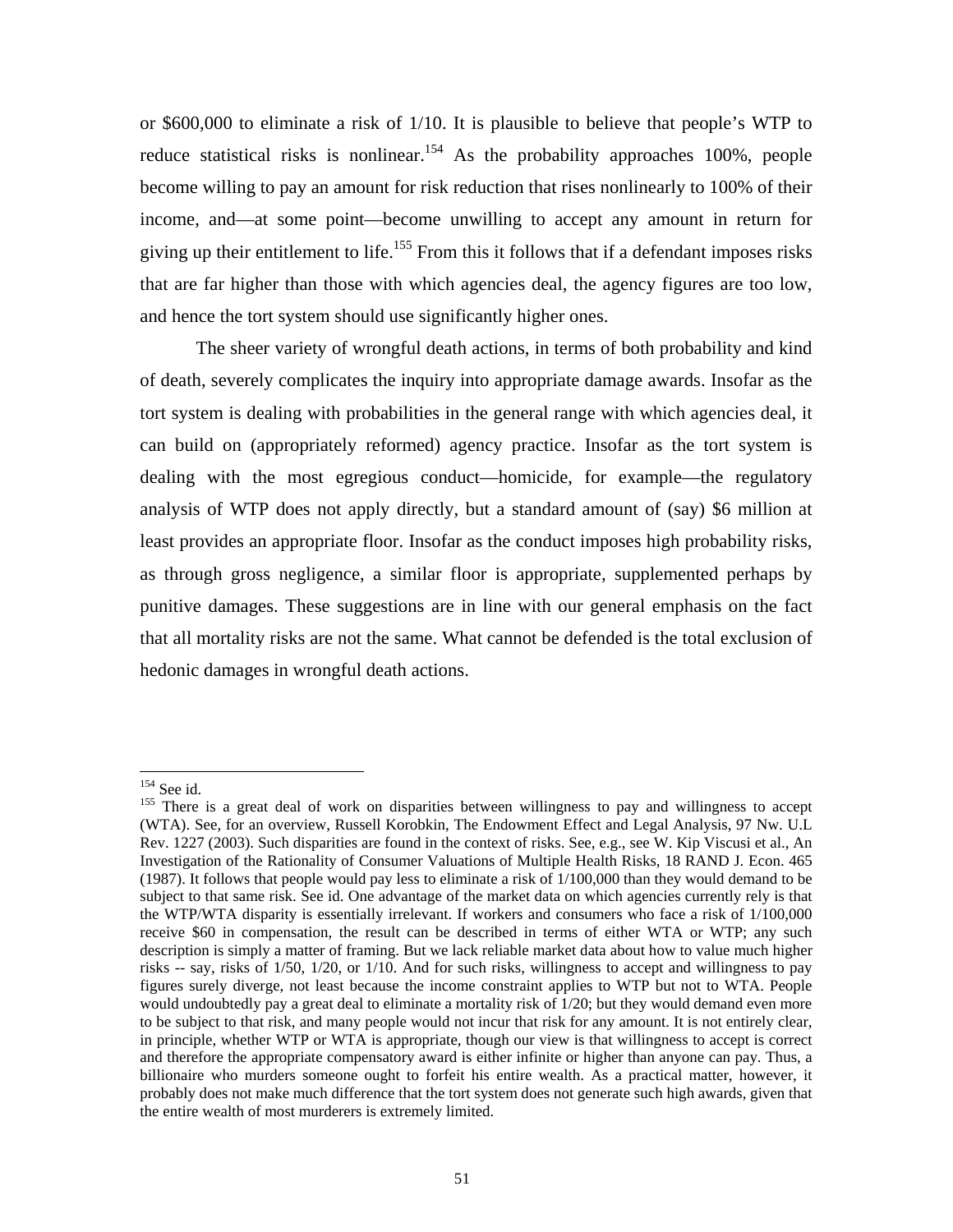or $600,000 to eliminate a risk of 1/10. It is plausible to believe that people's WTP to reduce statistical risks is nonlinear.[154] As the probability approaches 100%, people become willing to pay an amount for risk reduction that rises nonlinearly to 100% of their income, and—at some point—become unwilling to accept any amount in return for giving up their entitlement to life.[155] From this it follows that if a defendant imposes risks that are far higher than those with which agencies deal, the agency figures are too low, and hence the tort system should use significantly higher ones.

The sheer variety of wrongful death actions, in terms of both probability and kind of death, severely complicates the inquiry into appropriate damage awards. Insofar as the tort system is dealing with probabilities in the general range with which agencies deal, it can build on (appropriately reformed) agency practice. Insofar as the tort system is dealing with the most egregious conduct—homicide, for example—the regulatory analysis of WTP does not apply directly, but a standard amount of (say) $6 million at least provides an appropriate floor. Insofar as the conduct imposes high probability risks, as through gross negligence, a similar floor is appropriate, supplemented perhaps by punitive damages. These suggestions are in line with our general emphasis on the fact that all mortality risks are not the same. What cannot be defended is the total exclusion of hedonic damages in wrongful death actions.

---

[154] See id.

[155] There is a great deal of work on disparities between willingness to pay and willingness to accept (WTA). See, for an overview, Russell Korobkin, The Endowment Effect and Legal Analysis, 97 Nw. U.L Rev. 1227 (2003). Such disparities are found in the context of risks. See, e.g., see W. Kip Viscusi et al., An Investigation of the Rationality of Consumer Valuations of Multiple Health Risks, 18 RAND J. Econ. 465 (1987). It follows that people would pay less to eliminate a risk of 1/100,000 than they would demand to be subject to that same risk. See id. One advantage of the market data on which agencies currently rely is that the WTP/WTA disparity is essentially irrelevant. If workers and consumers who face a risk of 1/100,000 receive $60 in compensation, the result can be described in terms of either WTA or WTP; any such description is simply a matter of framing. But we lack reliable market data about how to value much higher risks -- say, risks of 1/50, 1/20, or 1/10. And for such risks, willingness to accept and willingness to pay figures surely diverge, not least because the income constraint applies to WTP but not to WTA. People would undoubtedly pay a great deal to eliminate a mortality risk of 1/20; but they would demand even more to be subject to that risk, and many people would not incur that risk for any amount. It is not entirely clear, in principle, whether WTP or WTA is appropriate, though our view is that willingness to accept is correct and therefore the appropriate compensatory award is either infinite or higher than anyone can pay. Thus, a billionaire who murders someone ought to forfeit his entire wealth. As a practical matter, however, it probably does not make much difference that the tort system does not generate such high awards, given that the entire wealth of most murderers is extremely limited.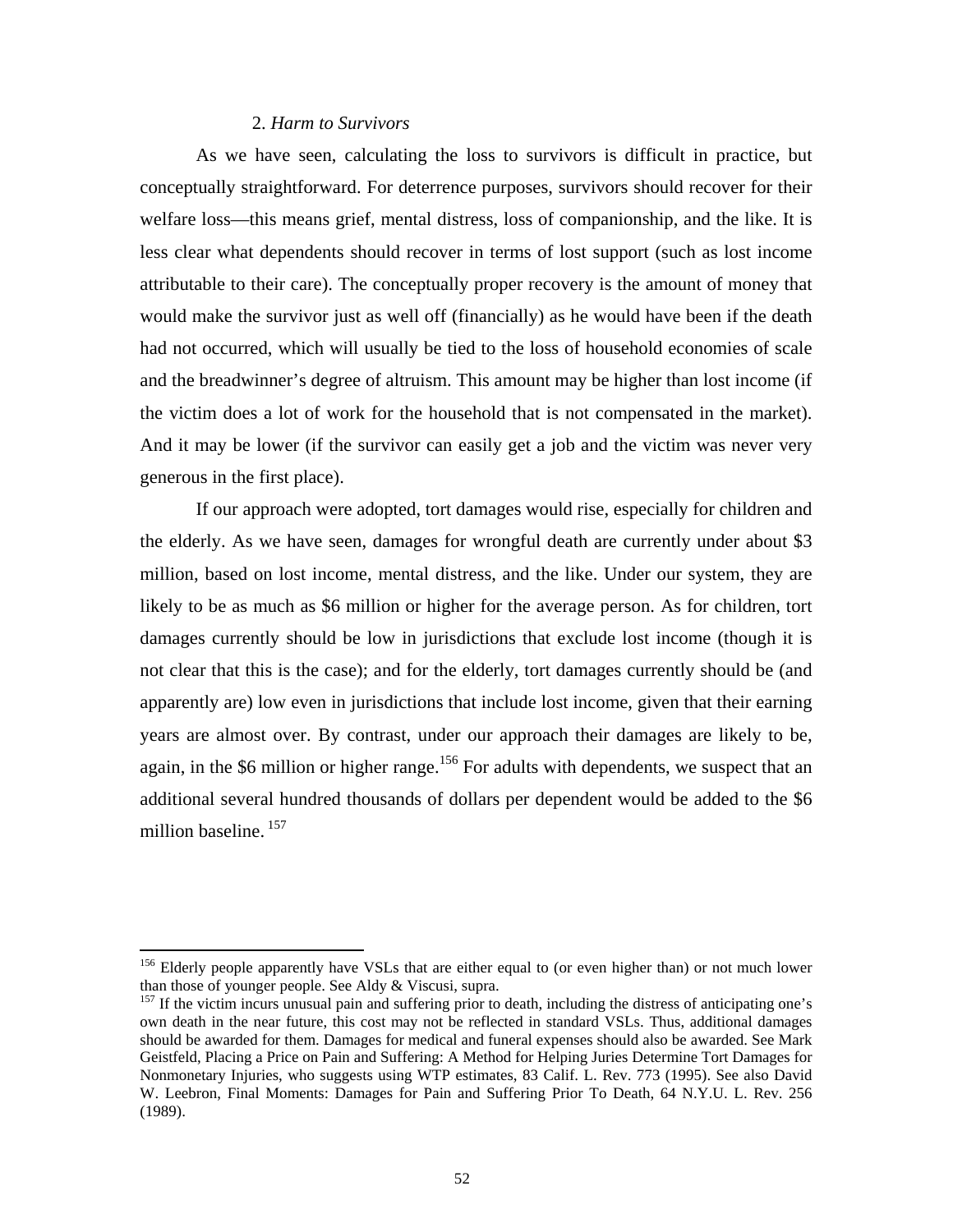### 2. *Harm to Survivors*

As we have seen, calculating the loss to survivors is difficult in practice, but conceptually straightforward. For deterrence purposes, survivors should recover for their welfare loss—this means grief, mental distress, loss of companionship, and the like. It is less clear what dependents should recover in terms of lost support (such as lost income attributable to their care). The conceptually proper recovery is the amount of money that would make the survivor just as well off (financially) as he would have been if the death had not occurred, which will usually be tied to the loss of household economies of scale and the breadwinner's degree of altruism. This amount may be higher than lost income (if the victim does a lot of work for the household that is not compensated in the market). And it may be lower (if the survivor can easily get a job and the victim was never very generous in the first place).

If our approach were adopted, tort damages would rise, especially for children and the elderly. As we have seen, damages for wrongful death are currently under about \$3 million, based on lost income, mental distress, and the like. Under our system, they are likely to be as much as \$6 million or higher for the average person. As for children, tort damages currently should be low in jurisdictions that exclude lost income (though it is not clear that this is the case); and for the elderly, tort damages currently should be (and apparently are) low even in jurisdictions that include lost income, given that their earning years are almost over. By contrast, under our approach their damages are likely to be, again, in the \$6 million or higher range.[156] For adults with dependents, we suspect that an additional several hundred thousands of dollars per dependent would be added to the \$6 million baseline.[157]

---

[156] Elderly people apparently have VSLs that are either equal to (or even higher than) or not much lower than those of younger people. See Aldy & Viscusi, supra.

[157] If the victim incurs unusual pain and suffering prior to death, including the distress of anticipating one's own death in the near future, this cost may not be reflected in standard VSLs. Thus, additional damages should be awarded for them. Damages for medical and funeral expenses should also be awarded. See Mark Geistfeld, Placing a Price on Pain and Suffering: A Method for Helping Juries Determine Tort Damages for Nonmonetary Injuries, who suggests using WTP estimates, 83 Calif. L. Rev. 773 (1995). See also David W. Leebron, Final Moments: Damages for Pain and Suffering Prior To Death, 64 N.Y.U. L. Rev. 256 (1989).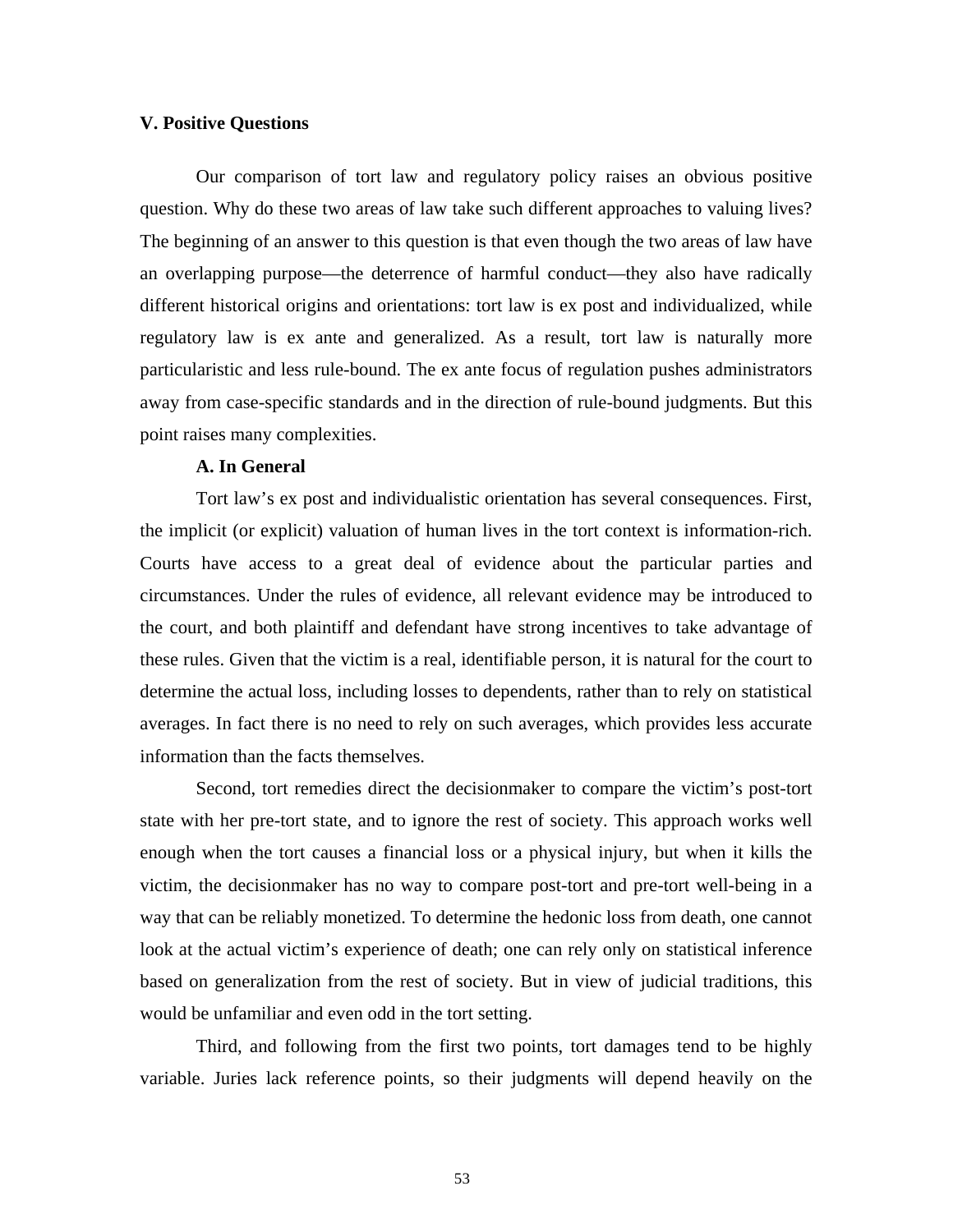## V. Positive Questions

Our comparison of tort law and regulatory policy raises an obvious positive question. Why do these two areas of law take such different approaches to valuing lives? The beginning of an answer to this question is that even though the two areas of law have an overlapping purpose—the deterrence of harmful conduct—they also have radically different historical origins and orientations: tort law is ex post and individualized, while regulatory law is ex ante and generalized. As a result, tort law is naturally more particularistic and less rule-bound. The ex ante focus of regulation pushes administrators away from case-specific standards and in the direction of rule-bound judgments. But this point raises many complexities.

### A. In General

Tort law's ex post and individualistic orientation has several consequences. First, the implicit (or explicit) valuation of human lives in the tort context is information-rich. Courts have access to a great deal of evidence about the particular parties and circumstances. Under the rules of evidence, all relevant evidence may be introduced to the court, and both plaintiff and defendant have strong incentives to take advantage of these rules. Given that the victim is a real, identifiable person, it is natural for the court to determine the actual loss, including losses to dependents, rather than to rely on statistical averages. In fact there is no need to rely on such averages, which provides less accurate information than the facts themselves.

Second, tort remedies direct the decisionmaker to compare the victim's post-tort state with her pre-tort state, and to ignore the rest of society. This approach works well enough when the tort causes a financial loss or a physical injury, but when it kills the victim, the decisionmaker has no way to compare post-tort and pre-tort well-being in a way that can be reliably monetized. To determine the hedonic loss from death, one cannot look at the actual victim's experience of death; one can rely only on statistical inference based on generalization from the rest of society. But in view of judicial traditions, this would be unfamiliar and even odd in the tort setting.

Third, and following from the first two points, tort damages tend to be highly variable. Juries lack reference points, so their judgments will depend heavily on the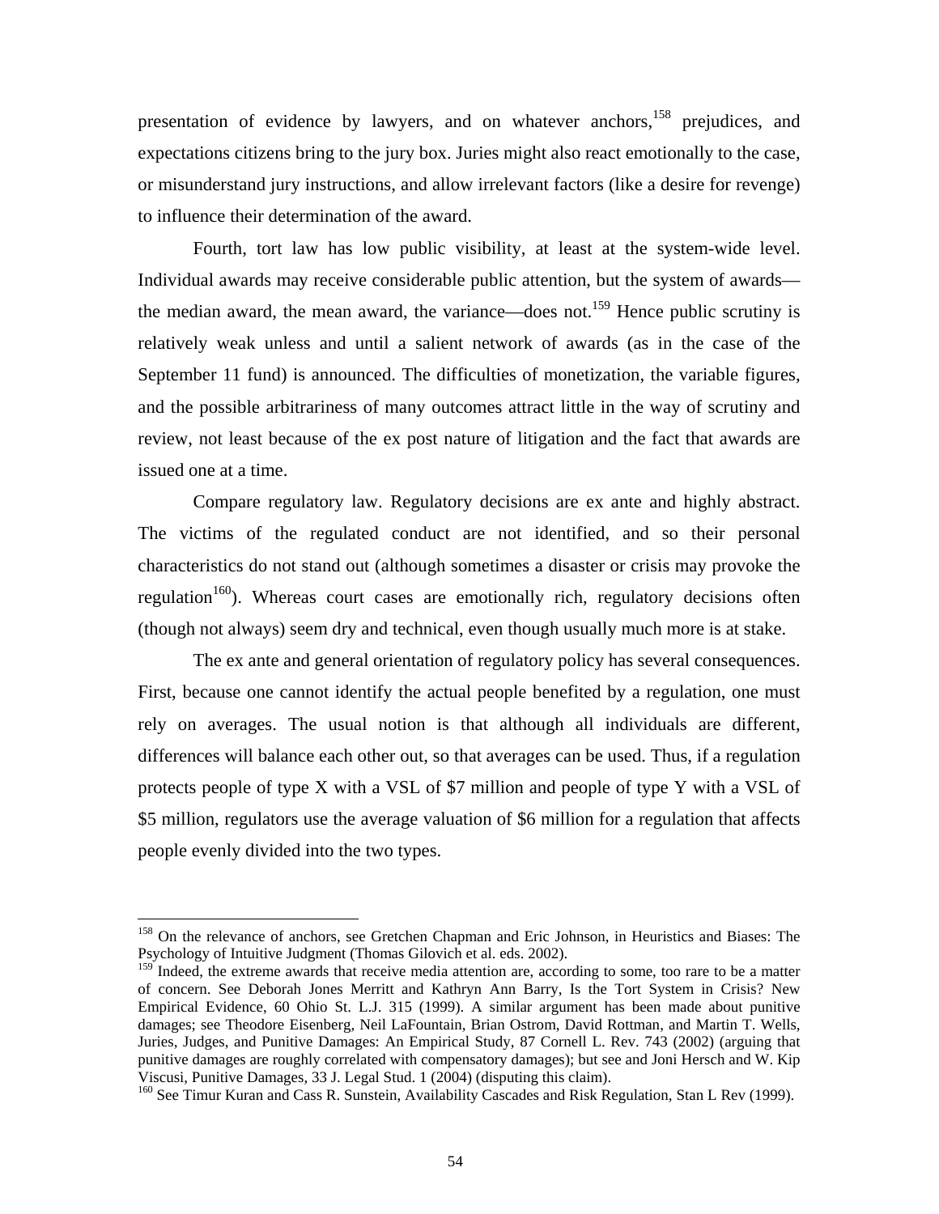presentation of evidence by lawyers, and on whatever anchors,[158] prejudices, and expectations citizens bring to the jury box. Juries might also react emotionally to the case, or misunderstand jury instructions, and allow irrelevant factors (like a desire for revenge) to influence their determination of the award.

Fourth, tort law has low public visibility, at least at the system-wide level. Individual awards may receive considerable public attention, but the system of awards—the median award, the mean award, the variance—does not.[159] Hence public scrutiny is relatively weak unless and until a salient network of awards (as in the case of the September 11 fund) is announced. The difficulties of monetization, the variable figures, and the possible arbitrariness of many outcomes attract little in the way of scrutiny and review, not least because of the ex post nature of litigation and the fact that awards are issued one at a time.

Compare regulatory law. Regulatory decisions are ex ante and highly abstract. The victims of the regulated conduct are not identified, and so their personal characteristics do not stand out (although sometimes a disaster or crisis may provoke the regulation[160]). Whereas court cases are emotionally rich, regulatory decisions often (though not always) seem dry and technical, even though usually much more is at stake.

The ex ante and general orientation of regulatory policy has several consequences. First, because one cannot identify the actual people benefited by a regulation, one must rely on averages. The usual notion is that although all individuals are different, differences will balance each other out, so that averages can be used. Thus, if a regulation protects people of type X with a VSL of $7 million and people of type Y with a VSL of $5 million, regulators use the average valuation of $6 million for a regulation that affects people evenly divided into the two types.

---

[158] On the relevance of anchors, see Gretchen Chapman and Eric Johnson, in Heuristics and Biases: The Psychology of Intuitive Judgment (Thomas Gilovich et al. eds. 2002).

[159] Indeed, the extreme awards that receive media attention are, according to some, too rare to be a matter of concern. See Deborah Jones Merritt and Kathryn Ann Barry, Is the Tort System in Crisis? New Empirical Evidence, 60 Ohio St. L.J. 315 (1999). A similar argument has been made about punitive damages; see Theodore Eisenberg, Neil LaFountain, Brian Ostrom, David Rottman, and Martin T. Wells, Juries, Judges, and Punitive Damages: An Empirical Study, 87 Cornell L. Rev. 743 (2002) (arguing that punitive damages are roughly correlated with compensatory damages); but see and Joni Hersch and W. Kip Viscusi, Punitive Damages, 33 J. Legal Stud. 1 (2004) (disputing this claim).

[160] See Timur Kuran and Cass R. Sunstein, Availability Cascades and Risk Regulation, Stan L Rev (1999).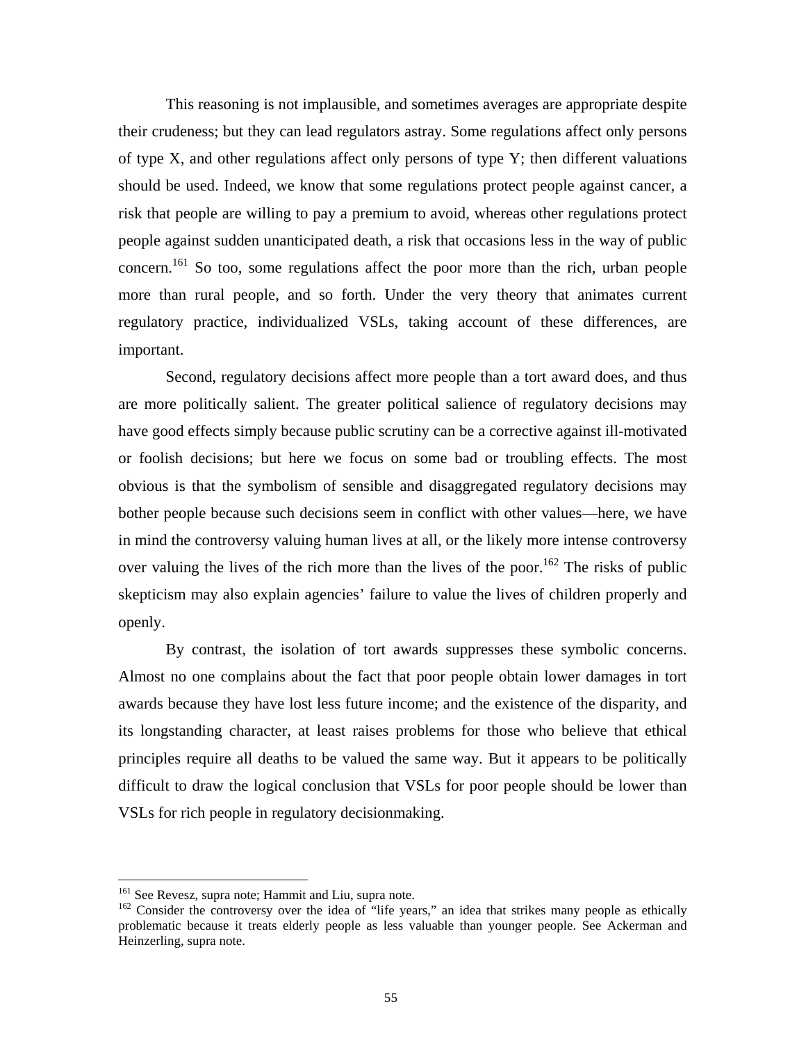This reasoning is not implausible, and sometimes averages are appropriate despite their crudeness; but they can lead regulators astray. Some regulations affect only persons of type X, and other regulations affect only persons of type Y; then different valuations should be used. Indeed, we know that some regulations protect people against cancer, a risk that people are willing to pay a premium to avoid, whereas other regulations protect people against sudden unanticipated death, a risk that occasions less in the way of public concern.[161] So too, some regulations affect the poor more than the rich, urban people more than rural people, and so forth. Under the very theory that animates current regulatory practice, individualized VSLs, taking account of these differences, are important.

Second, regulatory decisions affect more people than a tort award does, and thus are more politically salient. The greater political salience of regulatory decisions may have good effects simply because public scrutiny can be a corrective against ill-motivated or foolish decisions; but here we focus on some bad or troubling effects. The most obvious is that the symbolism of sensible and disaggregated regulatory decisions may bother people because such decisions seem in conflict with other values—here, we have in mind the controversy valuing human lives at all, or the likely more intense controversy over valuing the lives of the rich more than the lives of the poor.[162] The risks of public skepticism may also explain agencies' failure to value the lives of children properly and openly.

By contrast, the isolation of tort awards suppresses these symbolic concerns. Almost no one complains about the fact that poor people obtain lower damages in tort awards because they have lost less future income; and the existence of the disparity, and its longstanding character, at least raises problems for those who believe that ethical principles require all deaths to be valued the same way. But it appears to be politically difficult to draw the logical conclusion that VSLs for poor people should be lower than VSLs for rich people in regulatory decisionmaking.

---

[161] See Revesz, supra note; Hammit and Liu, supra note.

[162] Consider the controversy over the idea of "life years," an idea that strikes many people as ethically problematic because it treats elderly people as less valuable than younger people. See Ackerman and Heinzerling, supra note.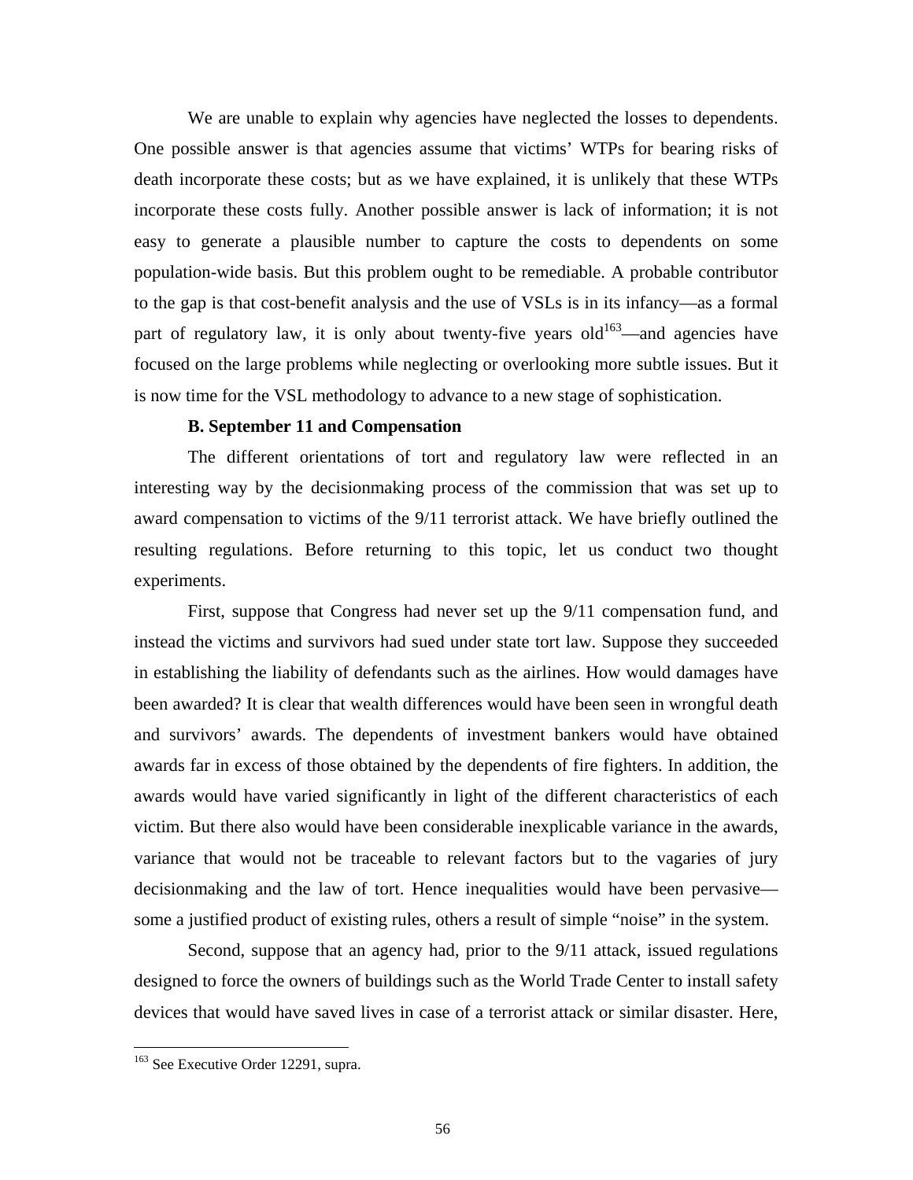We are unable to explain why agencies have neglected the losses to dependents. One possible answer is that agencies assume that victims' WTPs for bearing risks of death incorporate these costs; but as we have explained, it is unlikely that these WTPs incorporate these costs fully. Another possible answer is lack of information; it is not easy to generate a plausible number to capture the costs to dependents on some population-wide basis. But this problem ought to be remediable. A probable contributor to the gap is that cost-benefit analysis and the use of VSLs is in its infancy—as a formal part of regulatory law, it is only about twenty-five years old[163]—and agencies have focused on the large problems while neglecting or overlooking more subtle issues. But it is now time for the VSL methodology to advance to a new stage of sophistication.

### B. September 11 and Compensation

The different orientations of tort and regulatory law were reflected in an interesting way by the decisionmaking process of the commission that was set up to award compensation to victims of the 9/11 terrorist attack. We have briefly outlined the resulting regulations. Before returning to this topic, let us conduct two thought experiments.

First, suppose that Congress had never set up the 9/11 compensation fund, and instead the victims and survivors had sued under state tort law. Suppose they succeeded in establishing the liability of defendants such as the airlines. How would damages have been awarded? It is clear that wealth differences would have been seen in wrongful death and survivors' awards. The dependents of investment bankers would have obtained awards far in excess of those obtained by the dependents of fire fighters. In addition, the awards would have varied significantly in light of the different characteristics of each victim. But there also would have been considerable inexplicable variance in the awards, variance that would not be traceable to relevant factors but to the vagaries of jury decisionmaking and the law of tort. Hence inequalities would have been pervasive—some a justified product of existing rules, others a result of simple "noise" in the system.

Second, suppose that an agency had, prior to the 9/11 attack, issued regulations designed to force the owners of buildings such as the World Trade Center to install safety devices that would have saved lives in case of a terrorist attack or similar disaster. Here,

[163] See Executive Order 12291, supra.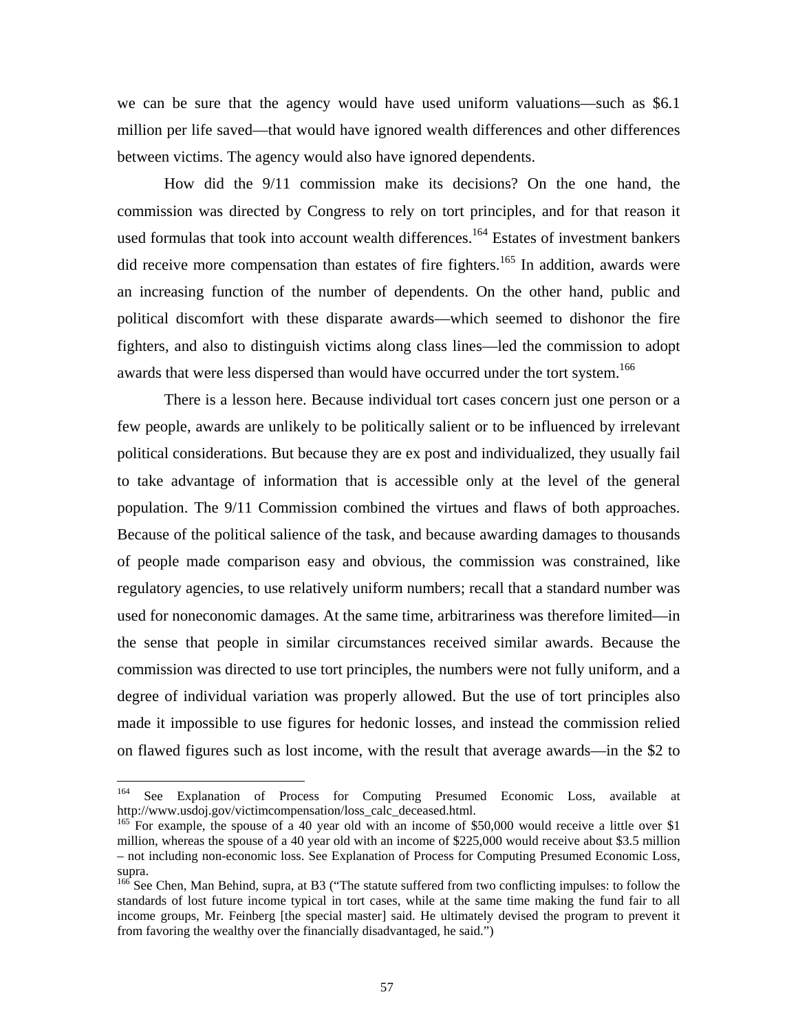we can be sure that the agency would have used uniform valuations—such as $6.1 million per life saved—that would have ignored wealth differences and other differences between victims. The agency would also have ignored dependents.

How did the 9/11 commission make its decisions? On the one hand, the commission was directed by Congress to rely on tort principles, and for that reason it used formulas that took into account wealth differences.[164] Estates of investment bankers did receive more compensation than estates of fire fighters.[165] In addition, awards were an increasing function of the number of dependents. On the other hand, public and political discomfort with these disparate awards—which seemed to dishonor the fire fighters, and also to distinguish victims along class lines—led the commission to adopt awards that were less dispersed than would have occurred under the tort system.[166]

There is a lesson here. Because individual tort cases concern just one person or a few people, awards are unlikely to be politically salient or to be influenced by irrelevant political considerations. But because they are ex post and individualized, they usually fail to take advantage of information that is accessible only at the level of the general population. The 9/11 Commission combined the virtues and flaws of both approaches. Because of the political salience of the task, and because awarding damages to thousands of people made comparison easy and obvious, the commission was constrained, like regulatory agencies, to use relatively uniform numbers; recall that a standard number was used for noneconomic damages. At the same time, arbitrariness was therefore limited—in the sense that people in similar circumstances received similar awards. Because the commission was directed to use tort principles, the numbers were not fully uniform, and a degree of individual variation was properly allowed. But the use of tort principles also made it impossible to use figures for hedonic losses, and instead the commission relied on flawed figures such as lost income, with the result that average awards—in the $2 to

---

[164] See Explanation of Process for Computing Presumed Economic Loss, available at http://www.usdoj.gov/victimcompensation/loss_calc_deceased.html.

[165] For example, the spouse of a 40 year old with an income of $50,000 would receive a little over $1 million, whereas the spouse of a 40 year old with an income of $225,000 would receive about $3.5 million – not including non-economic loss. See Explanation of Process for Computing Presumed Economic Loss, supra.

[166] See Chen, Man Behind, supra, at B3 ("The statute suffered from two conflicting impulses: to follow the standards of lost future income typical in tort cases, while at the same time making the fund fair to all income groups, Mr. Feinberg [the special master] said. He ultimately devised the program to prevent it from favoring the wealthy over the financially disadvantaged, he said.")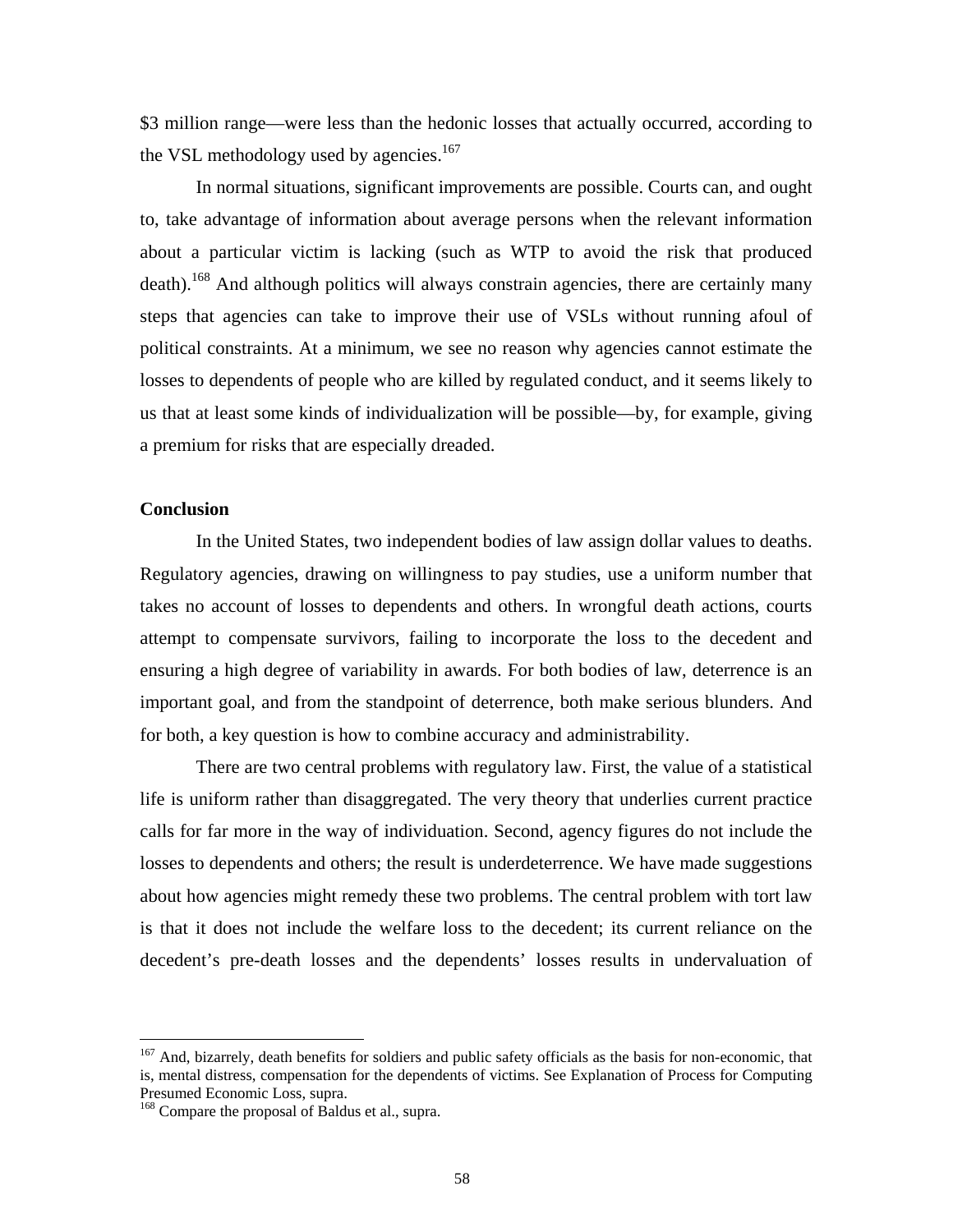$3 million range—were less than the hedonic losses that actually occurred, according to the VSL methodology used by agencies.[167]

In normal situations, significant improvements are possible. Courts can, and ought to, take advantage of information about average persons when the relevant information about a particular victim is lacking (such as WTP to avoid the risk that produced death).[168] And although politics will always constrain agencies, there are certainly many steps that agencies can take to improve their use of VSLs without running afoul of political constraints. At a minimum, we see no reason why agencies cannot estimate the losses to dependents of people who are killed by regulated conduct, and it seems likely to us that at least some kinds of individualization will be possible—by, for example, giving a premium for risks that are especially dreaded.

**Conclusion**

In the United States, two independent bodies of law assign dollar values to deaths. Regulatory agencies, drawing on willingness to pay studies, use a uniform number that takes no account of losses to dependents and others. In wrongful death actions, courts attempt to compensate survivors, failing to incorporate the loss to the decedent and ensuring a high degree of variability in awards. For both bodies of law, deterrence is an important goal, and from the standpoint of deterrence, both make serious blunders. And for both, a key question is how to combine accuracy and administrability.

There are two central problems with regulatory law. First, the value of a statistical life is uniform rather than disaggregated. The very theory that underlies current practice calls for far more in the way of individuation. Second, agency figures do not include the losses to dependents and others; the result is underdeterrence. We have made suggestions about how agencies might remedy these two problems. The central problem with tort law is that it does not include the welfare loss to the decedent; its current reliance on the decedent's pre-death losses and the dependents' losses results in undervaluation of

---

[167] And, bizarrely, death benefits for soldiers and public safety officials as the basis for non-economic, that is, mental distress, compensation for the dependents of victims. See Explanation of Process for Computing Presumed Economic Loss, supra.

[168] Compare the proposal of Baldus et al., supra.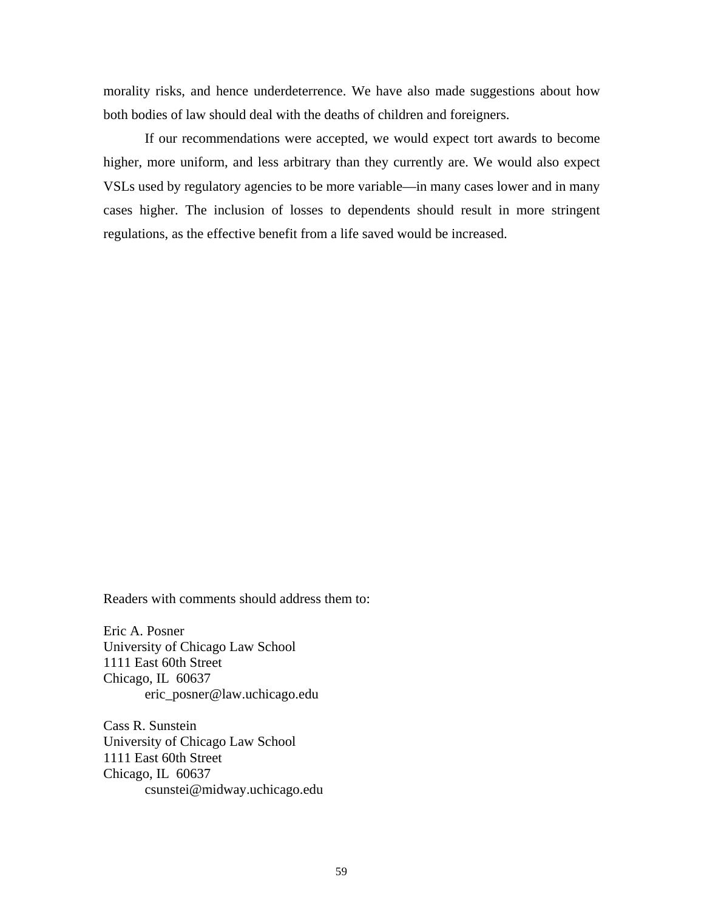morality risks, and hence underdeterrence. We have also made suggestions about how both bodies of law should deal with the deaths of children and foreigners.

If our recommendations were accepted, we would expect tort awards to become higher, more uniform, and less arbitrary than they currently are. We would also expect VSLs used by regulatory agencies to be more variable—in many cases lower and in many cases higher. The inclusion of losses to dependents should result in more stringent regulations, as the effective benefit from a life saved would be increased.

Readers with comments should address them to:

Eric A. Posner
University of Chicago Law School
1111 East 60th Street
Chicago, IL 60637
eric_posner@law.uchicago.edu

Cass R. Sunstein
University of Chicago Law School
1111 East 60th Street
Chicago, IL 60637
csunstei@midway.uchicago.edu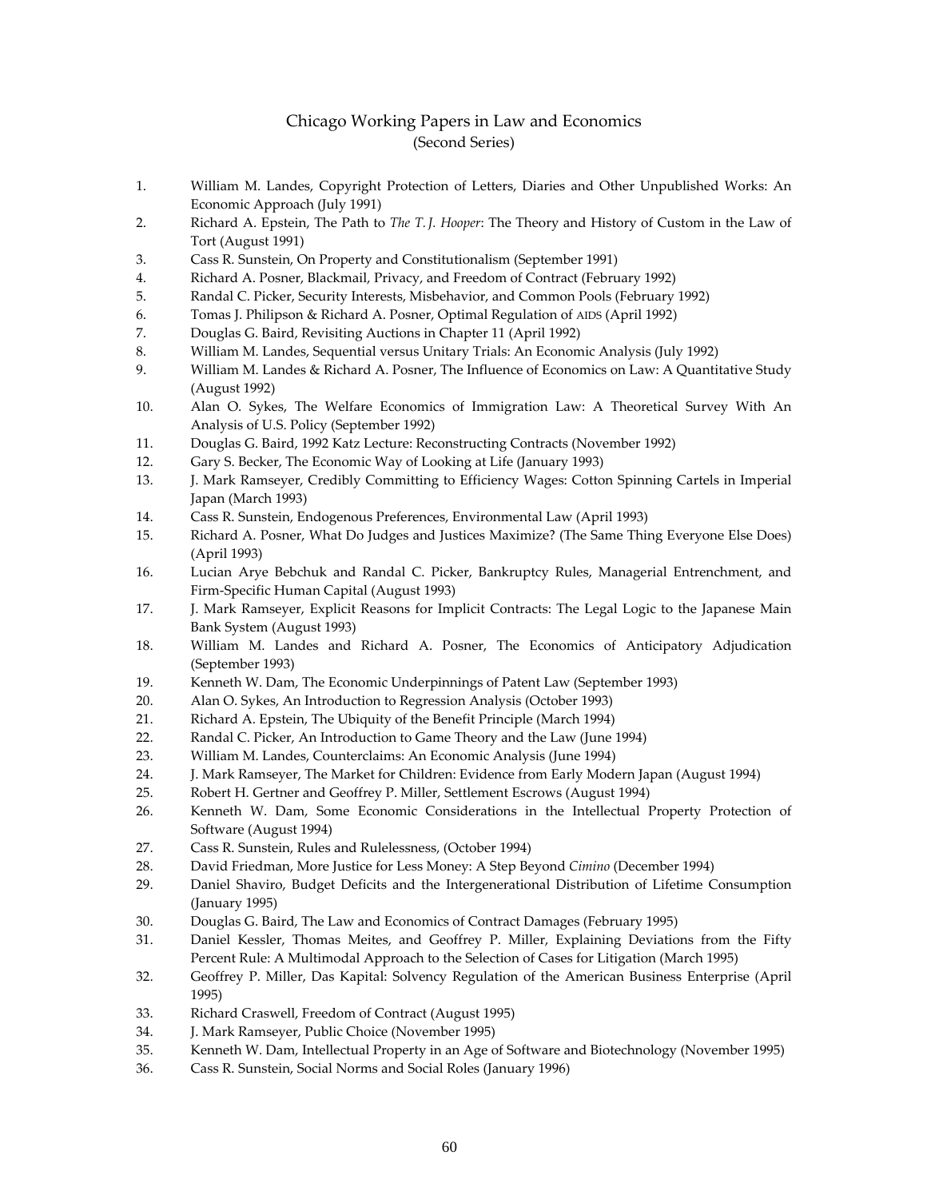# Chicago Working Papers in Law and Economics
(Second Series)

1. William M. Landes, Copyright Protection of Letters, Diaries and Other Unpublished Works: An Economic Approach (July 1991)
2. Richard A. Epstein, The Path to *The T. J. Hooper*: The Theory and History of Custom in the Law of Tort (August 1991)
3. Cass R. Sunstein, On Property and Constitutionalism (September 1991)
4. Richard A. Posner, Blackmail, Privacy, and Freedom of Contract (February 1992)
5. Randal C. Picker, Security Interests, Misbehavior, and Common Pools (February 1992)
6. Tomas J. Philipson & Richard A. Posner, Optimal Regulation of AIDS (April 1992)
7. Douglas G. Baird, Revisiting Auctions in Chapter 11 (April 1992)
8. William M. Landes, Sequential versus Unitary Trials: An Economic Analysis (July 1992)
9. William M. Landes & Richard A. Posner, The Influence of Economics on Law: A Quantitative Study (August 1992)
10. Alan O. Sykes, The Welfare Economics of Immigration Law: A Theoretical Survey With An Analysis of U.S. Policy (September 1992)
11. Douglas G. Baird, 1992 Katz Lecture: Reconstructing Contracts (November 1992)
12. Gary S. Becker, The Economic Way of Looking at Life (January 1993)
13. J. Mark Ramseyer, Credibly Committing to Efficiency Wages: Cotton Spinning Cartels in Imperial Japan (March 1993)
14. Cass R. Sunstein, Endogenous Preferences, Environmental Law (April 1993)
15. Richard A. Posner, What Do Judges and Justices Maximize? (The Same Thing Everyone Else Does) (April 1993)
16. Lucian Arye Bebchuk and Randal C. Picker, Bankruptcy Rules, Managerial Entrenchment, and Firm-Specific Human Capital (August 1993)
17. J. Mark Ramseyer, Explicit Reasons for Implicit Contracts: The Legal Logic to the Japanese Main Bank System (August 1993)
18. William M. Landes and Richard A. Posner, The Economics of Anticipatory Adjudication (September 1993)
19. Kenneth W. Dam, The Economic Underpinnings of Patent Law (September 1993)
20. Alan O. Sykes, An Introduction to Regression Analysis (October 1993)
21. Richard A. Epstein, The Ubiquity of the Benefit Principle (March 1994)
22. Randal C. Picker, An Introduction to Game Theory and the Law (June 1994)
23. William M. Landes, Counterclaims: An Economic Analysis (June 1994)
24. J. Mark Ramseyer, The Market for Children: Evidence from Early Modern Japan (August 1994)
25. Robert H. Gertner and Geoffrey P. Miller, Settlement Escrows (August 1994)
26. Kenneth W. Dam, Some Economic Considerations in the Intellectual Property Protection of Software (August 1994)
27. Cass R. Sunstein, Rules and Rulelessness, (October 1994)
28. David Friedman, More Justice for Less Money: A Step Beyond *Cimino* (December 1994)
29. Daniel Shaviro, Budget Deficits and the Intergenerational Distribution of Lifetime Consumption (January 1995)
30. Douglas G. Baird, The Law and Economics of Contract Damages (February 1995)
31. Daniel Kessler, Thomas Meites, and Geoffrey P. Miller, Explaining Deviations from the Fifty Percent Rule: A Multimodal Approach to the Selection of Cases for Litigation (March 1995)
32. Geoffrey P. Miller, Das Kapital: Solvency Regulation of the American Business Enterprise (April 1995)
33. Richard Craswell, Freedom of Contract (August 1995)
34. J. Mark Ramseyer, Public Choice (November 1995)
35. Kenneth W. Dam, Intellectual Property in an Age of Software and Biotechnology (November 1995)
36. Cass R. Sunstein, Social Norms and Social Roles (January 1996)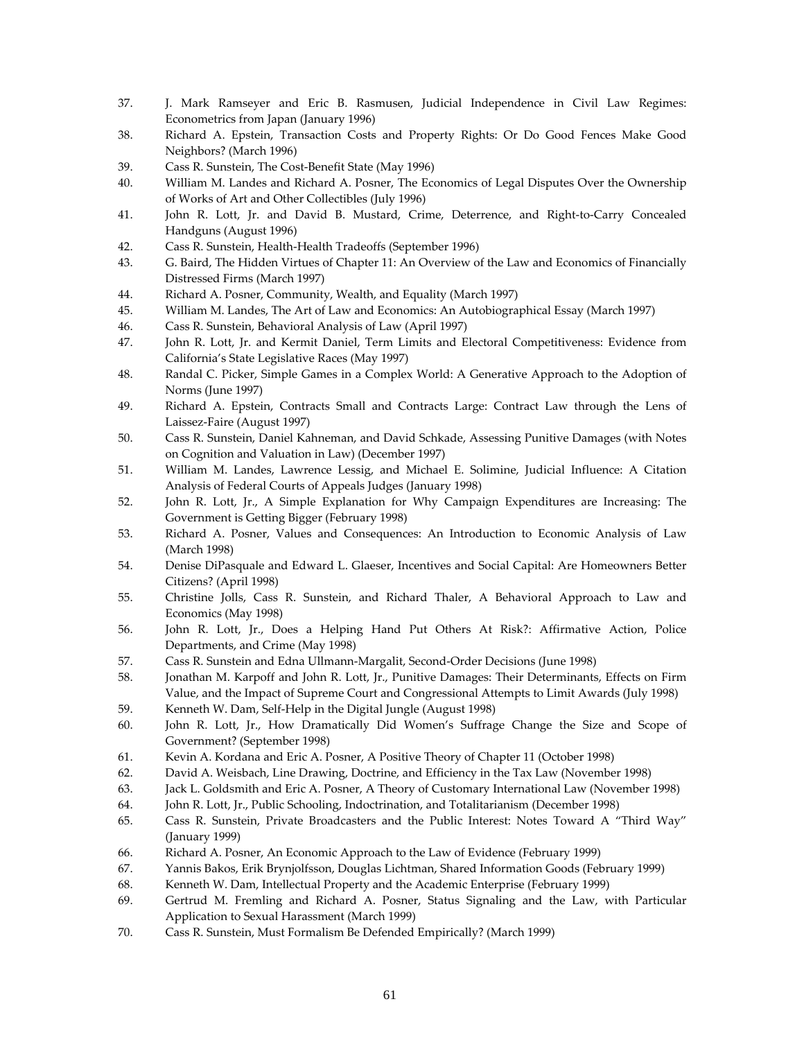37. J. Mark Ramseyer and Eric B. Rasmusen, Judicial Independence in Civil Law Regimes: Econometrics from Japan (January 1996)
38. Richard A. Epstein, Transaction Costs and Property Rights: Or Do Good Fences Make Good Neighbors? (March 1996)
39. Cass R. Sunstein, The Cost-Benefit State (May 1996)
40. William M. Landes and Richard A. Posner, The Economics of Legal Disputes Over the Ownership of Works of Art and Other Collectibles (July 1996)
41. John R. Lott, Jr. and David B. Mustard, Crime, Deterrence, and Right-to-Carry Concealed Handguns (August 1996)
42. Cass R. Sunstein, Health-Health Tradeoffs (September 1996)
43. G. Baird, The Hidden Virtues of Chapter 11: An Overview of the Law and Economics of Financially Distressed Firms (March 1997)
44. Richard A. Posner, Community, Wealth, and Equality (March 1997)
45. William M. Landes, The Art of Law and Economics: An Autobiographical Essay (March 1997)
46. Cass R. Sunstein, Behavioral Analysis of Law (April 1997)
47. John R. Lott, Jr. and Kermit Daniel, Term Limits and Electoral Competitiveness: Evidence from California's State Legislative Races (May 1997)
48. Randal C. Picker, Simple Games in a Complex World: A Generative Approach to the Adoption of Norms (June 1997)
49. Richard A. Epstein, Contracts Small and Contracts Large: Contract Law through the Lens of Laissez-Faire (August 1997)
50. Cass R. Sunstein, Daniel Kahneman, and David Schkade, Assessing Punitive Damages (with Notes on Cognition and Valuation in Law) (December 1997)
51. William M. Landes, Lawrence Lessig, and Michael E. Solimine, Judicial Influence: A Citation Analysis of Federal Courts of Appeals Judges (January 1998)
52. John R. Lott, Jr., A Simple Explanation for Why Campaign Expenditures are Increasing: The Government is Getting Bigger (February 1998)
53. Richard A. Posner, Values and Consequences: An Introduction to Economic Analysis of Law (March 1998)
54. Denise DiPasquale and Edward L. Glaeser, Incentives and Social Capital: Are Homeowners Better Citizens? (April 1998)
55. Christine Jolls, Cass R. Sunstein, and Richard Thaler, A Behavioral Approach to Law and Economics (May 1998)
56. John R. Lott, Jr., Does a Helping Hand Put Others At Risk?: Affirmative Action, Police Departments, and Crime (May 1998)
57. Cass R. Sunstein and Edna Ullmann-Margalit, Second-Order Decisions (June 1998)
58. Jonathan M. Karpoff and John R. Lott, Jr., Punitive Damages: Their Determinants, Effects on Firm Value, and the Impact of Supreme Court and Congressional Attempts to Limit Awards (July 1998)
59. Kenneth W. Dam, Self-Help in the Digital Jungle (August 1998)
60. John R. Lott, Jr., How Dramatically Did Women's Suffrage Change the Size and Scope of Government? (September 1998)
61. Kevin A. Kordana and Eric A. Posner, A Positive Theory of Chapter 11 (October 1998)
62. David A. Weisbach, Line Drawing, Doctrine, and Efficiency in the Tax Law (November 1998)
63. Jack L. Goldsmith and Eric A. Posner, A Theory of Customary International Law (November 1998)
64. John R. Lott, Jr., Public Schooling, Indoctrination, and Totalitarianism (December 1998)
65. Cass R. Sunstein, Private Broadcasters and the Public Interest: Notes Toward A "Third Way" (January 1999)
66. Richard A. Posner, An Economic Approach to the Law of Evidence (February 1999)
67. Yannis Bakos, Erik Brynjolfsson, Douglas Lichtman, Shared Information Goods (February 1999)
68. Kenneth W. Dam, Intellectual Property and the Academic Enterprise (February 1999)
69. Gertrud M. Fremling and Richard A. Posner, Status Signaling and the Law, with Particular Application to Sexual Harassment (March 1999)
70. Cass R. Sunstein, Must Formalism Be Defended Empirically? (March 1999)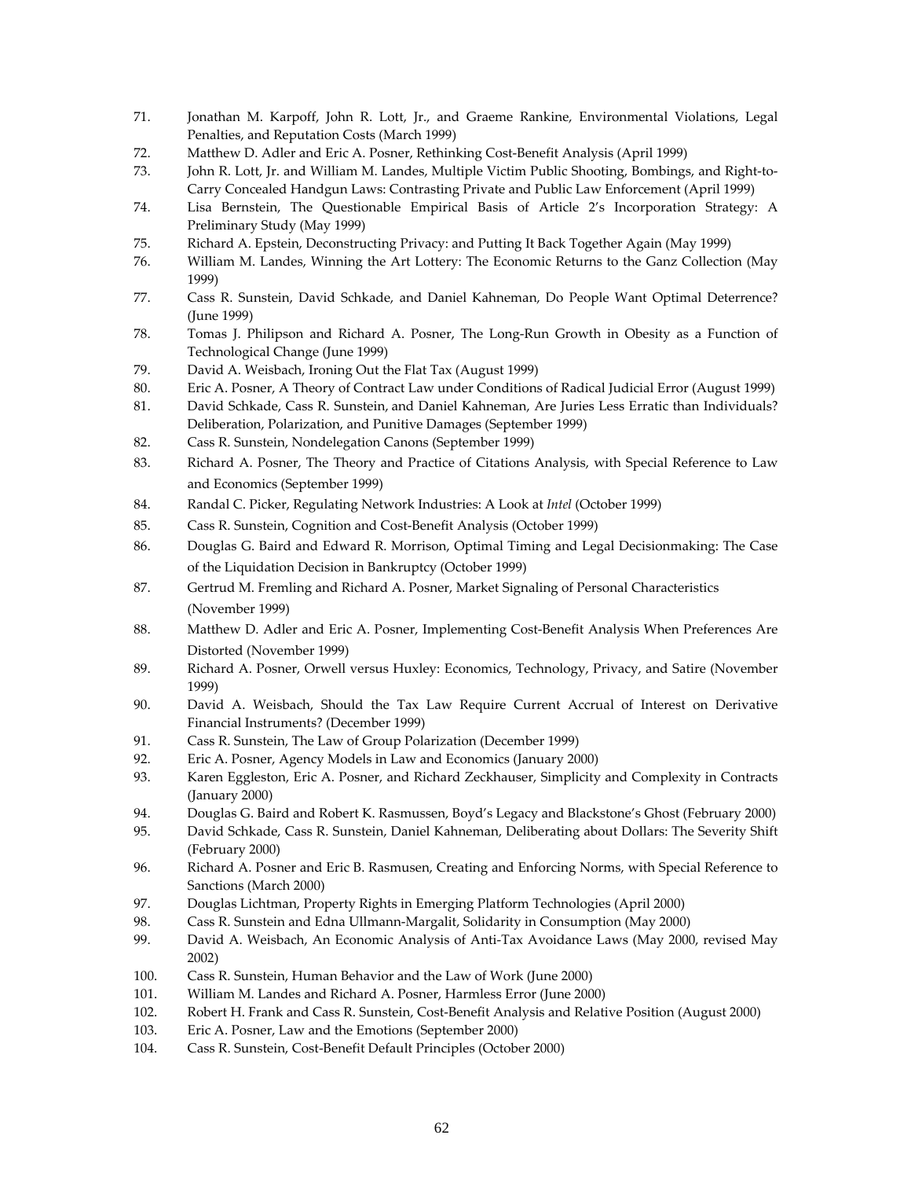71. Jonathan M. Karpoff, John R. Lott, Jr., and Graeme Rankine, Environmental Violations, Legal Penalties, and Reputation Costs (March 1999)
72. Matthew D. Adler and Eric A. Posner, Rethinking Cost-Benefit Analysis (April 1999)
73. John R. Lott, Jr. and William M. Landes, Multiple Victim Public Shooting, Bombings, and Right-to-Carry Concealed Handgun Laws: Contrasting Private and Public Law Enforcement (April 1999)
74. Lisa Bernstein, The Questionable Empirical Basis of Article 2's Incorporation Strategy: A Preliminary Study (May 1999)
75. Richard A. Epstein, Deconstructing Privacy: and Putting It Back Together Again (May 1999)
76. William M. Landes, Winning the Art Lottery: The Economic Returns to the Ganz Collection (May 1999)
77. Cass R. Sunstein, David Schkade, and Daniel Kahneman, Do People Want Optimal Deterrence? (June 1999)
78. Tomas J. Philipson and Richard A. Posner, The Long-Run Growth in Obesity as a Function of Technological Change (June 1999)
79. David A. Weisbach, Ironing Out the Flat Tax (August 1999)
80. Eric A. Posner, A Theory of Contract Law under Conditions of Radical Judicial Error (August 1999)
81. David Schkade, Cass R. Sunstein, and Daniel Kahneman, Are Juries Less Erratic than Individuals? Deliberation, Polarization, and Punitive Damages (September 1999)
82. Cass R. Sunstein, Nondelegation Canons (September 1999)
83. Richard A. Posner, The Theory and Practice of Citations Analysis, with Special Reference to Law and Economics (September 1999)
84. Randal C. Picker, Regulating Network Industries: A Look at *Intel* (October 1999)
85. Cass R. Sunstein, Cognition and Cost-Benefit Analysis (October 1999)
86. Douglas G. Baird and Edward R. Morrison, Optimal Timing and Legal Decisionmaking: The Case of the Liquidation Decision in Bankruptcy (October 1999)
87. Gertrud M. Fremling and Richard A. Posner, Market Signaling of Personal Characteristics (November 1999)
88. Matthew D. Adler and Eric A. Posner, Implementing Cost-Benefit Analysis When Preferences Are Distorted (November 1999)
89. Richard A. Posner, Orwell versus Huxley: Economics, Technology, Privacy, and Satire (November 1999)
90. David A. Weisbach, Should the Tax Law Require Current Accrual of Interest on Derivative Financial Instruments? (December 1999)
91. Cass R. Sunstein, The Law of Group Polarization (December 1999)
92. Eric A. Posner, Agency Models in Law and Economics (January 2000)
93. Karen Eggleston, Eric A. Posner, and Richard Zeckhauser, Simplicity and Complexity in Contracts (January 2000)
94. Douglas G. Baird and Robert K. Rasmussen, Boyd's Legacy and Blackstone's Ghost (February 2000)
95. David Schkade, Cass R. Sunstein, Daniel Kahneman, Deliberating about Dollars: The Severity Shift (February 2000)
96. Richard A. Posner and Eric B. Rasmusen, Creating and Enforcing Norms, with Special Reference to Sanctions (March 2000)
97. Douglas Lichtman, Property Rights in Emerging Platform Technologies (April 2000)
98. Cass R. Sunstein and Edna Ullmann-Margalit, Solidarity in Consumption (May 2000)
99. David A. Weisbach, An Economic Analysis of Anti-Tax Avoidance Laws (May 2000, revised May 2002)
100. Cass R. Sunstein, Human Behavior and the Law of Work (June 2000)
101. William M. Landes and Richard A. Posner, Harmless Error (June 2000)
102. Robert H. Frank and Cass R. Sunstein, Cost-Benefit Analysis and Relative Position (August 2000)
103. Eric A. Posner, Law and the Emotions (September 2000)
104. Cass R. Sunstein, Cost-Benefit Default Principles (October 2000)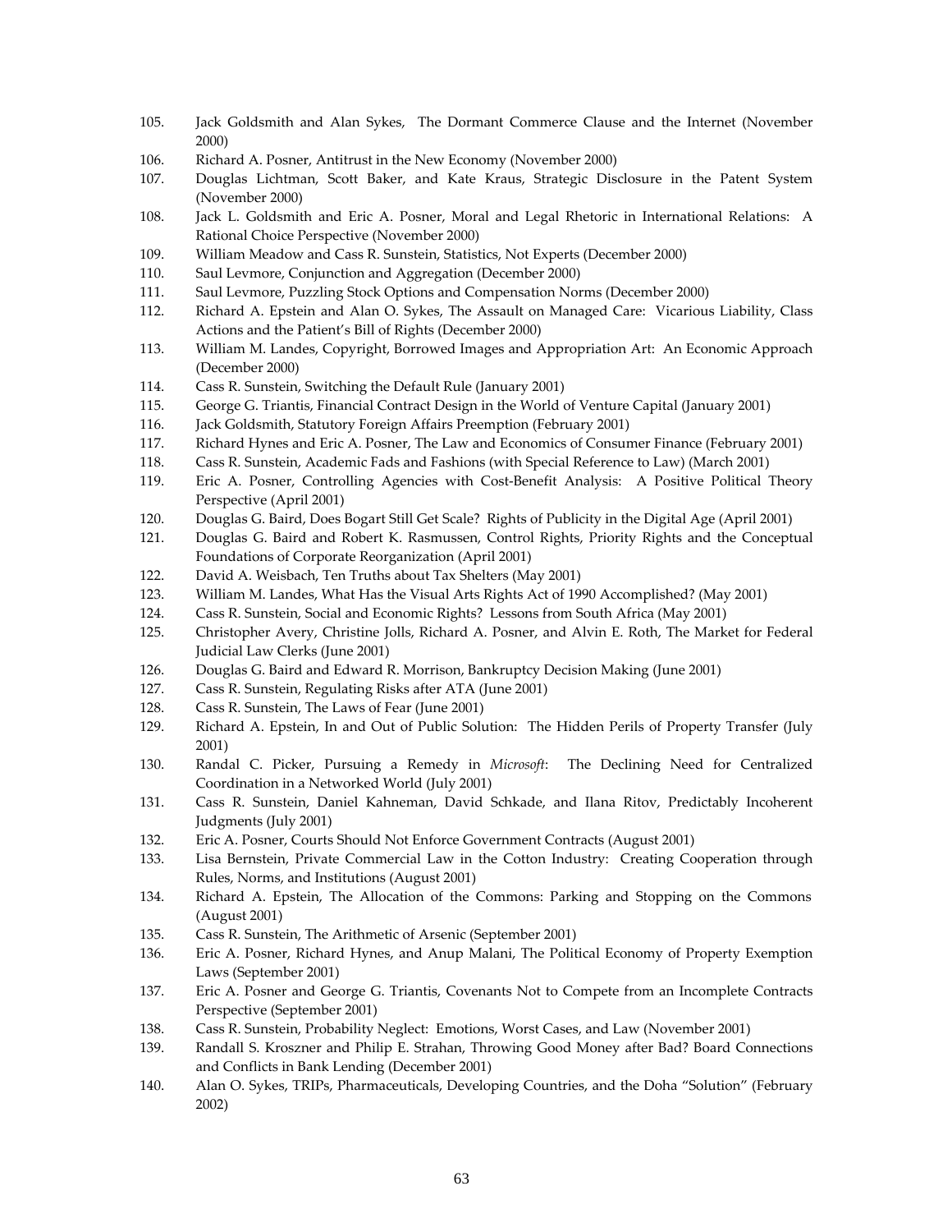105. Jack Goldsmith and Alan Sykes, The Dormant Commerce Clause and the Internet (November 2000)
106. Richard A. Posner, Antitrust in the New Economy (November 2000)
107. Douglas Lichtman, Scott Baker, and Kate Kraus, Strategic Disclosure in the Patent System (November 2000)
108. Jack L. Goldsmith and Eric A. Posner, Moral and Legal Rhetoric in International Relations: A Rational Choice Perspective (November 2000)
109. William Meadow and Cass R. Sunstein, Statistics, Not Experts (December 2000)
110. Saul Levmore, Conjunction and Aggregation (December 2000)
111. Saul Levmore, Puzzling Stock Options and Compensation Norms (December 2000)
112. Richard A. Epstein and Alan O. Sykes, The Assault on Managed Care: Vicarious Liability, Class Actions and the Patient's Bill of Rights (December 2000)
113. William M. Landes, Copyright, Borrowed Images and Appropriation Art: An Economic Approach (December 2000)
114. Cass R. Sunstein, Switching the Default Rule (January 2001)
115. George G. Triantis, Financial Contract Design in the World of Venture Capital (January 2001)
116. Jack Goldsmith, Statutory Foreign Affairs Preemption (February 2001)
117. Richard Hynes and Eric A. Posner, The Law and Economics of Consumer Finance (February 2001)
118. Cass R. Sunstein, Academic Fads and Fashions (with Special Reference to Law) (March 2001)
119. Eric A. Posner, Controlling Agencies with Cost-Benefit Analysis: A Positive Political Theory Perspective (April 2001)
120. Douglas G. Baird, Does Bogart Still Get Scale? Rights of Publicity in the Digital Age (April 2001)
121. Douglas G. Baird and Robert K. Rasmussen, Control Rights, Priority Rights and the Conceptual Foundations of Corporate Reorganization (April 2001)
122. David A. Weisbach, Ten Truths about Tax Shelters (May 2001)
123. William M. Landes, What Has the Visual Arts Rights Act of 1990 Accomplished? (May 2001)
124. Cass R. Sunstein, Social and Economic Rights? Lessons from South Africa (May 2001)
125. Christopher Avery, Christine Jolls, Richard A. Posner, and Alvin E. Roth, The Market for Federal Judicial Law Clerks (June 2001)
126. Douglas G. Baird and Edward R. Morrison, Bankruptcy Decision Making (June 2001)
127. Cass R. Sunstein, Regulating Risks after ATA (June 2001)
128. Cass R. Sunstein, The Laws of Fear (June 2001)
129. Richard A. Epstein, In and Out of Public Solution: The Hidden Perils of Property Transfer (July 2001)
130. Randal C. Picker, Pursuing a Remedy in *Microsoft*: The Declining Need for Centralized Coordination in a Networked World (July 2001)
131. Cass R. Sunstein, Daniel Kahneman, David Schkade, and Ilana Ritov, Predictably Incoherent Judgments (July 2001)
132. Eric A. Posner, Courts Should Not Enforce Government Contracts (August 2001)
133. Lisa Bernstein, Private Commercial Law in the Cotton Industry: Creating Cooperation through Rules, Norms, and Institutions (August 2001)
134. Richard A. Epstein, The Allocation of the Commons: Parking and Stopping on the Commons (August 2001)
135. Cass R. Sunstein, The Arithmetic of Arsenic (September 2001)
136. Eric A. Posner, Richard Hynes, and Anup Malani, The Political Economy of Property Exemption Laws (September 2001)
137. Eric A. Posner and George G. Triantis, Covenants Not to Compete from an Incomplete Contracts Perspective (September 2001)
138. Cass R. Sunstein, Probability Neglect: Emotions, Worst Cases, and Law (November 2001)
139. Randall S. Kroszner and Philip E. Strahan, Throwing Good Money after Bad? Board Connections and Conflicts in Bank Lending (December 2001)
140. Alan O. Sykes, TRIPs, Pharmaceuticals, Developing Countries, and the Doha "Solution" (February 2002)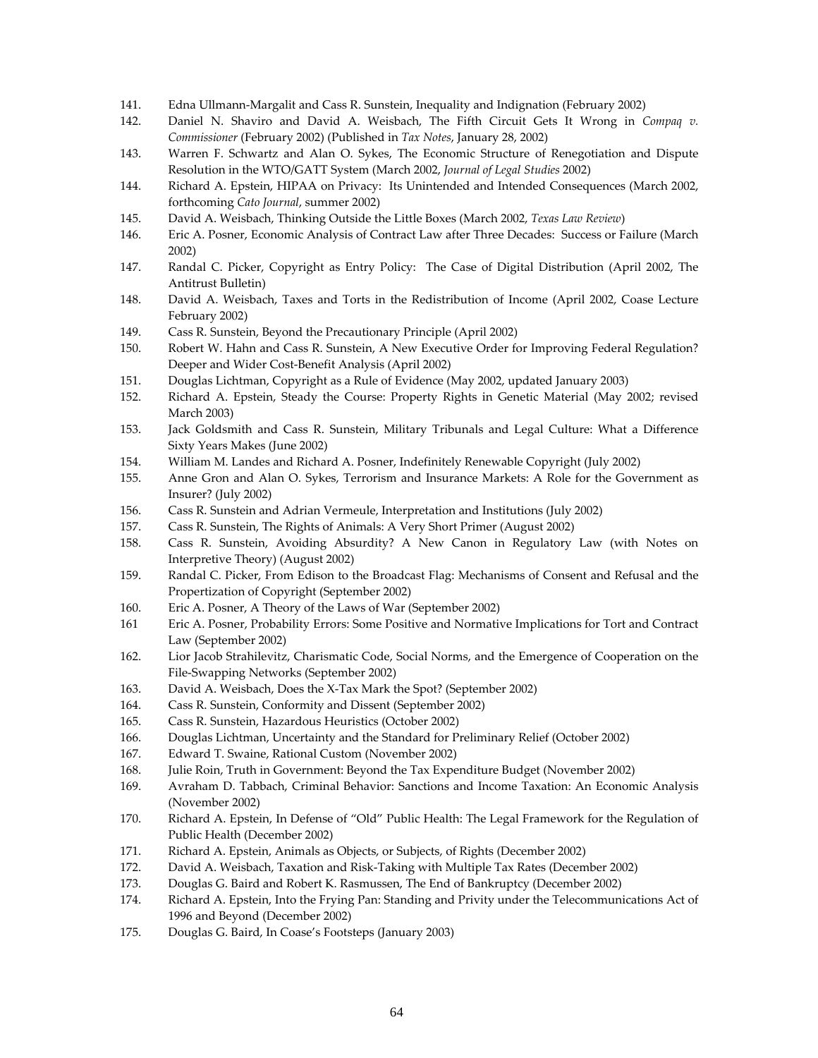141. Edna Ullmann-Margalit and Cass R. Sunstein, Inequality and Indignation (February 2002)
142. Daniel N. Shaviro and David A. Weisbach, The Fifth Circuit Gets It Wrong in *Compaq v. Commissioner* (February 2002) (Published in *Tax Notes*, January 28, 2002)
143. Warren F. Schwartz and Alan O. Sykes, The Economic Structure of Renegotiation and Dispute Resolution in the WTO/GATT System (March 2002, *Journal of Legal Studies* 2002)
144. Richard A. Epstein, HIPAA on Privacy: Its Unintended and Intended Consequences (March 2002, forthcoming *Cato Journal*, summer 2002)
145. David A. Weisbach, Thinking Outside the Little Boxes (March 2002, *Texas Law Review*)
146. Eric A. Posner, Economic Analysis of Contract Law after Three Decades: Success or Failure (March 2002)
147. Randal C. Picker, Copyright as Entry Policy: The Case of Digital Distribution (April 2002, The Antitrust Bulletin)
148. David A. Weisbach, Taxes and Torts in the Redistribution of Income (April 2002, Coase Lecture February 2002)
149. Cass R. Sunstein, Beyond the Precautionary Principle (April 2002)
150. Robert W. Hahn and Cass R. Sunstein, A New Executive Order for Improving Federal Regulation? Deeper and Wider Cost-Benefit Analysis (April 2002)
151. Douglas Lichtman, Copyright as a Rule of Evidence (May 2002, updated January 2003)
152. Richard A. Epstein, Steady the Course: Property Rights in Genetic Material (May 2002; revised March 2003)
153. Jack Goldsmith and Cass R. Sunstein, Military Tribunals and Legal Culture: What a Difference Sixty Years Makes (June 2002)
154. William M. Landes and Richard A. Posner, Indefinitely Renewable Copyright (July 2002)
155. Anne Gron and Alan O. Sykes, Terrorism and Insurance Markets: A Role for the Government as Insurer? (July 2002)
156. Cass R. Sunstein and Adrian Vermeule, Interpretation and Institutions (July 2002)
157. Cass R. Sunstein, The Rights of Animals: A Very Short Primer (August 2002)
158. Cass R. Sunstein, Avoiding Absurdity? A New Canon in Regulatory Law (with Notes on Interpretive Theory) (August 2002)
159. Randal C. Picker, From Edison to the Broadcast Flag: Mechanisms of Consent and Refusal and the Propertization of Copyright (September 2002)
160. Eric A. Posner, A Theory of the Laws of War (September 2002)
161 Eric A. Posner, Probability Errors: Some Positive and Normative Implications for Tort and Contract Law (September 2002)
162. Lior Jacob Strahilevitz, Charismatic Code, Social Norms, and the Emergence of Cooperation on the File-Swapping Networks (September 2002)
163. David A. Weisbach, Does the X-Tax Mark the Spot? (September 2002)
164. Cass R. Sunstein, Conformity and Dissent (September 2002)
165. Cass R. Sunstein, Hazardous Heuristics (October 2002)
166. Douglas Lichtman, Uncertainty and the Standard for Preliminary Relief (October 2002)
167. Edward T. Swaine, Rational Custom (November 2002)
168. Julie Roin, Truth in Government: Beyond the Tax Expenditure Budget (November 2002)
169. Avraham D. Tabbach, Criminal Behavior: Sanctions and Income Taxation: An Economic Analysis (November 2002)
170. Richard A. Epstein, In Defense of "Old" Public Health: The Legal Framework for the Regulation of Public Health (December 2002)
171. Richard A. Epstein, Animals as Objects, or Subjects, of Rights (December 2002)
172. David A. Weisbach, Taxation and Risk-Taking with Multiple Tax Rates (December 2002)
173. Douglas G. Baird and Robert K. Rasmussen, The End of Bankruptcy (December 2002)
174. Richard A. Epstein, Into the Frying Pan: Standing and Privity under the Telecommunications Act of 1996 and Beyond (December 2002)
175. Douglas G. Baird, In Coase's Footsteps (January 2003)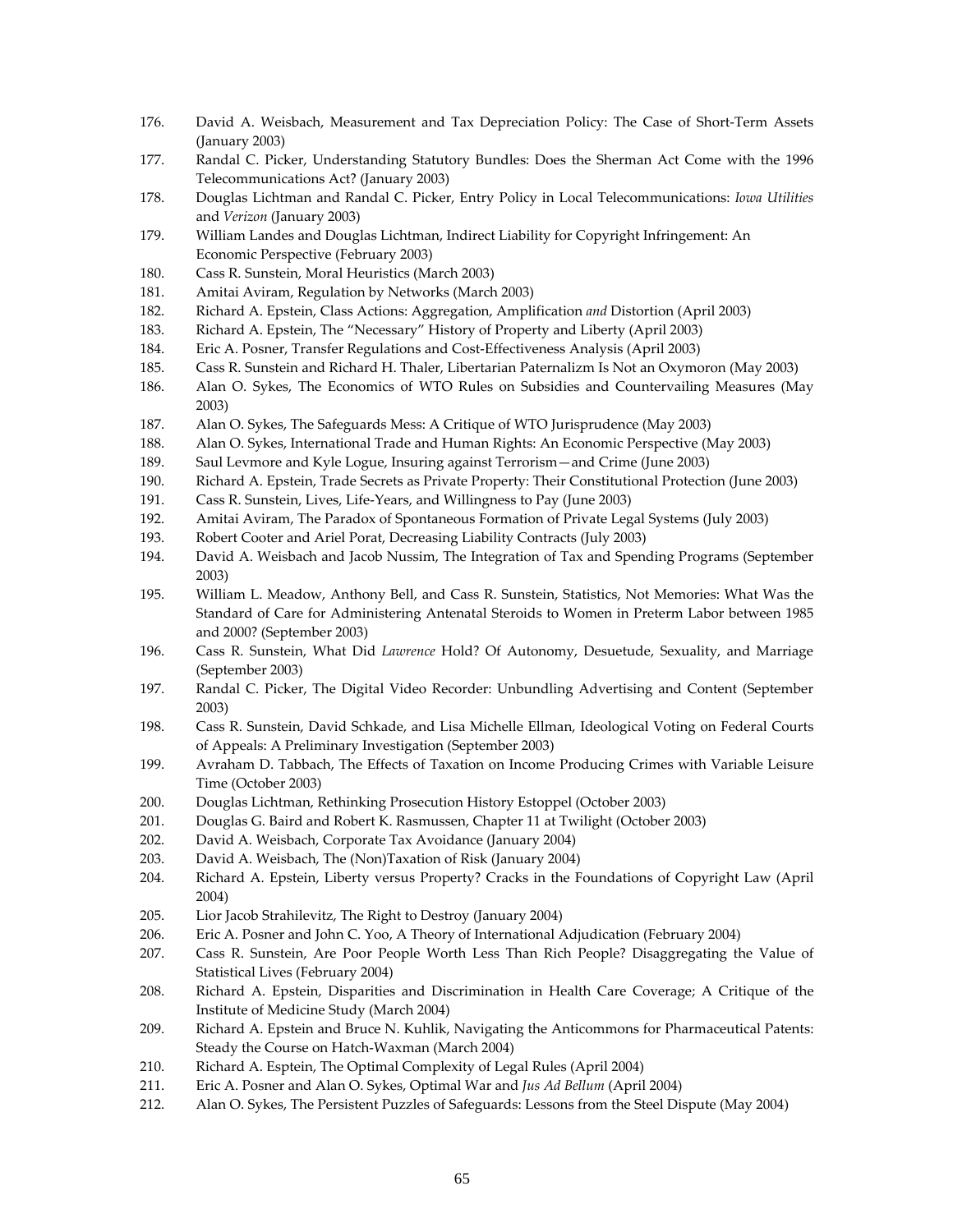176. David A. Weisbach, Measurement and Tax Depreciation Policy: The Case of Short-Term Assets (January 2003)
177. Randal C. Picker, Understanding Statutory Bundles: Does the Sherman Act Come with the 1996 Telecommunications Act? (January 2003)
178. Douglas Lichtman and Randal C. Picker, Entry Policy in Local Telecommunications: *Iowa Utilities* and *Verizon* (January 2003)
179. William Landes and Douglas Lichtman, Indirect Liability for Copyright Infringement: An Economic Perspective (February 2003)
180. Cass R. Sunstein, Moral Heuristics (March 2003)
181. Amitai Aviram, Regulation by Networks (March 2003)
182. Richard A. Epstein, Class Actions: Aggregation, Amplification *and* Distortion (April 2003)
183. Richard A. Epstein, The "Necessary" History of Property and Liberty (April 2003)
184. Eric A. Posner, Transfer Regulations and Cost-Effectiveness Analysis (April 2003)
185. Cass R. Sunstein and Richard H. Thaler, Libertarian Paternalizm Is Not an Oxymoron (May 2003)
186. Alan O. Sykes, The Economics of WTO Rules on Subsidies and Countervailing Measures (May 2003)
187. Alan O. Sykes, The Safeguards Mess: A Critique of WTO Jurisprudence (May 2003)
188. Alan O. Sykes, International Trade and Human Rights: An Economic Perspective (May 2003)
189. Saul Levmore and Kyle Logue, Insuring against Terrorism—and Crime (June 2003)
190. Richard A. Epstein, Trade Secrets as Private Property: Their Constitutional Protection (June 2003)
191. Cass R. Sunstein, Lives, Life-Years, and Willingness to Pay (June 2003)
192. Amitai Aviram, The Paradox of Spontaneous Formation of Private Legal Systems (July 2003)
193. Robert Cooter and Ariel Porat, Decreasing Liability Contracts (July 2003)
194. David A. Weisbach and Jacob Nussim, The Integration of Tax and Spending Programs (September 2003)
195. William L. Meadow, Anthony Bell, and Cass R. Sunstein, Statistics, Not Memories: What Was the Standard of Care for Administering Antenatal Steroids to Women in Preterm Labor between 1985 and 2000? (September 2003)
196. Cass R. Sunstein, What Did *Lawrence* Hold? Of Autonomy, Desuetude, Sexuality, and Marriage (September 2003)
197. Randal C. Picker, The Digital Video Recorder: Unbundling Advertising and Content (September 2003)
198. Cass R. Sunstein, David Schkade, and Lisa Michelle Ellman, Ideological Voting on Federal Courts of Appeals: A Preliminary Investigation (September 2003)
199. Avraham D. Tabbach, The Effects of Taxation on Income Producing Crimes with Variable Leisure Time (October 2003)
200. Douglas Lichtman, Rethinking Prosecution History Estoppel (October 2003)
201. Douglas G. Baird and Robert K. Rasmussen, Chapter 11 at Twilight (October 2003)
202. David A. Weisbach, Corporate Tax Avoidance (January 2004)
203. David A. Weisbach, The (Non)Taxation of Risk (January 2004)
204. Richard A. Epstein, Liberty versus Property? Cracks in the Foundations of Copyright Law (April 2004)
205. Lior Jacob Strahilevitz, The Right to Destroy (January 2004)
206. Eric A. Posner and John C. Yoo, A Theory of International Adjudication (February 2004)
207. Cass R. Sunstein, Are Poor People Worth Less Than Rich People? Disaggregating the Value of Statistical Lives (February 2004)
208. Richard A. Epstein, Disparities and Discrimination in Health Care Coverage; A Critique of the Institute of Medicine Study (March 2004)
209. Richard A. Epstein and Bruce N. Kuhlik, Navigating the Anticommons for Pharmaceutical Patents: Steady the Course on Hatch-Waxman (March 2004)
210. Richard A. Esptein, The Optimal Complexity of Legal Rules (April 2004)
211. Eric A. Posner and Alan O. Sykes, Optimal War and *Jus Ad Bellum* (April 2004)
212. Alan O. Sykes, The Persistent Puzzles of Safeguards: Lessons from the Steel Dispute (May 2004)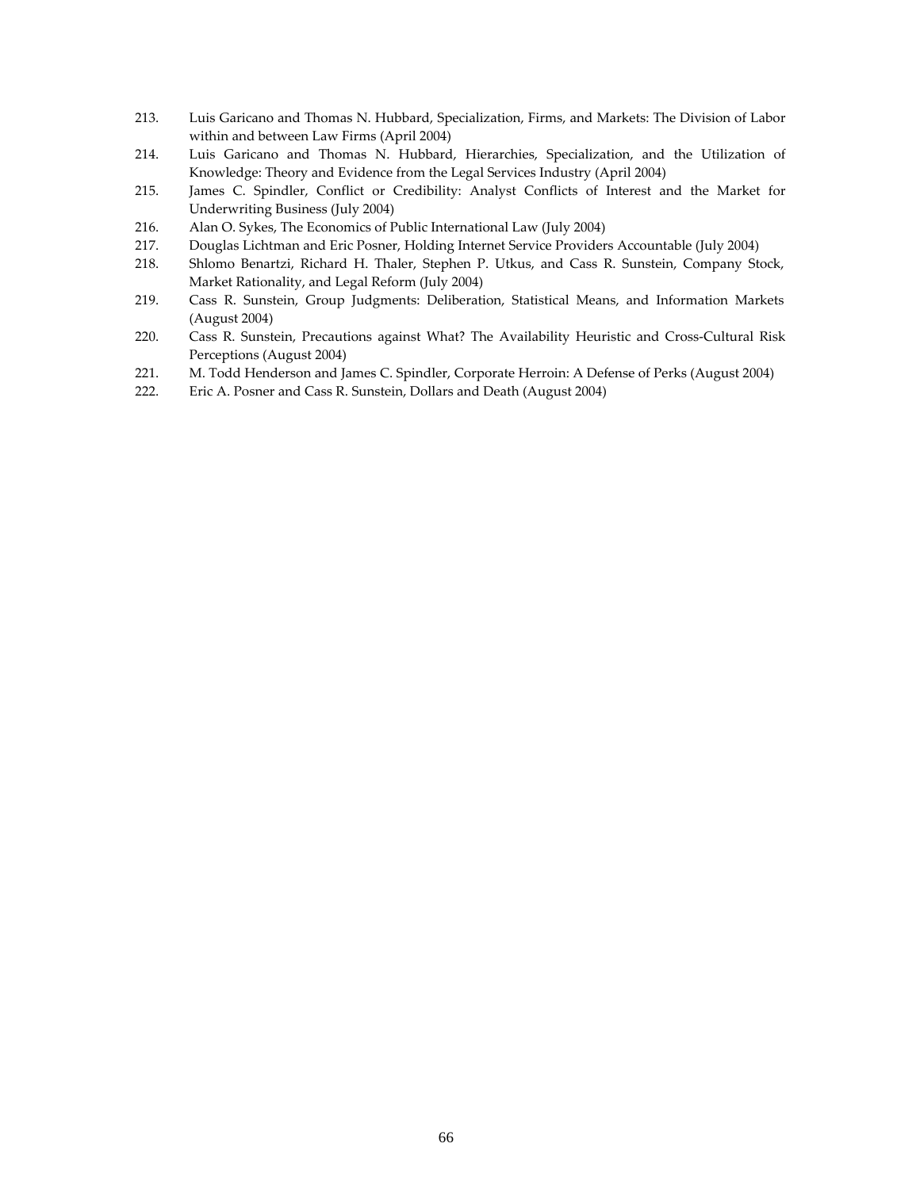213. Luis Garicano and Thomas N. Hubbard, Specialization, Firms, and Markets: The Division of Labor within and between Law Firms (April 2004)
214. Luis Garicano and Thomas N. Hubbard, Hierarchies, Specialization, and the Utilization of Knowledge: Theory and Evidence from the Legal Services Industry (April 2004)
215. James C. Spindler, Conflict or Credibility: Analyst Conflicts of Interest and the Market for Underwriting Business (July 2004)
216. Alan O. Sykes, The Economics of Public International Law (July 2004)
217. Douglas Lichtman and Eric Posner, Holding Internet Service Providers Accountable (July 2004)
218. Shlomo Benartzi, Richard H. Thaler, Stephen P. Utkus, and Cass R. Sunstein, Company Stock, Market Rationality, and Legal Reform (July 2004)
219. Cass R. Sunstein, Group Judgments: Deliberation, Statistical Means, and Information Markets (August 2004)
220. Cass R. Sunstein, Precautions against What? The Availability Heuristic and Cross-Cultural Risk Perceptions (August 2004)
221. M. Todd Henderson and James C. Spindler, Corporate Herroin: A Defense of Perks (August 2004)
222. Eric A. Posner and Cass R. Sunstein, Dollars and Death (August 2004)